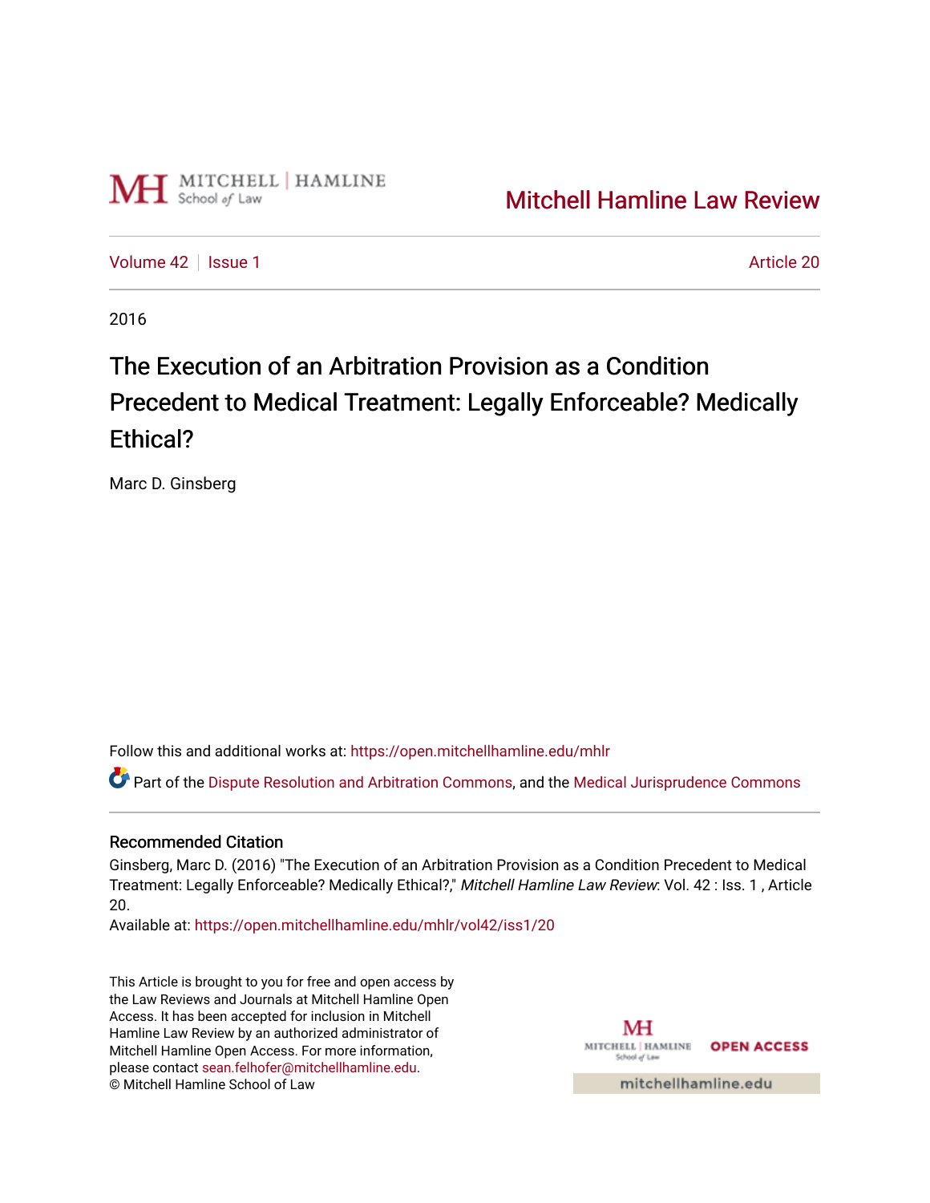Mitchell Hamline Law Review

Volume 42 | Issue 1 | Article 20

2016

# The Execution of an Arbitration Provision as a Condition Precedent to Medical Treatment: Legally Enforceable? Medically Ethical?

Marc D. Ginsberg

Follow this and additional works at: https://open.mitchellhamline.edu/mhlr

Part of the Dispute Resolution and Arbitration Commons, and the Medical Jurisprudence Commons

## Recommended Citation

Ginsberg, Marc D. (2016) "The Execution of an Arbitration Provision as a Condition Precedent to Medical Treatment: Legally Enforceable? Medically Ethical?," *Mitchell Hamline Law Review*: Vol. 42 : Iss. 1 , Article 20.

Available at: https://open.mitchellhamline.edu/mhlr/vol42/iss1/20

This Article is brought to you for free and open access by the Law Reviews and Journals at Mitchell Hamline Open Access. It has been accepted for inclusion in Mitchell Hamline Law Review by an authorized administrator of Mitchell Hamline Open Access. For more information, please contact sean.felhofer@mitchellhamline.edu.

© Mitchell Hamline School of Law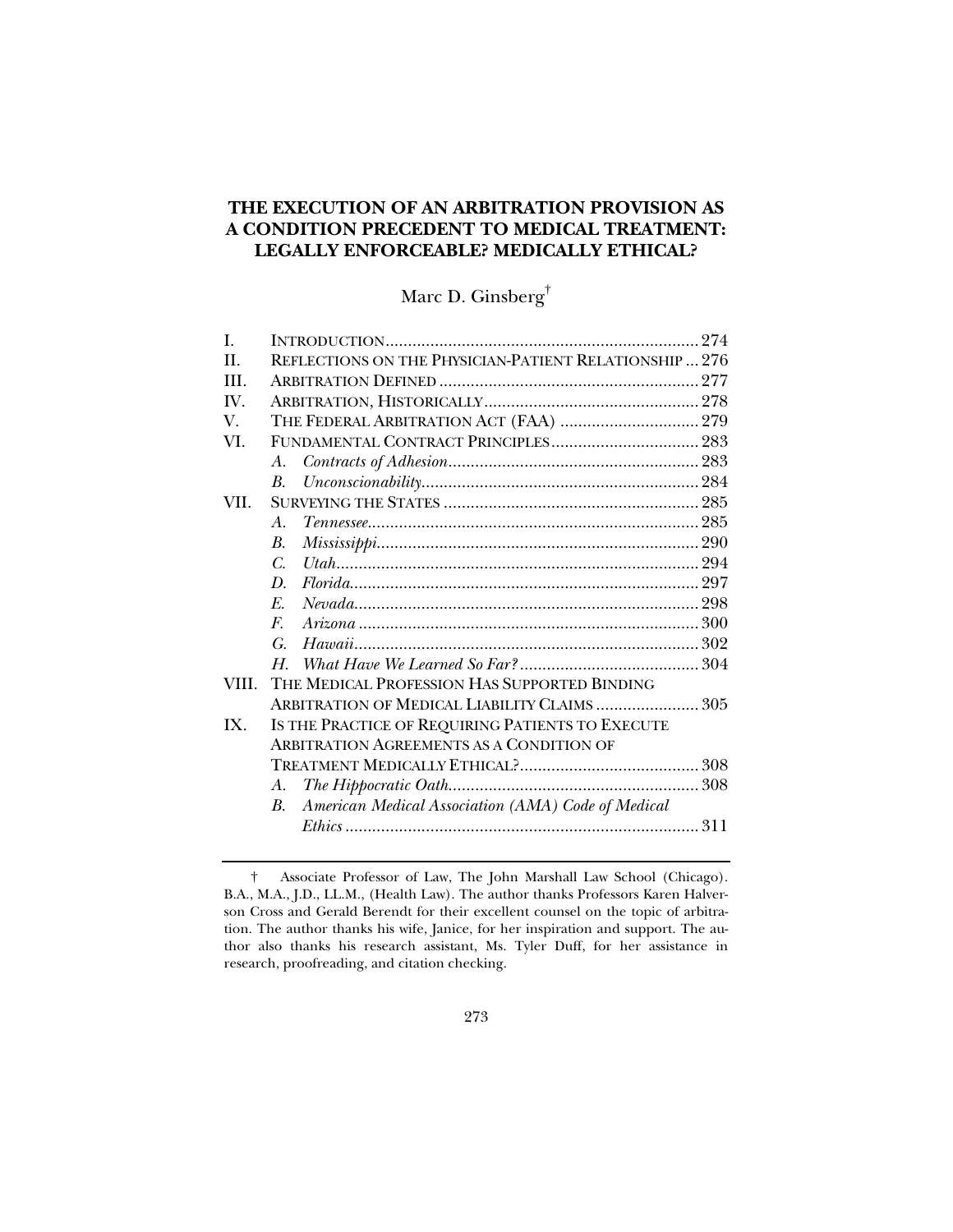# THE EXECUTION OF AN ARBITRATION PROVISION AS A CONDITION PRECEDENT TO MEDICAL TREATMENT: LEGALLY ENFORCEABLE? MEDICALLY ETHICAL?

Marc D. Ginsberg[†]

| | | |
|---|---|---|
| I. | INTRODUCTION | 274 |
| II. | REFLECTIONS ON THE PHYSICIAN-PATIENT RELATIONSHIP | 276 |
| III. | ARBITRATION DEFINED | 277 |
| IV. | ARBITRATION, HISTORICALLY | 278 |
| V. | THE FEDERAL ARBITRATION ACT (FAA) | 279 |
| VI. | FUNDAMENTAL CONTRACT PRINCIPLES | 283 |
| | *A. Contracts of Adhesion* | 283 |
| | *B. Unconscionability* | 284 |
| VII. | SURVEYING THE STATES | 285 |
| | *A. Tennessee* | 285 |
| | *B. Mississippi* | 290 |
| | *C. Utah* | 294 |
| | *D. Florida* | 297 |
| | *E. Nevada* | 298 |
| | *F. Arizona* | 300 |
| | *G. Hawaii* | 302 |
| | *H. What Have We Learned So Far?* | 304 |
| VIII. | THE MEDICAL PROFESSION HAS SUPPORTED BINDING ARBITRATION OF MEDICAL LIABILITY CLAIMS | 305 |
| IX. | IS THE PRACTICE OF REQUIRING PATIENTS TO EXECUTE ARBITRATION AGREEMENTS AS A CONDITION OF TREATMENT MEDICALLY ETHICAL? | 308 |
| | *A. The Hippocratic Oath* | 308 |
| | *B. American Medical Association (AMA) Code of Medical Ethics* | 311 |

---

† Associate Professor of Law, The John Marshall Law School (Chicago). B.A., M.A., J.D., LL.M., (Health Law). The author thanks Professors Karen Halverson Cross and Gerald Berendt for their excellent counsel on the topic of arbitration. The author thanks his wife, Janice, for her inspiration and support. The author also thanks his research assistant, Ms. Tyler Duff, for her assistance in research, proofreading, and citation checking.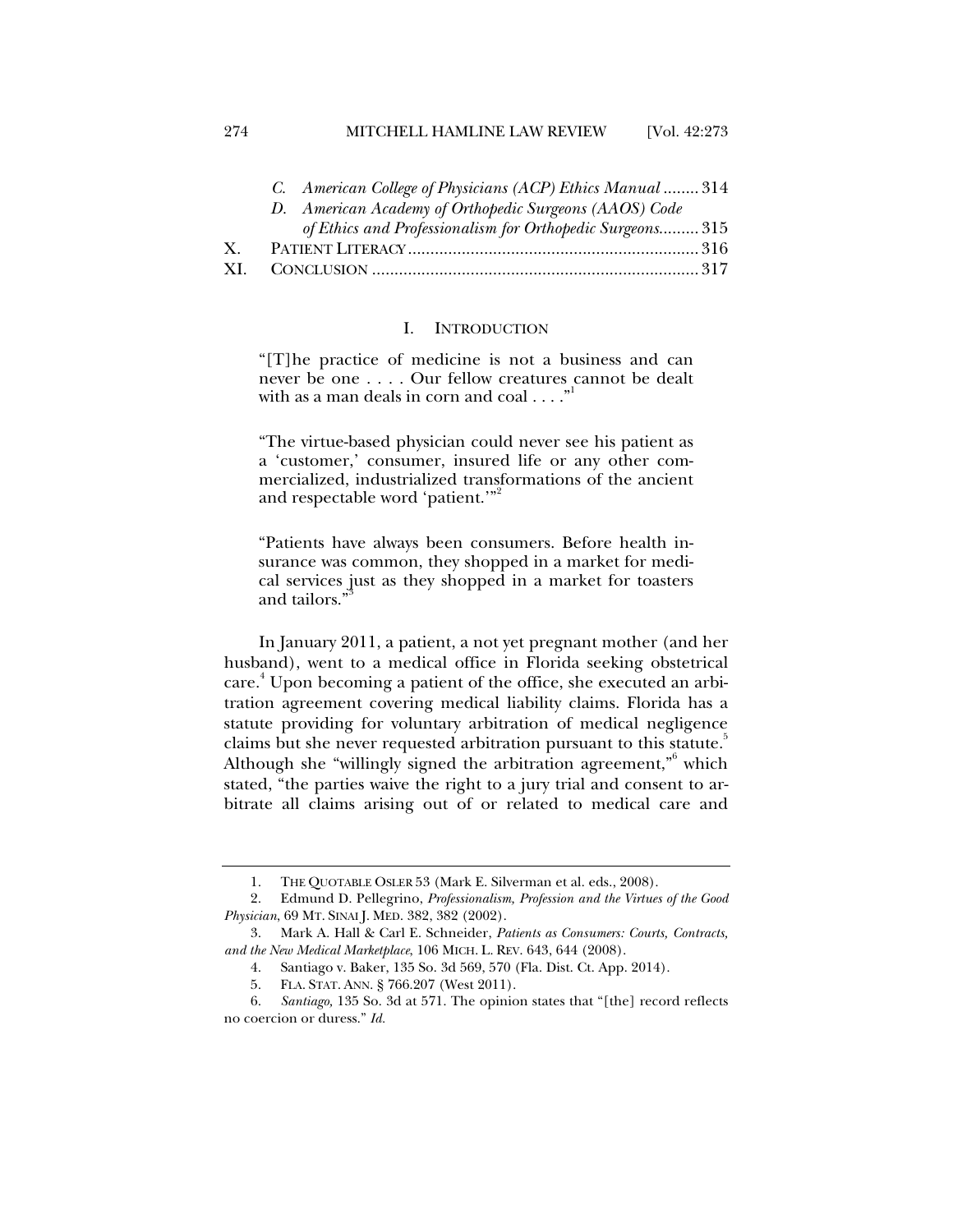C. *American College of Physicians (ACP) Ethics Manual* ........ 314
D. *American Academy of Orthopedic Surgeons (AAOS) Code of Ethics and Professionalism for Orthopedic Surgeons*......... 315

X. PATIENT LITERACY ................................................................. 316

XI. CONCLUSION ......................................................................... 317

## I. INTRODUCTION

> "[T]he practice of medicine is not a business and can never be one . . . . Our fellow creatures cannot be dealt with as a man deals in corn and coal . . . ."[1]

> "The virtue-based physician could never see his patient as a 'customer,' consumer, insured life or any other commercialized, industrialized transformations of the ancient and respectable word 'patient.'"[2]

> "Patients have always been consumers. Before health insurance was common, they shopped in a market for medical services just as they shopped in a market for toasters and tailors."[3]

In January 2011, a patient, a not yet pregnant mother (and her husband), went to a medical office in Florida seeking obstetrical care.[4] Upon becoming a patient of the office, she executed an arbitration agreement covering medical liability claims. Florida has a statute providing for voluntary arbitration of medical negligence claims but she never requested arbitration pursuant to this statute.[5] Although she "willingly signed the arbitration agreement,"[6] which stated, "the parties waive the right to a jury trial and consent to arbitrate all claims arising out of or related to medical care and

---

1. THE QUOTABLE OSLER 53 (Mark E. Silverman et al. eds., 2008).

2. Edmund D. Pellegrino, *Professionalism, Profession and the Virtues of the Good Physician*, 69 MT. SINAI J. MED. 382, 382 (2002).

3. Mark A. Hall & Carl E. Schneider, *Patients as Consumers: Courts, Contracts, and the New Medical Marketplace*, 106 MICH. L. REV. 643, 644 (2008).

4. Santiago v. Baker, 135 So. 3d 569, 570 (Fla. Dist. Ct. App. 2014).

5. FLA. STAT. ANN. § 766.207 (West 2011).

6. *Santiago*, 135 So. 3d at 571. The opinion states that "[the] record reflects no coercion or duress." *Id.*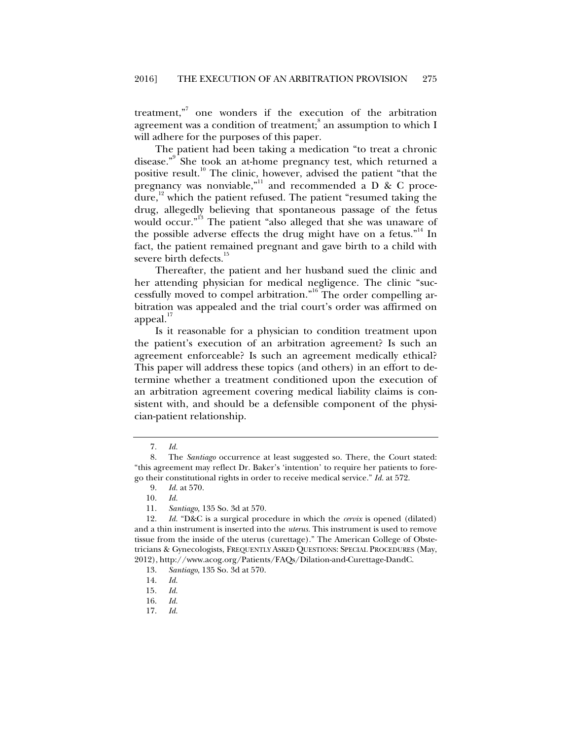treatment,"[7] one wonders if the execution of the arbitration agreement was a condition of treatment;[8] an assumption to which I will adhere for the purposes of this paper.

The patient had been taking a medication "to treat a chronic disease."[9] She took an at-home pregnancy test, which returned a positive result.[10] The clinic, however, advised the patient "that the pregnancy was nonviable,"[11] and recommended a D & C procedure,[12] which the patient refused. The patient "resumed taking the drug, allegedly believing that spontaneous passage of the fetus would occur."[13] The patient "also alleged that she was unaware of the possible adverse effects the drug might have on a fetus."[14] In fact, the patient remained pregnant and gave birth to a child with severe birth defects.[15]

Thereafter, the patient and her husband sued the clinic and her attending physician for medical negligence. The clinic "successfully moved to compel arbitration."[16] The order compelling arbitration was appealed and the trial court's order was affirmed on appeal.[17]

Is it reasonable for a physician to condition treatment upon the patient's execution of an arbitration agreement? Is such an agreement enforceable? Is such an agreement medically ethical? This paper will address these topics (and others) in an effort to determine whether a treatment conditioned upon the execution of an arbitration agreement covering medical liability claims is consistent with, and should be a defensible component of the physician-patient relationship.

---

7. *Id.*

8. The *Santiago* occurrence at least suggested so. There, the Court stated: "this agreement may reflect Dr. Baker's 'intention' to require her patients to forego their constitutional rights in order to receive medical service." *Id.* at 572.

9. *Id.* at 570.

10. *Id.*

11. *Santiago,* 135 So. 3d at 570.

12. *Id.* "D&C is a surgical procedure in which the *cervix* is opened (dilated) and a thin instrument is inserted into the *uterus*. This instrument is used to remove tissue from the inside of the uterus (curettage)." The American College of Obstetricians & Gynecologists, FREQUENTLY ASKED QUESTIONS: SPECIAL PROCEDURES (May, 2012), http://www.acog.org/Patients/FAQs/Dilation-and-Curettage-DandC.

13. *Santiago*, 135 So. 3d at 570.

14. *Id.*

15. *Id.*

16. *Id.*

17. *Id.*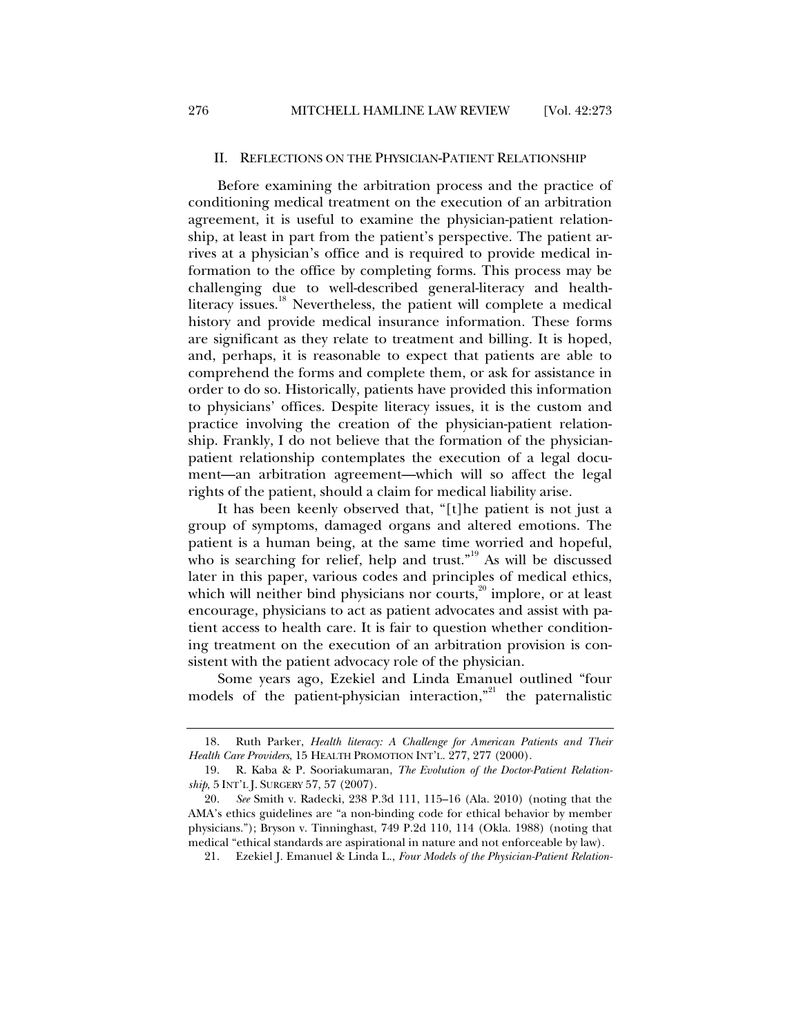## II. REFLECTIONS ON THE PHYSICIAN-PATIENT RELATIONSHIP

Before examining the arbitration process and the practice of conditioning medical treatment on the execution of an arbitration agreement, it is useful to examine the physician-patient relationship, at least in part from the patient's perspective. The patient arrives at a physician's office and is required to provide medical information to the office by completing forms. This process may be challenging due to well-described general-literacy and health-literacy issues.[18] Nevertheless, the patient will complete a medical history and provide medical insurance information. These forms are significant as they relate to treatment and billing. It is hoped, and, perhaps, it is reasonable to expect that patients are able to comprehend the forms and complete them, or ask for assistance in order to do so. Historically, patients have provided this information to physicians' offices. Despite literacy issues, it is the custom and practice involving the creation of the physician-patient relationship. Frankly, I do not believe that the formation of the physician-patient relationship contemplates the execution of a legal document—an arbitration agreement—which will so affect the legal rights of the patient, should a claim for medical liability arise.

It has been keenly observed that, "[t]he patient is not just a group of symptoms, damaged organs and altered emotions. The patient is a human being, at the same time worried and hopeful, who is searching for relief, help and trust."[19] As will be discussed later in this paper, various codes and principles of medical ethics, which will neither bind physicians nor courts,[20] implore, or at least encourage, physicians to act as patient advocates and assist with patient access to health care. It is fair to question whether conditioning treatment on the execution of an arbitration provision is consistent with the patient advocacy role of the physician.

Some years ago, Ezekiel and Linda Emanuel outlined "four models of the patient-physician interaction,"[21] the paternalistic

---

18. Ruth Parker, *Health literacy: A Challenge for American Patients and Their Health Care Providers*, 15 HEALTH PROMOTION INT'L. 277, 277 (2000).

19. R. Kaba & P. Sooriakumaran, *The Evolution of the Doctor-Patient Relationship*, 5 INT'L J. SURGERY 57, 57 (2007).

20. *See* Smith v. Radecki, 238 P.3d 111, 115–16 (Ala. 2010) (noting that the AMA's ethics guidelines are "a non-binding code for ethical behavior by member physicians."); Bryson v. Tinninghast, 749 P.2d 110, 114 (Okla. 1988) (noting that medical "ethical standards are aspirational in nature and not enforceable by law).

21. Ezekiel J. Emanuel & Linda L., *Four Models of the Physician-Patient Relation-*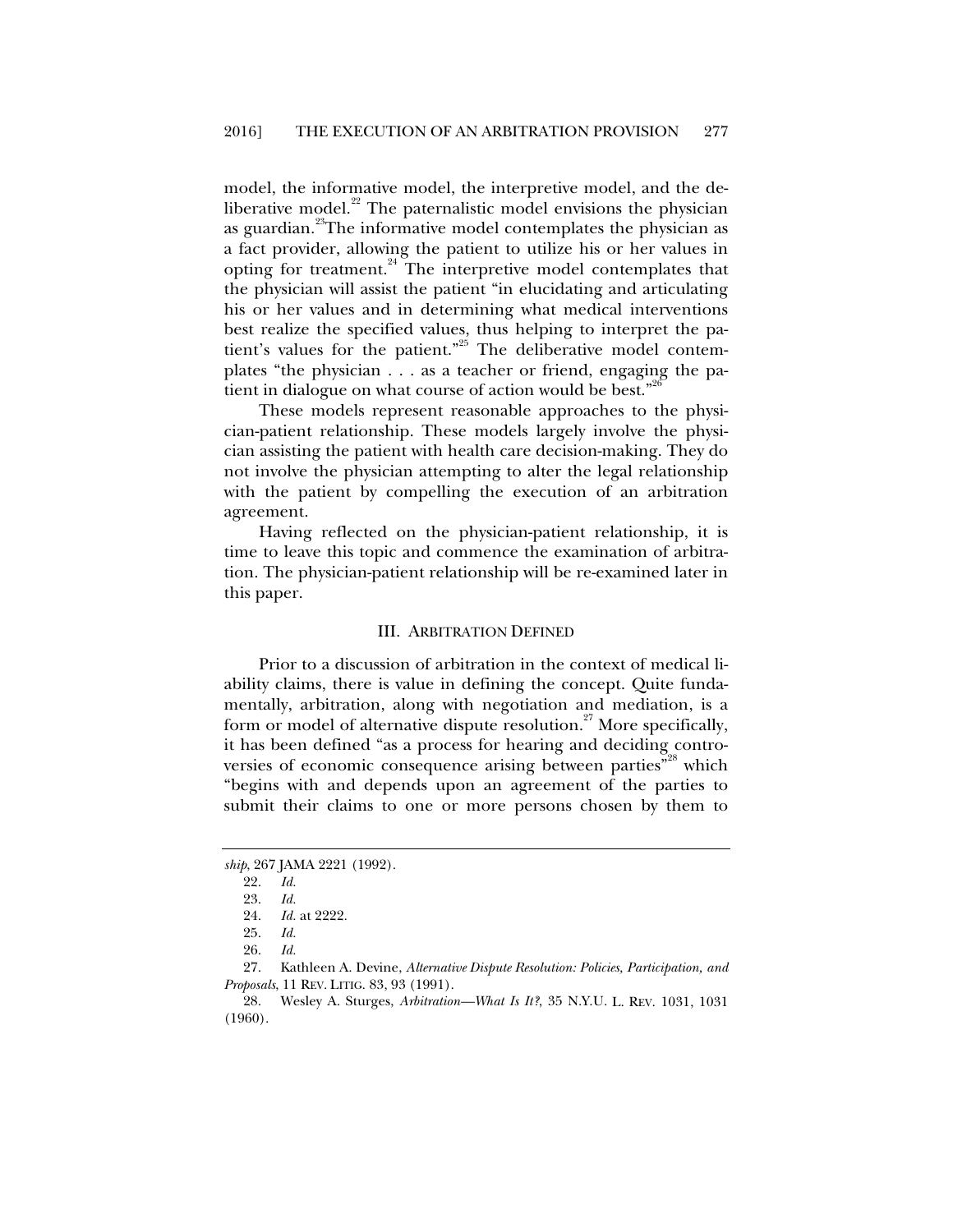model, the informative model, the interpretive model, and the deliberative model.[22] The paternalistic model envisions the physician as guardian.[23] The informative model contemplates the physician as a fact provider, allowing the patient to utilize his or her values in opting for treatment.[24] The interpretive model contemplates that the physician will assist the patient "in elucidating and articulating his or her values and in determining what medical interventions best realize the specified values, thus helping to interpret the patient's values for the patient."[25] The deliberative model contemplates "the physician . . . as a teacher or friend, engaging the patient in dialogue on what course of action would be best."[26]

These models represent reasonable approaches to the physician-patient relationship. These models largely involve the physician assisting the patient with health care decision-making. They do not involve the physician attempting to alter the legal relationship with the patient by compelling the execution of an arbitration agreement.

Having reflected on the physician-patient relationship, it is time to leave this topic and commence the examination of arbitration. The physician-patient relationship will be re-examined later in this paper.

## III. ARBITRATION DEFINED

Prior to a discussion of arbitration in the context of medical liability claims, there is value in defining the concept. Quite fundamentally, arbitration, along with negotiation and mediation, is a form or model of alternative dispute resolution.[27] More specifically, it has been defined "as a process for hearing and deciding controversies of economic consequence arising between parties"[28] which "begins with and depends upon an agreement of the parties to submit their claims to one or more persons chosen by them to

---

*ship*, 267 JAMA 2221 (1992).

22. *Id.*

23. *Id.*

24. *Id.* at 2222.

25. *Id.*

26. *Id.*

27. Kathleen A. Devine, *Alternative Dispute Resolution: Policies, Participation, and Proposals*, 11 REV. LITIG. 83, 93 (1991).

28. Wesley A. Sturges, *Arbitration—What Is It?*, 35 N.Y.U. L. REV. 1031, 1031 (1960).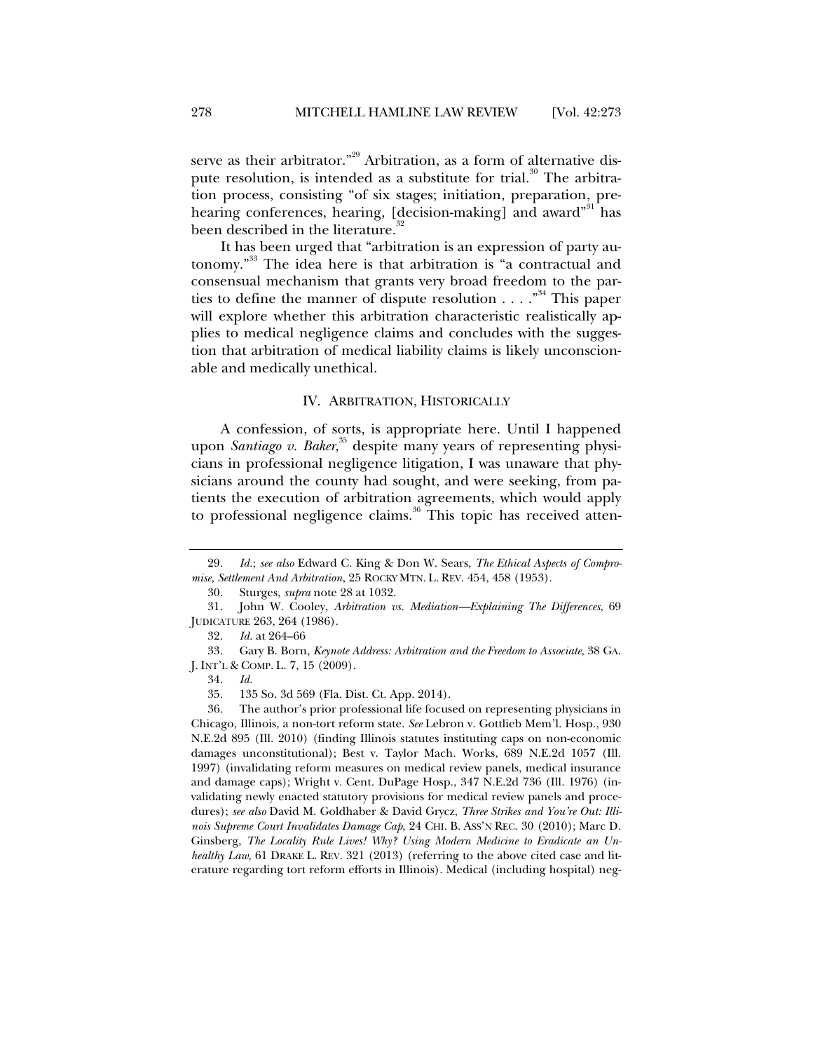serve as their arbitrator."[29] Arbitration, as a form of alternative dispute resolution, is intended as a substitute for trial.[30] The arbitration process, consisting "of six stages; initiation, preparation, prehearing conferences, hearing, [decision-making] and award"[31] has been described in the literature.[32]

It has been urged that "arbitration is an expression of party autonomy."[33] The idea here is that arbitration is "a contractual and consensual mechanism that grants very broad freedom to the parties to define the manner of dispute resolution . . . ."[34] This paper will explore whether this arbitration characteristic realistically applies to medical negligence claims and concludes with the suggestion that arbitration of medical liability claims is likely unconscionable and medically unethical.

## IV. ARBITRATION, HISTORICALLY

A confession, of sorts, is appropriate here. Until I happened upon *Santiago v. Baker*,[35] despite many years of representing physicians in professional negligence litigation, I was unaware that physicians around the county had sought, and were seeking, from patients the execution of arbitration agreements, which would apply to professional negligence claims.[36] This topic has received atten-

---

29. *Id.*; *see also* Edward C. King & Don W. Sears, *The Ethical Aspects of Compromise, Settlement And Arbitration*, 25 ROCKY MTN. L. REV. 454, 458 (1953).

30. Sturges, *supra* note 28 at 1032.

31. John W. Cooley, *Arbitration vs. Mediation—Explaining The Differences*, 69 JUDICATURE 263, 264 (1986).

32. *Id.* at 264–66

33. Gary B. Born, *Keynote Address: Arbitration and the Freedom to Associate*, 38 GA. J. INT'L & COMP. L. 7, 15 (2009).

34. *Id.*

35. 135 So. 3d 569 (Fla. Dist. Ct. App. 2014).

36. The author's prior professional life focused on representing physicians in Chicago, Illinois, a non-tort reform state. *See* Lebron v. Gottlieb Mem'l. Hosp., 930 N.E.2d 895 (Ill. 2010) (finding Illinois statutes instituting caps on non-economic damages unconstitutional); Best v. Taylor Mach. Works, 689 N.E.2d 1057 (Ill. 1997) (invalidating reform measures on medical review panels, medical insurance and damage caps); Wright v. Cent. DuPage Hosp., 347 N.E.2d 736 (Ill. 1976) (invalidating newly enacted statutory provisions for medical review panels and procedures); *see also* David M. Goldhaber & David Grycz, *Three Strikes and You're Out: Illinois Supreme Court Invalidates Damage Cap*, 24 CHI. B. ASS'N REC. 30 (2010); Marc D. Ginsberg, *The Locality Rule Lives! Why? Using Modern Medicine to Eradicate an Unhealthy Law*, 61 DRAKE L. REV. 321 (2013) (referring to the above cited case and literature regarding tort reform efforts in Illinois). Medical (including hospital) neg-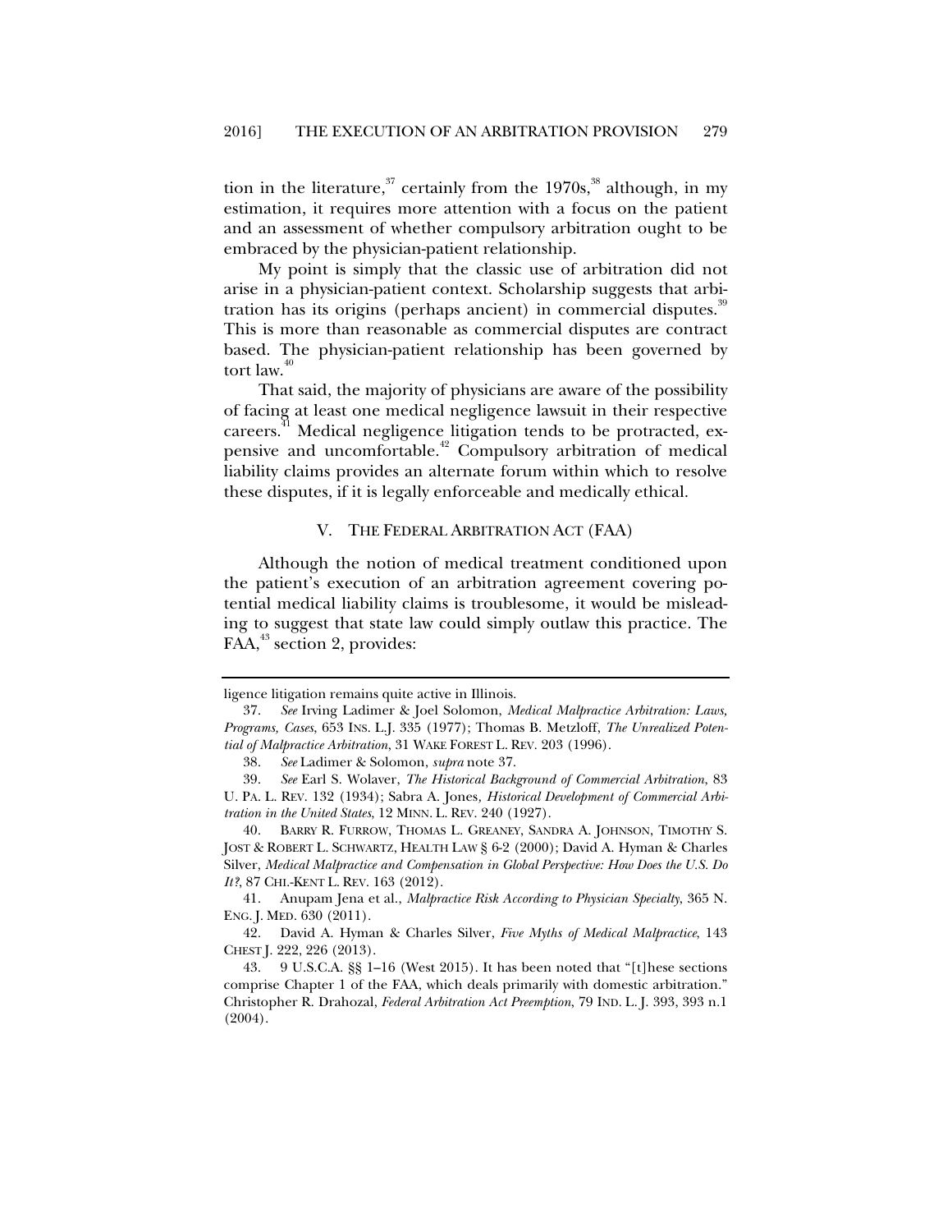tion in the literature,[37] certainly from the 1970s,[38] although, in my estimation, it requires more attention with a focus on the patient and an assessment of whether compulsory arbitration ought to be embraced by the physician-patient relationship.

My point is simply that the classic use of arbitration did not arise in a physician-patient context. Scholarship suggests that arbitration has its origins (perhaps ancient) in commercial disputes.[39] This is more than reasonable as commercial disputes are contract based. The physician-patient relationship has been governed by tort law.[40]

That said, the majority of physicians are aware of the possibility of facing at least one medical negligence lawsuit in their respective careers.[41] Medical negligence litigation tends to be protracted, expensive and uncomfortable.[42] Compulsory arbitration of medical liability claims provides an alternate forum within which to resolve these disputes, if it is legally enforceable and medically ethical.

## V. THE FEDERAL ARBITRATION ACT (FAA)

Although the notion of medical treatment conditioned upon the patient's execution of an arbitration agreement covering potential medical liability claims is troublesome, it would be misleading to suggest that state law could simply outlaw this practice. The FAA,[43] section 2, provides:

---

ligence litigation remains quite active in Illinois.

37. *See* Irving Ladimer & Joel Solomon, *Medical Malpractice Arbitration: Laws, Programs, Cases*, 653 INS. L.J. 335 (1977); Thomas B. Metzloff, *The Unrealized Potential of Malpractice Arbitration*, 31 WAKE FOREST L. REV. 203 (1996).

38. *See* Ladimer & Solomon, *supra* note 37.

39. *See* Earl S. Wolaver, *The Historical Background of Commercial Arbitration*, 83 U. PA. L. REV. 132 (1934); Sabra A. Jones, *Historical Development of Commercial Arbitration in the United States*, 12 MINN. L. REV. 240 (1927).

40. BARRY R. FURROW, THOMAS L. GREANEY, SANDRA A. JOHNSON, TIMOTHY S. JOST & ROBERT L. SCHWARTZ, HEALTH LAW § 6-2 (2000); David A. Hyman & Charles Silver, *Medical Malpractice and Compensation in Global Perspective: How Does the U.S. Do It?*, 87 CHI.-KENT L. REV. 163 (2012).

41. Anupam Jena et al., *Malpractice Risk According to Physician Specialty*, 365 N. ENG. J. MED. 630 (2011).

42. David A. Hyman & Charles Silver, *Five Myths of Medical Malpractice*, 143 CHEST J. 222, 226 (2013).

43. 9 U.S.C.A. §§ 1–16 (West 2015). It has been noted that "[t]hese sections comprise Chapter 1 of the FAA, which deals primarily with domestic arbitration." Christopher R. Drahozal, *Federal Arbitration Act Preemption*, 79 IND. L. J. 393, 393 n.1 (2004).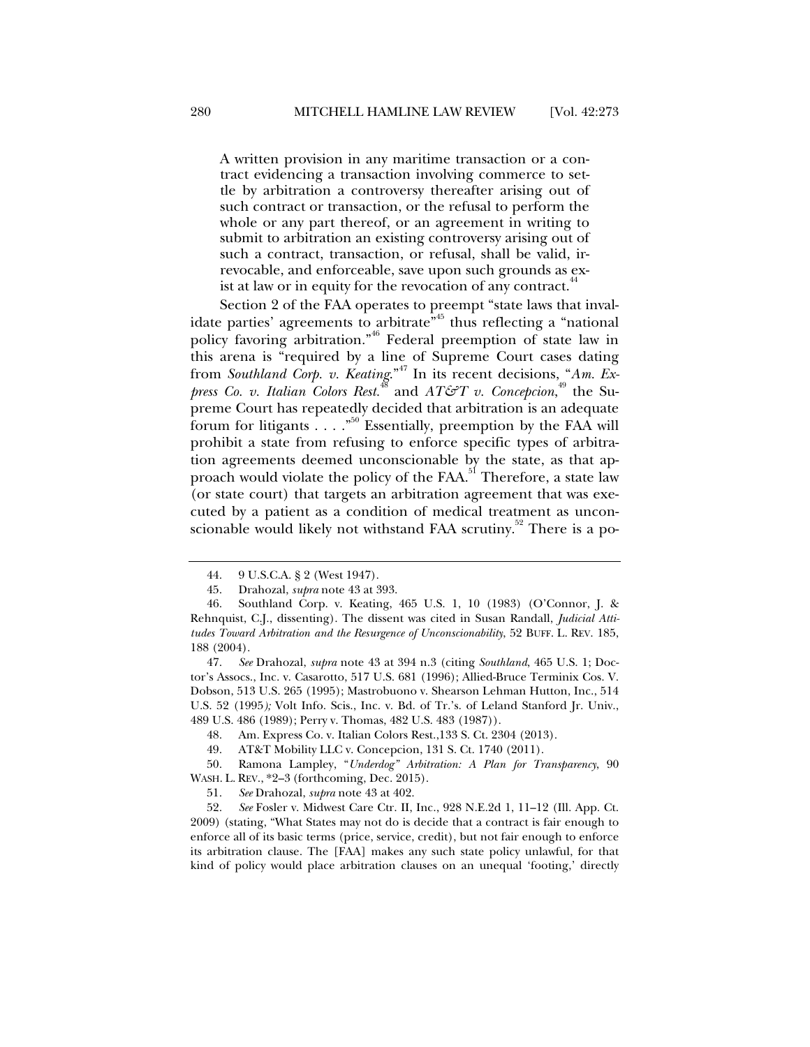> A written provision in any maritime transaction or a contract evidencing a transaction involving commerce to settle by arbitration a controversy thereafter arising out of such contract or transaction, or the refusal to perform the whole or any part thereof, or an agreement in writing to submit to arbitration an existing controversy arising out of such a contract, transaction, or refusal, shall be valid, irrevocable, and enforceable, save upon such grounds as exist at law or in equity for the revocation of any contract.[44]

Section 2 of the FAA operates to preempt "state laws that invalidate parties' agreements to arbitrate"[45] thus reflecting a "national policy favoring arbitration."[46] Federal preemption of state law in this arena is "required by a line of Supreme Court cases dating from *Southland Corp. v. Keating*."[47] In its recent decisions, "*Am. Express Co. v. Italian Colors Rest.*[48] and *AT&T v. Concepcion*,[49] the Supreme Court has repeatedly decided that arbitration is an adequate forum for litigants . . . ."[50] Essentially, preemption by the FAA will prohibit a state from refusing to enforce specific types of arbitration agreements deemed unconscionable by the state, as that approach would violate the policy of the FAA.[51] Therefore, a state law (or state court) that targets an arbitration agreement that was executed by a patient as a condition of medical treatment as unconscionable would likely not withstand FAA scrutiny.[52] There is a po-

---

44. 9 U.S.C.A. § 2 (West 1947).

45. Drahozal, *supra* note 43 at 393.

46. Southland Corp. v. Keating, 465 U.S. 1, 10 (1983) (O'Connor, J. & Rehnquist, C.J., dissenting). The dissent was cited in Susan Randall, *Judicial Attitudes Toward Arbitration and the Resurgence of Unconscionability*, 52 BUFF. L. REV. 185, 188 (2004).

47. *See* Drahozal, *supra* note 43 at 394 n.3 (citing *Southland*, 465 U.S. 1; Doctor's Assocs., Inc. v. Casarotto, 517 U.S. 681 (1996); Allied-Bruce Terminix Cos. V. Dobson, 513 U.S. 265 (1995); Mastrobuono v. Shearson Lehman Hutton, Inc., 514 U.S. 52 (1995*);* Volt Info. Scis., Inc. v. Bd. of Tr.'s. of Leland Stanford Jr. Univ., 489 U.S. 486 (1989); Perry v. Thomas, 482 U.S. 483 (1987)).

48. Am. Express Co. v. Italian Colors Rest.,133 S. Ct. 2304 (2013).

49. AT&T Mobility LLC v. Concepcion, 131 S. Ct. 1740 (2011).

50. Ramona Lampley, "*Underdog" Arbitration: A Plan for Transparency*, 90 WASH. L. REV., *2–3 (forthcoming, Dec. 2015).

51. *See* Drahozal, *supra* note 43 at 402.

52. *See* Fosler v. Midwest Care Ctr. II, Inc., 928 N.E.2d 1, 11–12 (Ill. App. Ct. 2009) (stating, "What States may not do is decide that a contract is fair enough to enforce all of its basic terms (price, service, credit), but not fair enough to enforce its arbitration clause. The [FAA] makes any such state policy unlawful, for that kind of policy would place arbitration clauses on an unequal 'footing,' directly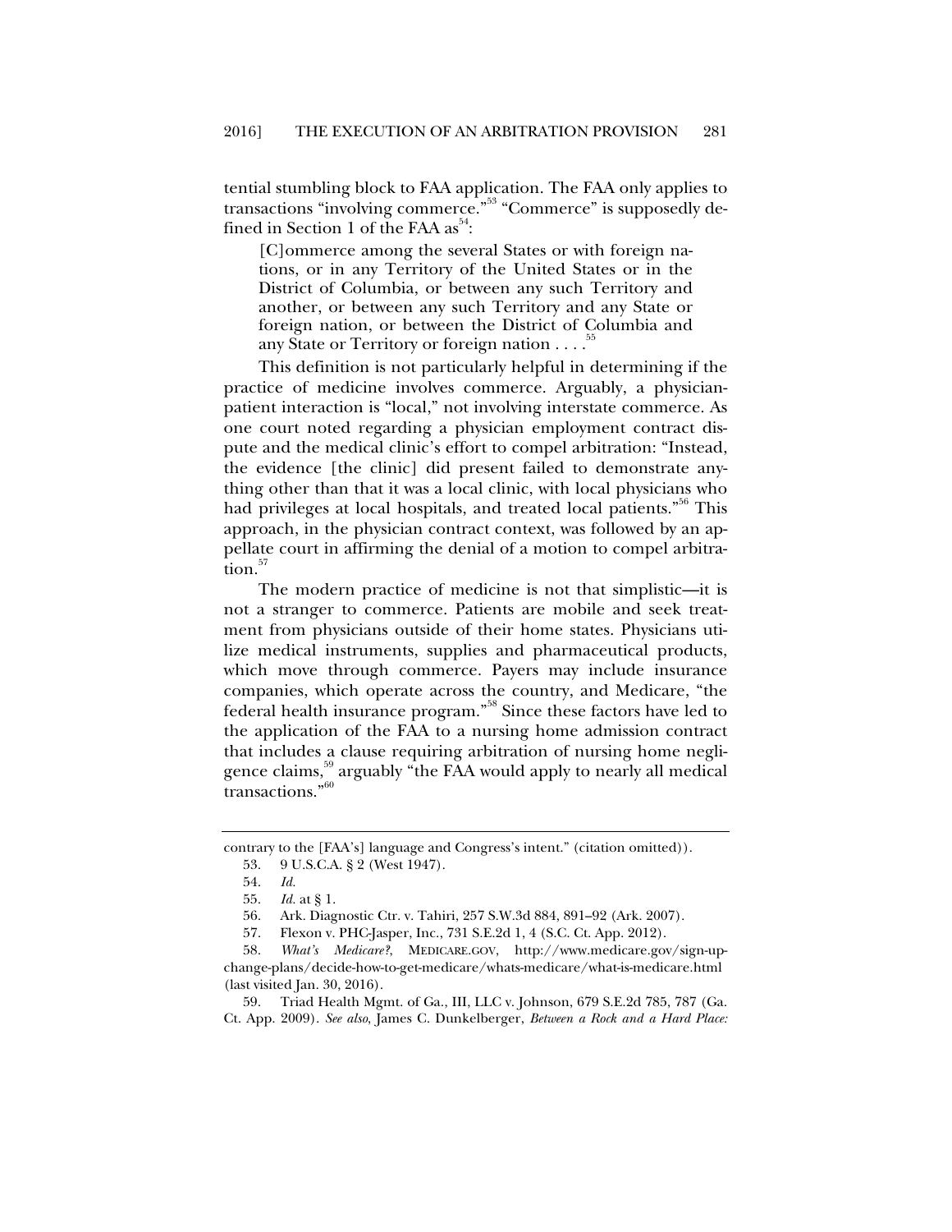tential stumbling block to FAA application. The FAA only applies to transactions "involving commerce."[53] "Commerce" is supposedly defined in Section 1 of the FAA as[54]:

> [C]ommerce among the several States or with foreign nations, or in any Territory of the United States or in the District of Columbia, or between any such Territory and another, or between any such Territory and any State or foreign nation, or between the District of Columbia and any State or Territory or foreign nation . . . .[55]

This definition is not particularly helpful in determining if the practice of medicine involves commerce. Arguably, a physician-patient interaction is "local," not involving interstate commerce. As one court noted regarding a physician employment contract dispute and the medical clinic's effort to compel arbitration: "Instead, the evidence [the clinic] did present failed to demonstrate anything other than that it was a local clinic, with local physicians who had privileges at local hospitals, and treated local patients."[56] This approach, in the physician contract context, was followed by an appellate court in affirming the denial of a motion to compel arbitration.[57]

The modern practice of medicine is not that simplistic—it is not a stranger to commerce. Patients are mobile and seek treatment from physicians outside of their home states. Physicians utilize medical instruments, supplies and pharmaceutical products, which move through commerce. Payers may include insurance companies, which operate across the country, and Medicare, "the federal health insurance program."[58] Since these factors have led to the application of the FAA to a nursing home admission contract that includes a clause requiring arbitration of nursing home negligence claims,[59] arguably "the FAA would apply to nearly all medical transactions."[60]

---

contrary to the [FAA's] language and Congress's intent." (citation omitted)).

53. 9 U.S.C.A. § 2 (West 1947).

54. *Id.*

55. *Id.* at § 1.

56. Ark. Diagnostic Ctr. v. Tahiri, 257 S.W.3d 884, 891–92 (Ark. 2007).

57. Flexon v. PHC-Jasper, Inc., 731 S.E.2d 1, 4 (S.C. Ct. App. 2012).

58. *What's Medicare?*, MEDICARE.GOV, http://www.medicare.gov/sign-up-change-plans/decide-how-to-get-medicare/whats-medicare/what-is-medicare.html (last visited Jan. 30, 2016).

59. Triad Health Mgmt. of Ga., III, LLC v. Johnson, 679 S.E.2d 785, 787 (Ga. Ct. App. 2009). *See also*, James C. Dunkelberger, *Between a Rock and a Hard Place:*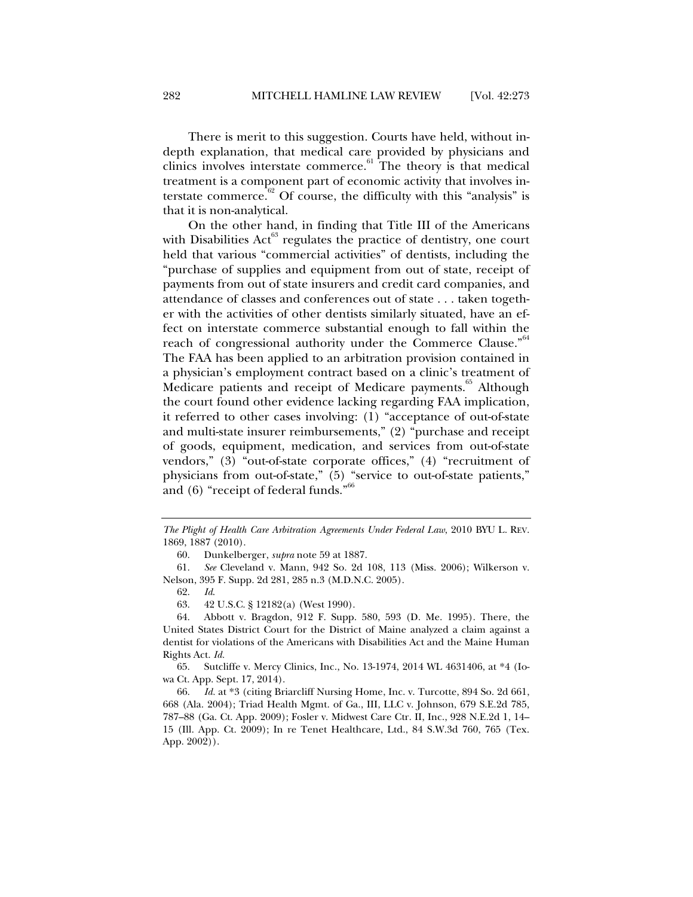There is merit to this suggestion. Courts have held, without in-depth explanation, that medical care provided by physicians and clinics involves interstate commerce.[61] The theory is that medical treatment is a component part of economic activity that involves interstate commerce.[62] Of course, the difficulty with this "analysis" is that it is non-analytical.

On the other hand, in finding that Title III of the Americans with Disabilities Act[63] regulates the practice of dentistry, one court held that various "commercial activities" of dentists, including the "purchase of supplies and equipment from out of state, receipt of payments from out of state insurers and credit card companies, and attendance of classes and conferences out of state . . . taken together with the activities of other dentists similarly situated, have an effect on interstate commerce substantial enough to fall within the reach of congressional authority under the Commerce Clause."[64] The FAA has been applied to an arbitration provision contained in a physician's employment contract based on a clinic's treatment of Medicare patients and receipt of Medicare payments.[65] Although the court found other evidence lacking regarding FAA implication, it referred to other cases involving: (1) "acceptance of out-of-state and multi-state insurer reimbursements," (2) "purchase and receipt of goods, equipment, medication, and services from out-of-state vendors," (3) "out-of-state corporate offices," (4) "recruitment of physicians from out-of-state," (5) "service to out-of-state patients," and (6) "receipt of federal funds."[66]

---

*The Plight of Health Care Arbitration Agreements Under Federal Law*, 2010 BYU L. REV. 1869, 1887 (2010).

60. Dunkelberger, *supra* note 59 at 1887.

61. *See* Cleveland v. Mann, 942 So. 2d 108, 113 (Miss. 2006); Wilkerson v. Nelson, 395 F. Supp. 2d 281, 285 n.3 (M.D.N.C. 2005).

62. *Id.*

63. 42 U.S.C. § 12182(a) (West 1990).

64. Abbott v. Bragdon, 912 F. Supp. 580, 593 (D. Me. 1995). There, the United States District Court for the District of Maine analyzed a claim against a dentist for violations of the Americans with Disabilities Act and the Maine Human Rights Act. *Id.*

65. Sutcliffe v. Mercy Clinics, Inc., No. 13-1974, 2014 WL 4631406, at *4 (Iowa Ct. App. Sept. 17, 2014).

66. *Id.* at *3 (citing Briarcliff Nursing Home, Inc. v. Turcotte, 894 So. 2d 661, 668 (Ala. 2004); Triad Health Mgmt. of Ga., III, LLC v. Johnson, 679 S.E.2d 785, 787–88 (Ga. Ct. App. 2009); Fosler v. Midwest Care Ctr. II, Inc., 928 N.E.2d 1, 14–15 (Ill. App. Ct. 2009); In re Tenet Healthcare, Ltd., 84 S.W.3d 760, 765 (Tex. App. 2002)).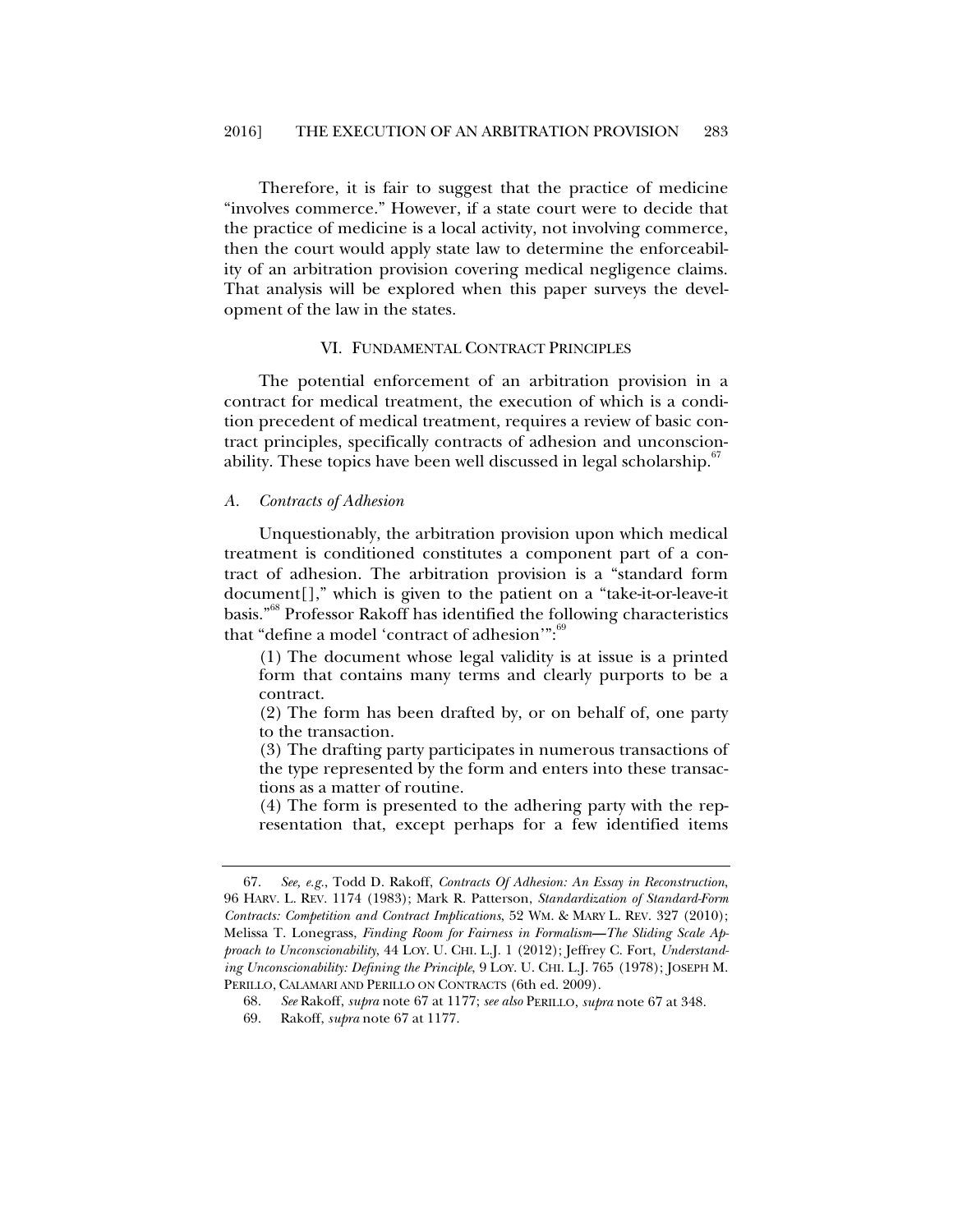Therefore, it is fair to suggest that the practice of medicine "involves commerce." However, if a state court were to decide that the practice of medicine is a local activity, not involving commerce, then the court would apply state law to determine the enforceability of an arbitration provision covering medical negligence claims. That analysis will be explored when this paper surveys the development of the law in the states.

## VI. FUNDAMENTAL CONTRACT PRINCIPLES

The potential enforcement of an arbitration provision in a contract for medical treatment, the execution of which is a condition precedent of medical treatment, requires a review of basic contract principles, specifically contracts of adhesion and unconscionability. These topics have been well discussed in legal scholarship.[67]

### *A. Contracts of Adhesion*

Unquestionably, the arbitration provision upon which medical treatment is conditioned constitutes a component part of a contract of adhesion. The arbitration provision is a "standard form document[]," which is given to the patient on a "take-it-or-leave-it basis."[68] Professor Rakoff has identified the following characteristics that "define a model 'contract of adhesion'":[69]

> (1) The document whose legal validity is at issue is a printed form that contains many terms and clearly purports to be a contract.
>
> (2) The form has been drafted by, or on behalf of, one party to the transaction.
>
> (3) The drafting party participates in numerous transactions of the type represented by the form and enters into these transactions as a matter of routine.
>
> (4) The form is presented to the adhering party with the representation that, except perhaps for a few identified items

---

67. *See, e.g.*, Todd D. Rakoff, *Contracts Of Adhesion: An Essay in Reconstruction*, 96 HARV. L. REV. 1174 (1983); Mark R. Patterson, *Standardization of Standard-Form Contracts: Competition and Contract Implications*, 52 WM. & MARY L. REV. 327 (2010); Melissa T. Lonegrass, *Finding Room for Fairness in Formalism—The Sliding Scale Approach to Unconscionability*, 44 LOY. U. CHI. L.J. 1 (2012); Jeffrey C. Fort, *Understanding Unconscionability: Defining the Principle*, 9 LOY. U. CHI. L.J. 765 (1978); JOSEPH M. PERILLO, CALAMARI AND PERILLO ON CONTRACTS (6th ed. 2009).

68. *See* Rakoff, *supra* note 67 at 1177; *see also* PERILLO, *supra* note 67 at 348.

69. Rakoff, *supra* note 67 at 1177.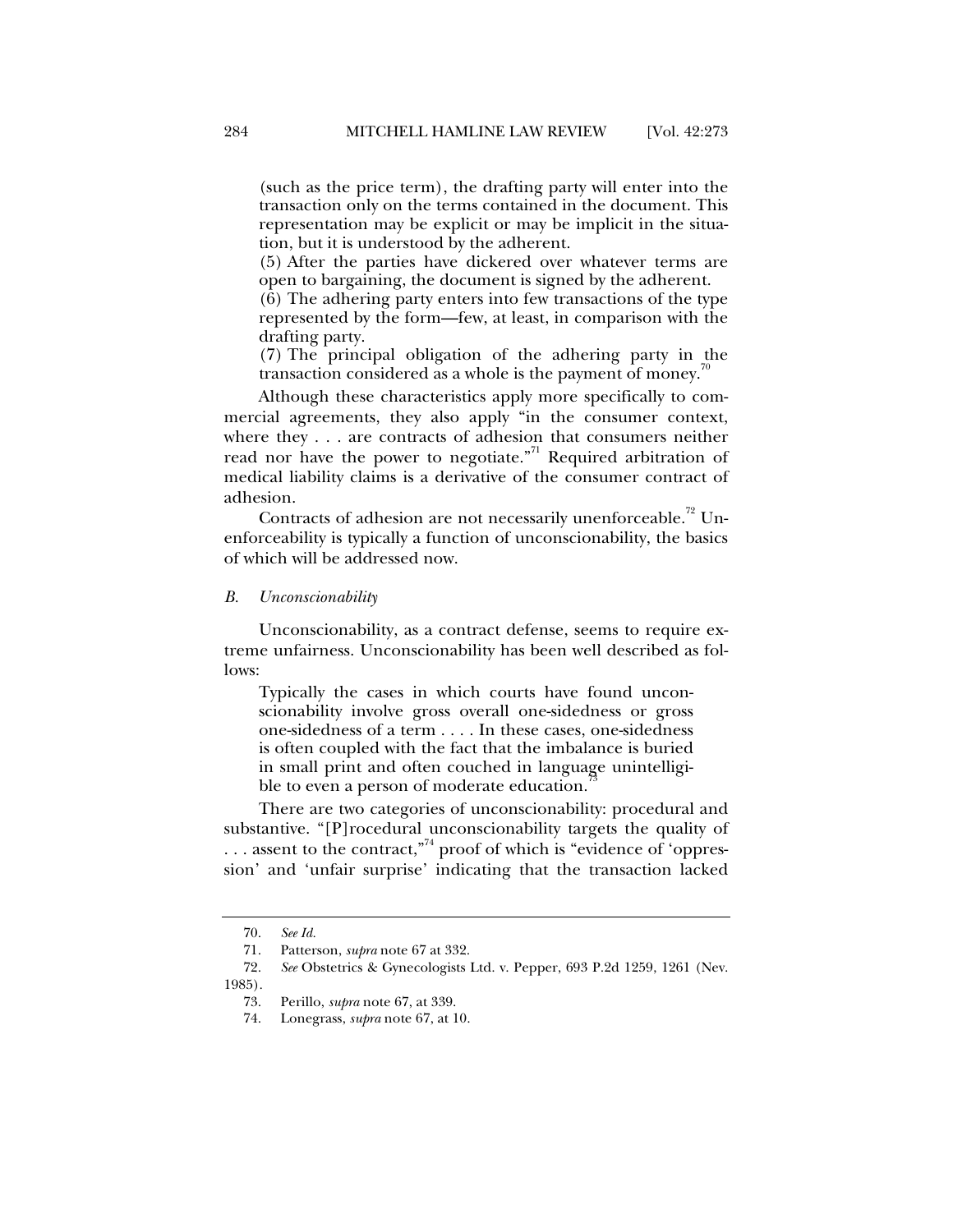(such as the price term), the drafting party will enter into the transaction only on the terms contained in the document. This representation may be explicit or may be implicit in the situation, but it is understood by the adherent.

(5) After the parties have dickered over whatever terms are open to bargaining, the document is signed by the adherent.

(6) The adhering party enters into few transactions of the type represented by the form—few, at least, in comparison with the drafting party.

(7) The principal obligation of the adhering party in the transaction considered as a whole is the payment of money.[70]

Although these characteristics apply more specifically to commercial agreements, they also apply "in the consumer context, where they . . . are contracts of adhesion that consumers neither read nor have the power to negotiate."[71] Required arbitration of medical liability claims is a derivative of the consumer contract of adhesion.

Contracts of adhesion are not necessarily unenforceable.[72] Unenforceability is typically a function of unconscionability, the basics of which will be addressed now.

### *B. Unconscionability*

Unconscionability, as a contract defense, seems to require extreme unfairness. Unconscionability has been well described as follows:

> Typically the cases in which courts have found unconscionability involve gross overall one-sidedness or gross one-sidedness of a term . . . . In these cases, one-sidedness is often coupled with the fact that the imbalance is buried in small print and often couched in language unintelligible to even a person of moderate education.[73]

There are two categories of unconscionability: procedural and substantive. "[P]rocedural unconscionability targets the quality of . . . assent to the contract,"[74] proof of which is "evidence of 'oppression' and 'unfair surprise' indicating that the transaction lacked

---

70. *See Id.*

71. Patterson, *supra* note 67 at 332.

72. *See* Obstetrics & Gynecologists Ltd. v. Pepper, 693 P.2d 1259, 1261 (Nev. 1985).

73. Perillo, *supra* note 67, at 339.

74. Lonegrass, *supra* note 67, at 10.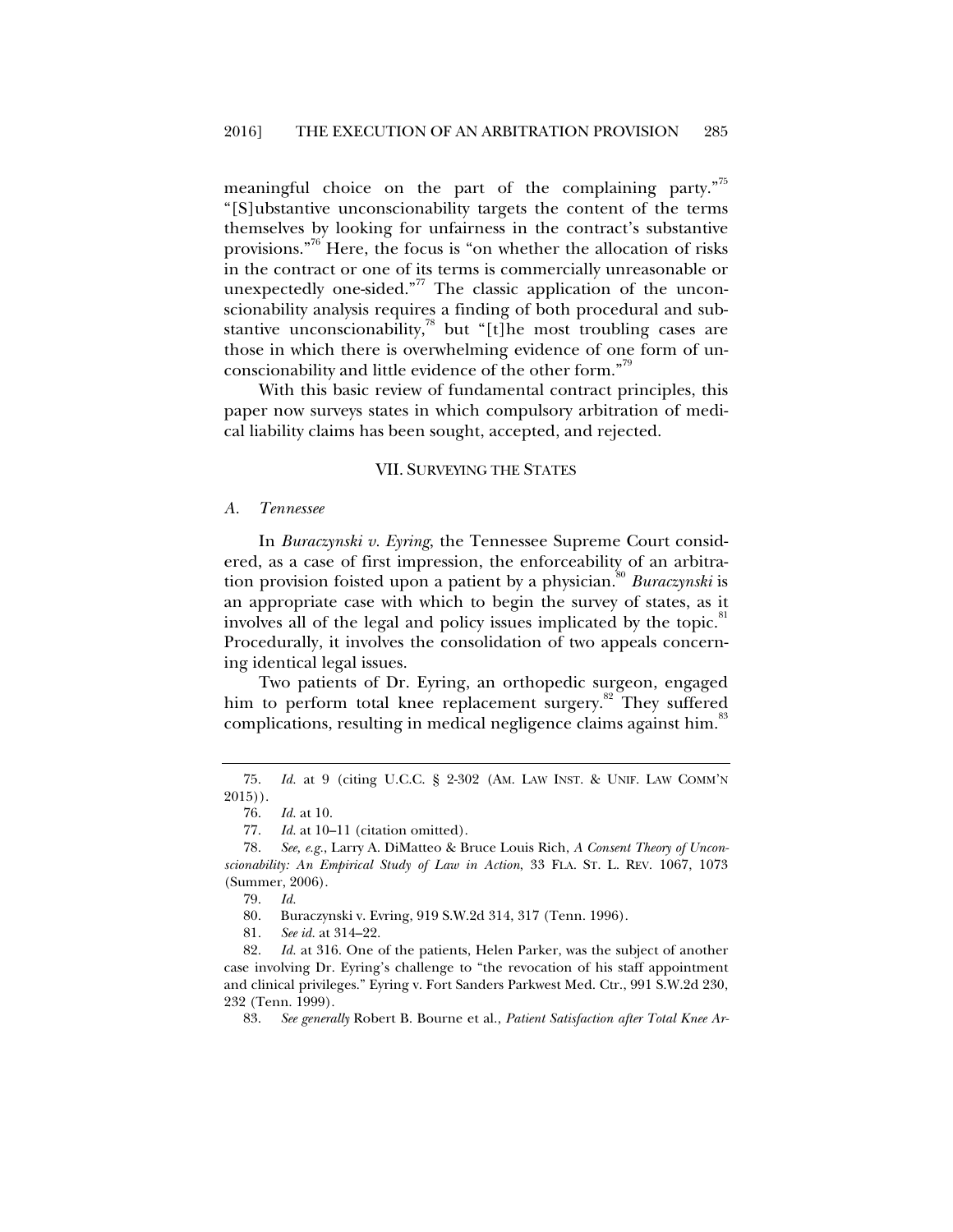meaningful choice on the part of the complaining party."[75] "[S]ubstantive unconscionability targets the content of the terms themselves by looking for unfairness in the contract's substantive provisions."[76] Here, the focus is "on whether the allocation of risks in the contract or one of its terms is commercially unreasonable or unexpectedly one-sided."[77] The classic application of the unconscionability analysis requires a finding of both procedural and substantive unconscionability,[78] but "[t]he most troubling cases are those in which there is overwhelming evidence of one form of unconscionability and little evidence of the other form."[79]

With this basic review of fundamental contract principles, this paper now surveys states in which compulsory arbitration of medical liability claims has been sought, accepted, and rejected.

## VII. SURVEYING THE STATES

### *A. Tennessee*

In *Buraczynski v. Eyring*, the Tennessee Supreme Court considered, as a case of first impression, the enforceability of an arbitration provision foisted upon a patient by a physician.[80] *Buraczynski* is an appropriate case with which to begin the survey of states, as it involves all of the legal and policy issues implicated by the topic.[81] Procedurally, it involves the consolidation of two appeals concerning identical legal issues.

Two patients of Dr. Eyring, an orthopedic surgeon, engaged him to perform total knee replacement surgery.[82] They suffered complications, resulting in medical negligence claims against him.[83]

---

75. *Id.* at 9 (citing U.C.C. § 2-302 (AM. LAW INST. & UNIF. LAW COMM'N 2015)).

76. *Id.* at 10.

77. *Id.* at 10–11 (citation omitted).

78. *See, e.g.*, Larry A. DiMatteo & Bruce Louis Rich, *A Consent Theory of Unconscionability: An Empirical Study of Law in Action*, 33 FLA. ST. L. REV. 1067, 1073 (Summer, 2006).

79. *Id.*

80. Buraczynski v. Evring, 919 S.W.2d 314, 317 (Tenn. 1996).

81. *See id.* at 314–22.

82. *Id.* at 316. One of the patients, Helen Parker, was the subject of another case involving Dr. Eyring's challenge to "the revocation of his staff appointment and clinical privileges." Eyring v. Fort Sanders Parkwest Med. Ctr., 991 S.W.2d 230, 232 (Tenn. 1999).

83. *See generally* Robert B. Bourne et al., *Patient Satisfaction after Total Knee Ar-*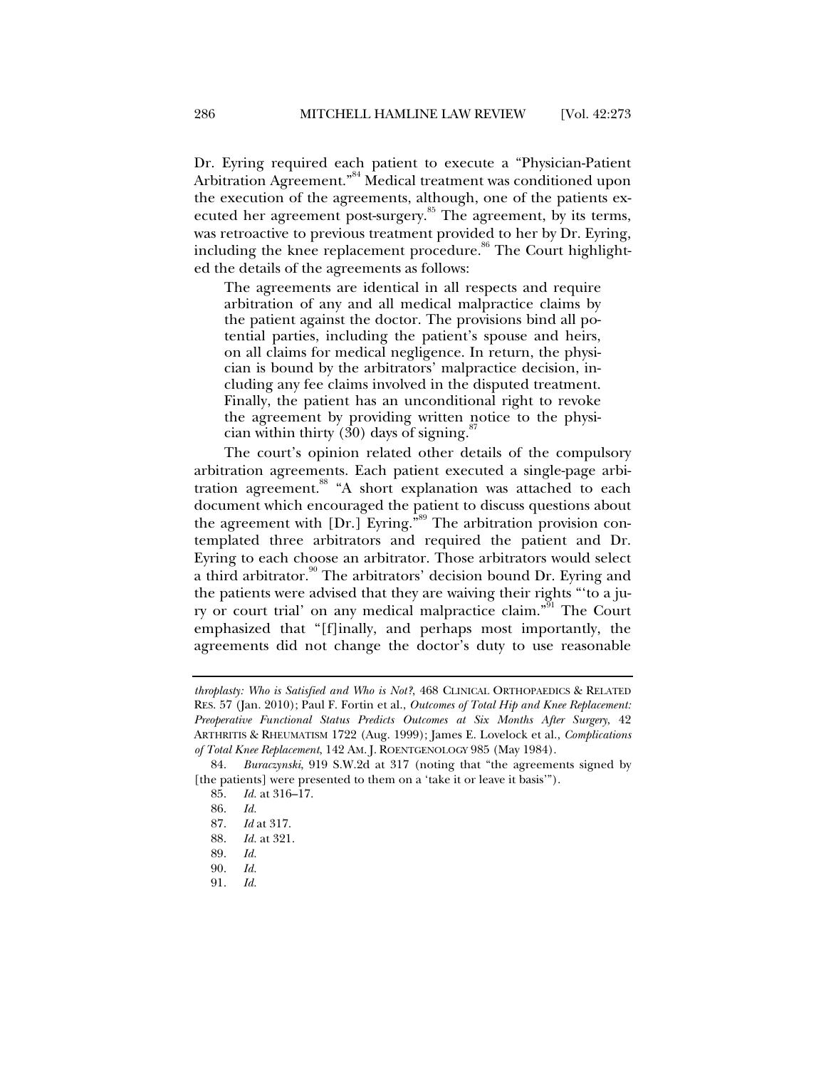Dr. Eyring required each patient to execute a "Physician-Patient Arbitration Agreement."[84] Medical treatment was conditioned upon the execution of the agreements, although, one of the patients executed her agreement post-surgery.[85] The agreement, by its terms, was retroactive to previous treatment provided to her by Dr. Eyring, including the knee replacement procedure.[86] The Court highlighted the details of the agreements as follows:

> The agreements are identical in all respects and require arbitration of any and all medical malpractice claims by the patient against the doctor. The provisions bind all potential parties, including the patient's spouse and heirs, on all claims for medical negligence. In return, the physician is bound by the arbitrators' malpractice decision, including any fee claims involved in the disputed treatment. Finally, the patient has an unconditional right to revoke the agreement by providing written notice to the physician within thirty (30) days of signing.[87]

The court's opinion related other details of the compulsory arbitration agreements. Each patient executed a single-page arbitration agreement.[88] "A short explanation was attached to each document which encouraged the patient to discuss questions about the agreement with [Dr.] Eyring."[89] The arbitration provision contemplated three arbitrators and required the patient and Dr. Eyring to each choose an arbitrator. Those arbitrators would select a third arbitrator.[90] The arbitrators' decision bound Dr. Eyring and the patients were advised that they are waiving their rights "'to a jury or court trial' on any medical malpractice claim."[91] The Court emphasized that "[f]inally, and perhaps most importantly, the agreements did not change the doctor's duty to use reasonable

---

*throplasty: Who is Satisfied and Who is Not?*, 468 CLINICAL ORTHOPAEDICS & RELATED RES. 57 (Jan. 2010); Paul F. Fortin et al., *Outcomes of Total Hip and Knee Replacement: Preoperative Functional Status Predicts Outcomes at Six Months After Surgery*, 42 ARTHRITIS & RHEUMATISM 1722 (Aug. 1999); James E. Lovelock et al., *Complications of Total Knee Replacement*, 142 AM. J. ROENTGENOLOGY 985 (May 1984).

84. *Buraczynski*, 919 S.W.2d at 317 (noting that "the agreements signed by [the patients] were presented to them on a 'take it or leave it basis'").

85. *Id.* at 316–17.

86. *Id.*

87. *Id* at 317.

88. *Id.* at 321.

89. *Id.*

90. *Id.*

91. *Id.*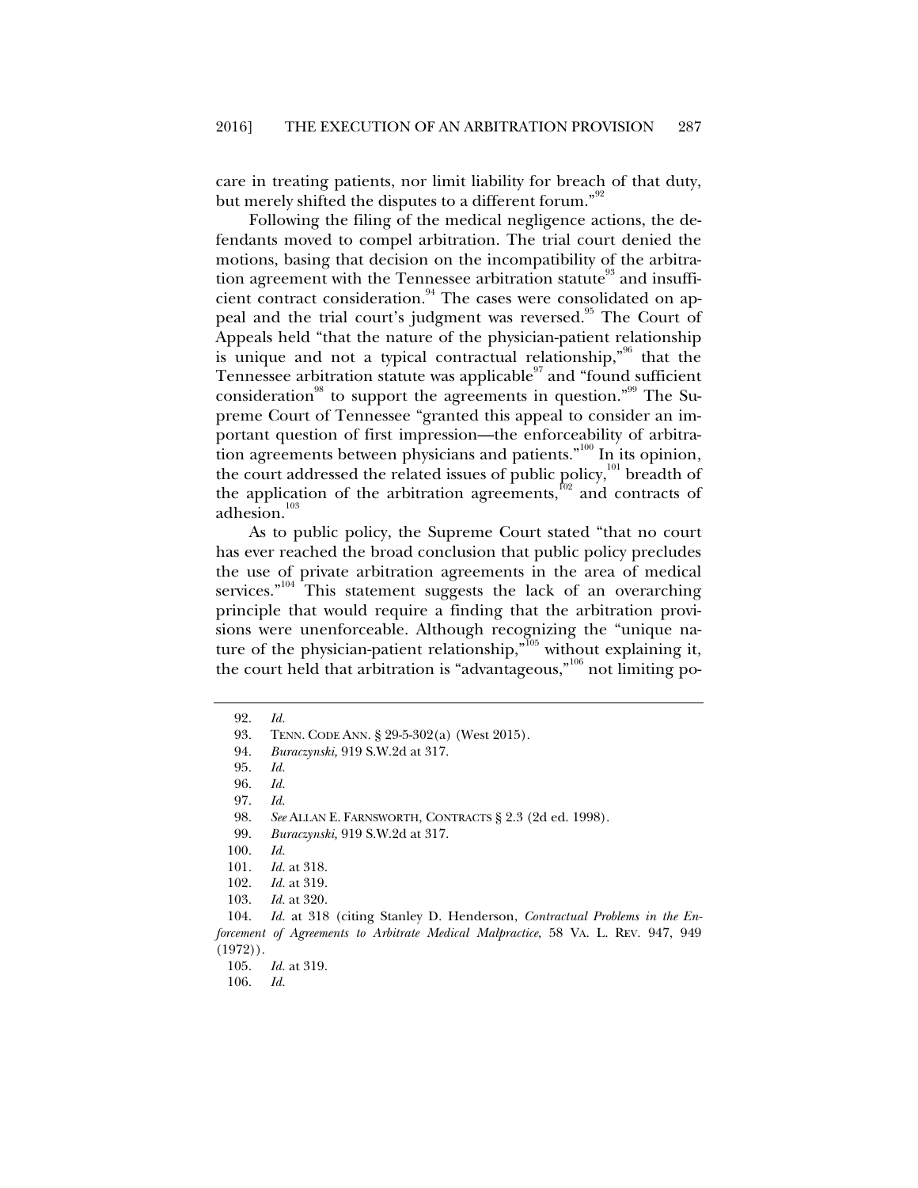care in treating patients, nor limit liability for breach of that duty, but merely shifted the disputes to a different forum."[92]

Following the filing of the medical negligence actions, the defendants moved to compel arbitration. The trial court denied the motions, basing that decision on the incompatibility of the arbitration agreement with the Tennessee arbitration statute[93] and insufficient contract consideration.[94] The cases were consolidated on appeal and the trial court's judgment was reversed.[95] The Court of Appeals held "that the nature of the physician-patient relationship is unique and not a typical contractual relationship,"[96] that the Tennessee arbitration statute was applicable[97] and "found sufficient consideration[98] to support the agreements in question."[99] The Supreme Court of Tennessee "granted this appeal to consider an important question of first impression—the enforceability of arbitration agreements between physicians and patients."[100] In its opinion, the court addressed the related issues of public policy,[101] breadth of the application of the arbitration agreements,[102] and contracts of adhesion.[103]

As to public policy, the Supreme Court stated "that no court has ever reached the broad conclusion that public policy precludes the use of private arbitration agreements in the area of medical services."[104] This statement suggests the lack of an overarching principle that would require a finding that the arbitration provisions were unenforceable. Although recognizing the "unique nature of the physician-patient relationship,"[105] without explaining it, the court held that arbitration is "advantageous,"[106] not limiting po-

---

92. *Id.*

93. TENN. CODE ANN. § 29-5-302(a) (West 2015).

94. *Buraczynski*, 919 S.W.2d at 317.

95. *Id.*

96. *Id.*

97. *Id.*

98. *See* ALLAN E. FARNSWORTH, CONTRACTS § 2.3 (2d ed. 1998).

99. *Buraczynski*, 919 S.W.2d at 317.

100. *Id.*

101. *Id.* at 318.

102. *Id.* at 319.

103. *Id.* at 320.

104. *Id.* at 318 (citing Stanley D. Henderson, *Contractual Problems in the Enforcement of Agreements to Arbitrate Medical Malpractice*, 58 VA. L. REV. 947, 949 (1972)).

105. *Id.* at 319.

106. *Id.*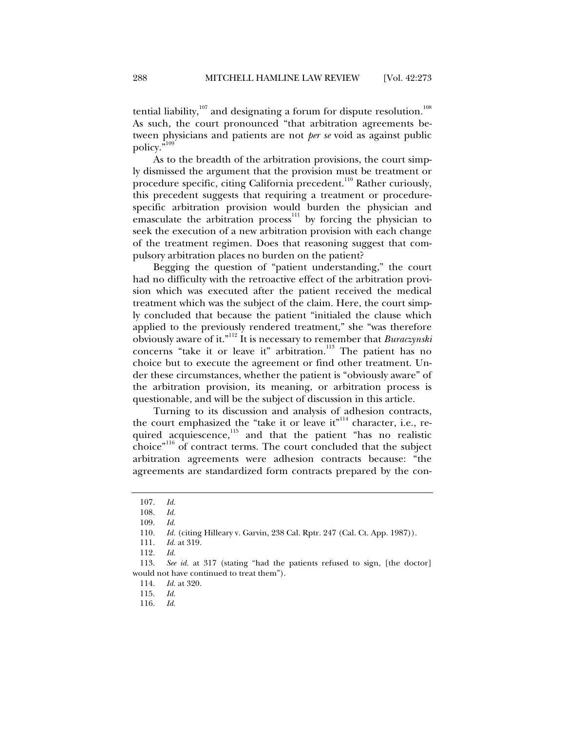tential liability,[107] and designating a forum for dispute resolution.[108] As such, the court pronounced "that arbitration agreements between physicians and patients are not *per se* void as against public policy."[109]

As to the breadth of the arbitration provisions, the court simply dismissed the argument that the provision must be treatment or procedure specific, citing California precedent.[110] Rather curiously, this precedent suggests that requiring a treatment or procedure-specific arbitration provision would burden the physician and emasculate the arbitration process[111] by forcing the physician to seek the execution of a new arbitration provision with each change of the treatment regimen. Does that reasoning suggest that compulsory arbitration places no burden on the patient?

Begging the question of "patient understanding," the court had no difficulty with the retroactive effect of the arbitration provision which was executed after the patient received the medical treatment which was the subject of the claim. Here, the court simply concluded that because the patient "initialed the clause which applied to the previously rendered treatment," she "was therefore obviously aware of it."[112] It is necessary to remember that *Buraczynski* concerns "take it or leave it" arbitration.[113] The patient has no choice but to execute the agreement or find other treatment. Under these circumstances, whether the patient is "obviously aware" of the arbitration provision, its meaning, or arbitration process is questionable, and will be the subject of discussion in this article.

Turning to its discussion and analysis of adhesion contracts, the court emphasized the "take it or leave it"[114] character, i.e., required acquiescence,[115] and that the patient "has no realistic choice"[116] of contract terms. The court concluded that the subject arbitration agreements were adhesion contracts because: "the agreements are standardized form contracts prepared by the con-

---

107. *Id.*

108. *Id.*

109. *Id.*

110. *Id.* (citing Hilleary v. Garvin, 238 Cal. Rptr. 247 (Cal. Ct. App. 1987)).

111. *Id.* at 319.

112. *Id.*

113. *See id.* at 317 (stating "had the patients refused to sign, [the doctor] would not have continued to treat them").

114. *Id.* at 320.

115. *Id.*

116. *Id.*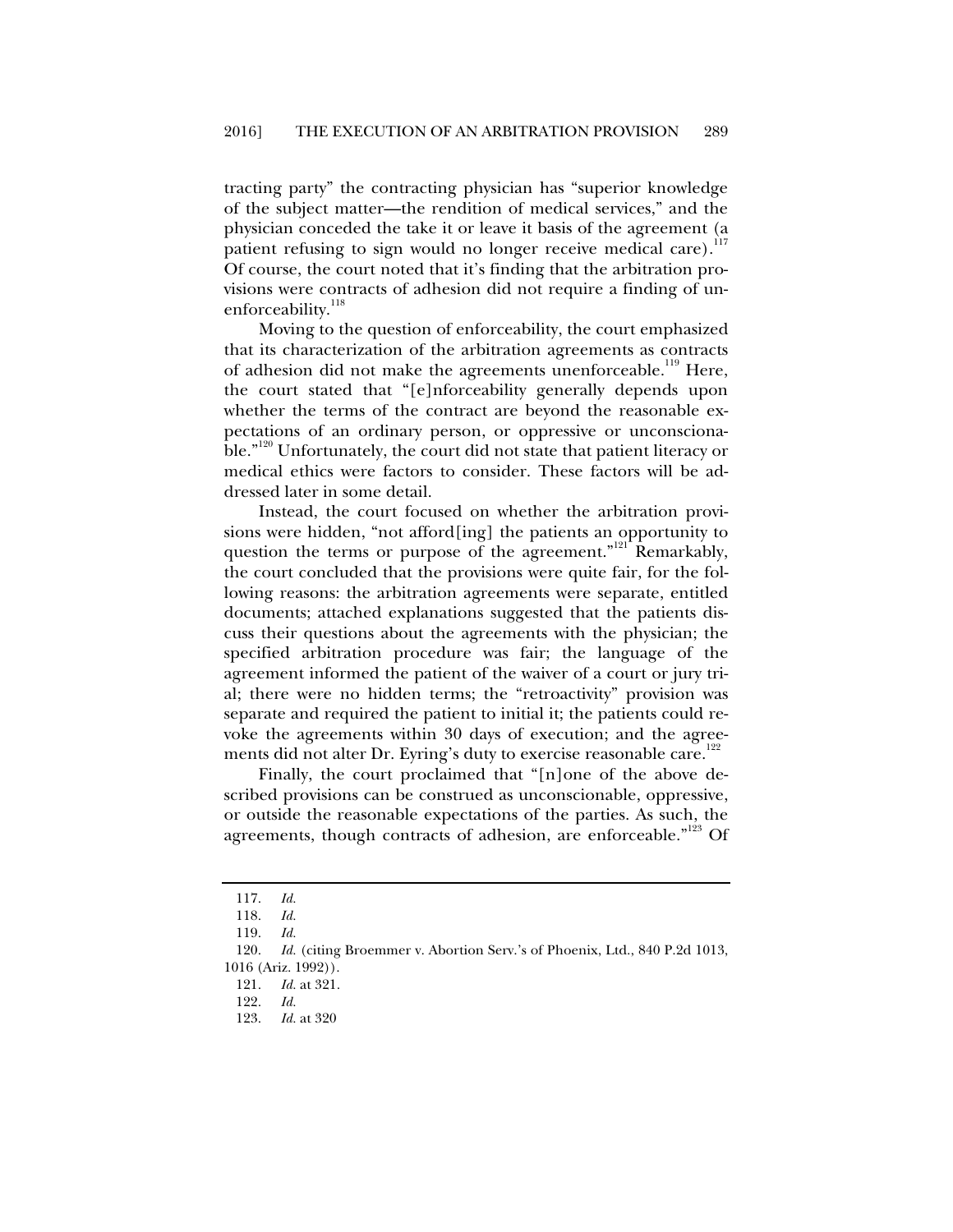tracting party" the contracting physician has "superior knowledge of the subject matter—the rendition of medical services," and the physician conceded the take it or leave it basis of the agreement (a patient refusing to sign would no longer receive medical care).[117] Of course, the court noted that it's finding that the arbitration provisions were contracts of adhesion did not require a finding of unenforceability.[118]

Moving to the question of enforceability, the court emphasized that its characterization of the arbitration agreements as contracts of adhesion did not make the agreements unenforceable.[119] Here, the court stated that "[e]nforceability generally depends upon whether the terms of the contract are beyond the reasonable expectations of an ordinary person, or oppressive or unconscionable."[120] Unfortunately, the court did not state that patient literacy or medical ethics were factors to consider. These factors will be addressed later in some detail.

Instead, the court focused on whether the arbitration provisions were hidden, "not afford[ing] the patients an opportunity to question the terms or purpose of the agreement."[121] Remarkably, the court concluded that the provisions were quite fair, for the following reasons: the arbitration agreements were separate, entitled documents; attached explanations suggested that the patients discuss their questions about the agreements with the physician; the specified arbitration procedure was fair; the language of the agreement informed the patient of the waiver of a court or jury trial; there were no hidden terms; the "retroactivity" provision was separate and required the patient to initial it; the patients could revoke the agreements within 30 days of execution; and the agreements did not alter Dr. Eyring's duty to exercise reasonable care.[122]

Finally, the court proclaimed that "[n]one of the above described provisions can be construed as unconscionable, oppressive, or outside the reasonable expectations of the parties. As such, the agreements, though contracts of adhesion, are enforceable."[123] Of

---

117. *Id.*

118. *Id.*

119. *Id.*

120. *Id.* (citing Broemmer v. Abortion Serv.'s of Phoenix, Ltd., 840 P.2d 1013, 1016 (Ariz. 1992)).

121. *Id.* at 321.

122. *Id.*

123. *Id.* at 320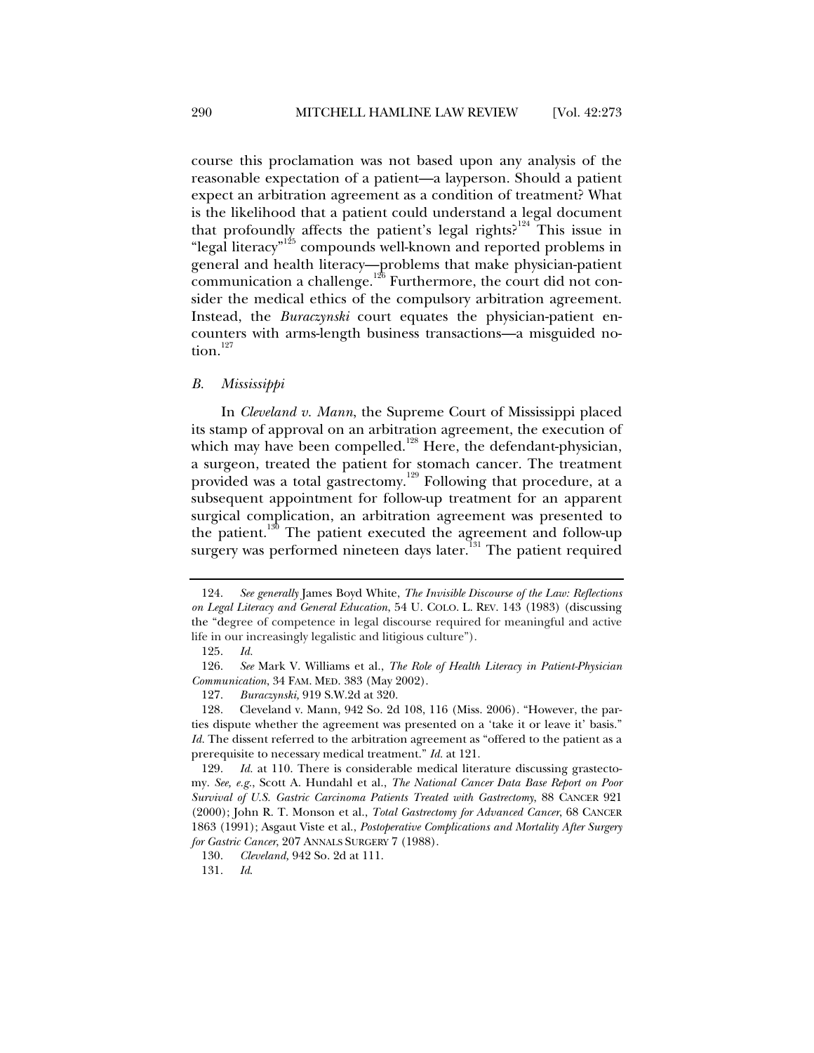course this proclamation was not based upon any analysis of the reasonable expectation of a patient—a layperson. Should a patient expect an arbitration agreement as a condition of treatment? What is the likelihood that a patient could understand a legal document that profoundly affects the patient's legal rights?[124] This issue in "legal literacy"[125] compounds well-known and reported problems in general and health literacy—problems that make physician-patient communication a challenge.[126] Furthermore, the court did not consider the medical ethics of the compulsory arbitration agreement. Instead, the *Buraczynski* court equates the physician-patient encounters with arms-length business transactions—a misguided notion.[127]

### *B. Mississippi*

In *Cleveland v. Mann*, the Supreme Court of Mississippi placed its stamp of approval on an arbitration agreement, the execution of which may have been compelled.[128] Here, the defendant-physician, a surgeon, treated the patient for stomach cancer. The treatment provided was a total gastrectomy.[129] Following that procedure, at a subsequent appointment for follow-up treatment for an apparent surgical complication, an arbitration agreement was presented to the patient.[130] The patient executed the agreement and follow-up surgery was performed nineteen days later.[131] The patient required

---

124. *See generally* James Boyd White, *The Invisible Discourse of the Law: Reflections on Legal Literacy and General Education*, 54 U. COLO. L. REV. 143 (1983) (discussing the "degree of competence in legal discourse required for meaningful and active life in our increasingly legalistic and litigious culture").

125. *Id.*

126. *See* Mark V. Williams et al., *The Role of Health Literacy in Patient-Physician Communication*, 34 FAM. MED. 383 (May 2002).

127. *Buraczynski,* 919 S.W.2d at 320.

128. Cleveland v. Mann, 942 So. 2d 108, 116 (Miss. 2006). "However, the parties dispute whether the agreement was presented on a 'take it or leave it' basis." *Id.* The dissent referred to the arbitration agreement as "offered to the patient as a prerequisite to necessary medical treatment." *Id.* at 121.

129. *Id.* at 110. There is considerable medical literature discussing grastectomy. *See, e.g.*, Scott A. Hundahl et al., *The National Cancer Data Base Report on Poor Survival of U.S. Gastric Carcinoma Patients Treated with Gastrectomy*, 88 CANCER 921 (2000); John R. T. Monson et al., *Total Gastrectomy for Advanced Cancer*, 68 CANCER 1863 (1991); Asgaut Viste et al., *Postoperative Complications and Mortality After Surgery for Gastric Cancer*, 207 ANNALS SURGERY 7 (1988).

130. *Cleveland,* 942 So. 2d at 111.

131. *Id.*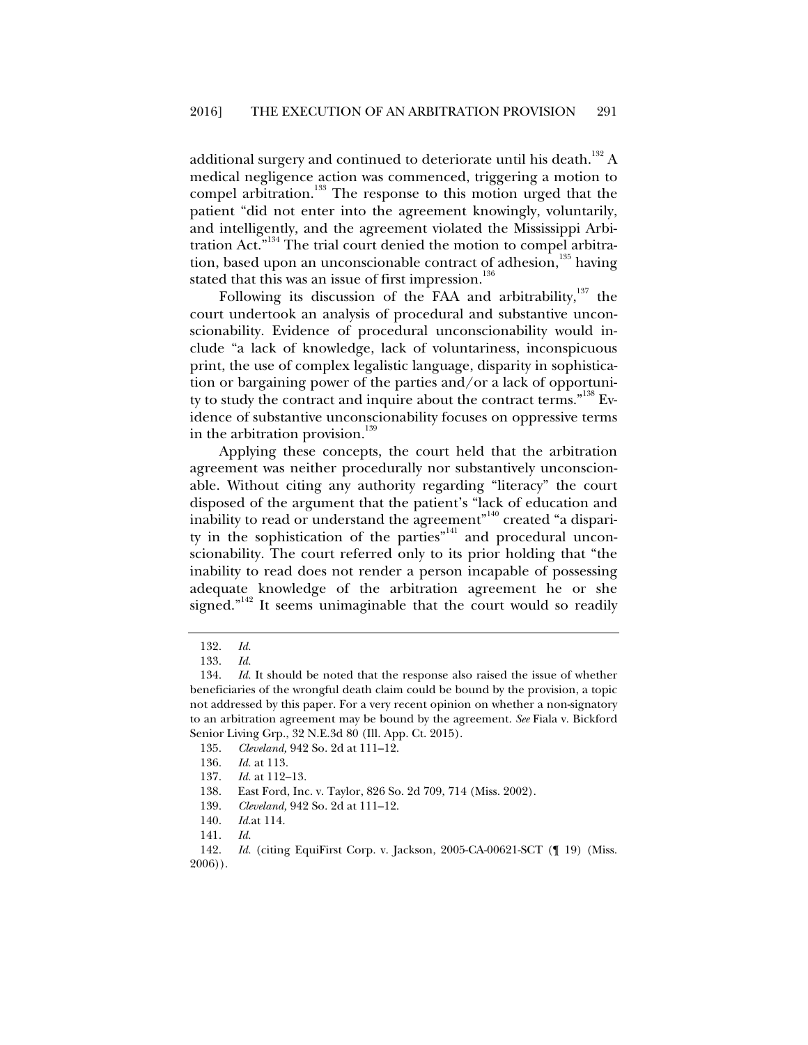additional surgery and continued to deteriorate until his death.[132] A medical negligence action was commenced, triggering a motion to compel arbitration.[133] The response to this motion urged that the patient "did not enter into the agreement knowingly, voluntarily, and intelligently, and the agreement violated the Mississippi Arbitration Act."[134] The trial court denied the motion to compel arbitration, based upon an unconscionable contract of adhesion,[135] having stated that this was an issue of first impression.[136]

Following its discussion of the FAA and arbitrability,[137] the court undertook an analysis of procedural and substantive unconscionability. Evidence of procedural unconscionability would include "a lack of knowledge, lack of voluntariness, inconspicuous print, the use of complex legalistic language, disparity in sophistication or bargaining power of the parties and/or a lack of opportunity to study the contract and inquire about the contract terms."[138] Evidence of substantive unconscionability focuses on oppressive terms in the arbitration provision.[139]

Applying these concepts, the court held that the arbitration agreement was neither procedurally nor substantively unconscionable. Without citing any authority regarding "literacy" the court disposed of the argument that the patient's "lack of education and inability to read or understand the agreement"[140] created "a disparity in the sophistication of the parties"[141] and procedural unconscionability. The court referred only to its prior holding that "the inability to read does not render a person incapable of possessing adequate knowledge of the arbitration agreement he or she signed."[142] It seems unimaginable that the court would so readily

---

132. *Id.*

133. *Id.*

134. *Id.* It should be noted that the response also raised the issue of whether beneficiaries of the wrongful death claim could be bound by the provision, a topic not addressed by this paper. For a very recent opinion on whether a non-signatory to an arbitration agreement may be bound by the agreement. *See* Fiala v. Bickford Senior Living Grp., 32 N.E.3d 80 (Ill. App. Ct. 2015).

135. *Cleveland,* 942 So. 2d at 111–12.

136. *Id.* at 113.

137. *Id.* at 112–13.

138. East Ford, Inc. v. Taylor, 826 So. 2d 709, 714 (Miss. 2002).

139. *Cleveland,* 942 So. 2d at 111–12.

140. *Id.*at 114.

141. *Id.*

142. *Id.* (citing EquiFirst Corp. v. Jackson, 2005-CA-00621-SCT (¶ 19) (Miss. 2006)).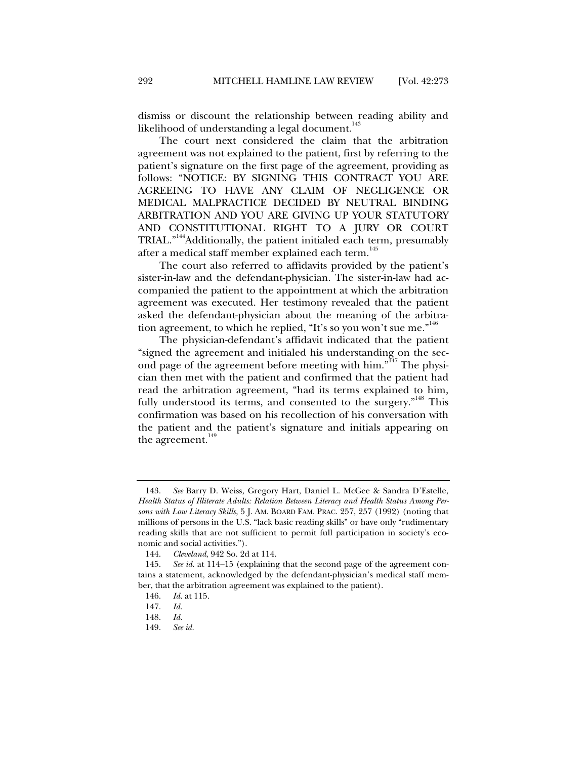dismiss or discount the relationship between reading ability and likelihood of understanding a legal document.[143]

The court next considered the claim that the arbitration agreement was not explained to the patient, first by referring to the patient's signature on the first page of the agreement, providing as follows: "NOTICE: BY SIGNING THIS CONTRACT YOU ARE AGREEING TO HAVE ANY CLAIM OF NEGLIGENCE OR MEDICAL MALPRACTICE DECIDED BY NEUTRAL BINDING ARBITRATION AND YOU ARE GIVING UP YOUR STATUTORY AND CONSTITUTIONAL RIGHT TO A JURY OR COURT TRIAL."[144] Additionally, the patient initialed each term, presumably after a medical staff member explained each term.[145]

The court also referred to affidavits provided by the patient's sister-in-law and the defendant-physician. The sister-in-law had accompanied the patient to the appointment at which the arbitration agreement was executed. Her testimony revealed that the patient asked the defendant-physician about the meaning of the arbitration agreement, to which he replied, "It's so you won't sue me."[146]

The physician-defendant's affidavit indicated that the patient "signed the agreement and initialed his understanding on the second page of the agreement before meeting with him."[147] The physician then met with the patient and confirmed that the patient had read the arbitration agreement, "had its terms explained to him, fully understood its terms, and consented to the surgery."[148] This confirmation was based on his recollection of his conversation with the patient and the patient's signature and initials appearing on the agreement.[149]

---

143. *See* Barry D. Weiss, Gregory Hart, Daniel L. McGee & Sandra D'Estelle, *Health Status of Illiterate Adults: Relation Between Literacy and Health Status Among Persons with Low Literacy Skills*, 5 J. AM. BOARD FAM. PRAC. 257, 257 (1992) (noting that millions of persons in the U.S. "lack basic reading skills" or have only "rudimentary reading skills that are not sufficient to permit full participation in society's economic and social activities.").

144. *Cleveland*, 942 So. 2d at 114.

145. *See id.* at 114–15 (explaining that the second page of the agreement contains a statement, acknowledged by the defendant-physician's medical staff member, that the arbitration agreement was explained to the patient).

146. *Id.* at 115.

147. *Id.*

148. *Id.*

149. *See id.*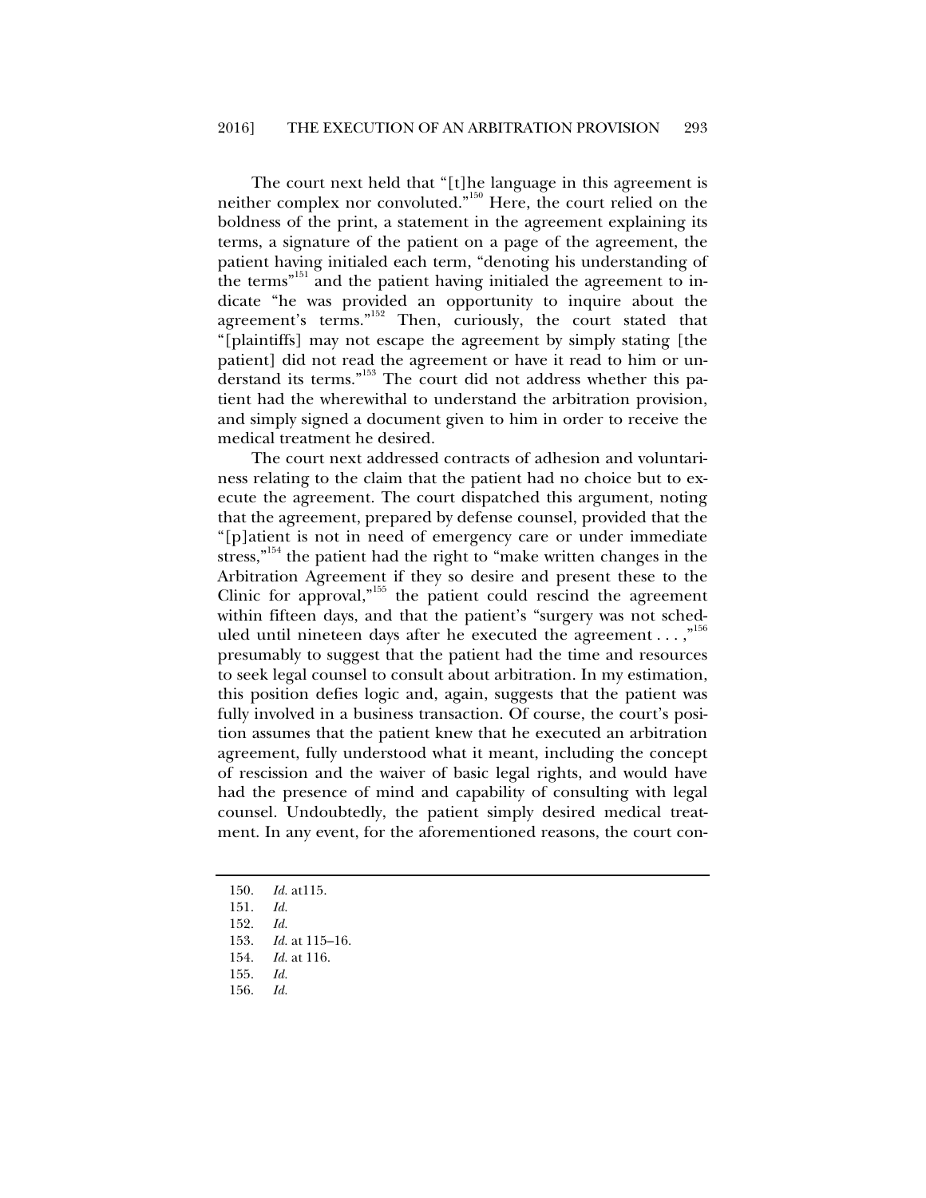The court next held that "[t]he language in this agreement is neither complex nor convoluted."[150] Here, the court relied on the boldness of the print, a statement in the agreement explaining its terms, a signature of the patient on a page of the agreement, the patient having initialed each term, "denoting his understanding of the terms"[151] and the patient having initialed the agreement to indicate "he was provided an opportunity to inquire about the agreement's terms."[152] Then, curiously, the court stated that "[plaintiffs] may not escape the agreement by simply stating [the patient] did not read the agreement or have it read to him or understand its terms."[153] The court did not address whether this patient had the wherewithal to understand the arbitration provision, and simply signed a document given to him in order to receive the medical treatment he desired.

The court next addressed contracts of adhesion and voluntariness relating to the claim that the patient had no choice but to execute the agreement. The court dispatched this argument, noting that the agreement, prepared by defense counsel, provided that the "[p]atient is not in need of emergency care or under immediate stress,"[154] the patient had the right to "make written changes in the Arbitration Agreement if they so desire and present these to the Clinic for approval,"[155] the patient could rescind the agreement within fifteen days, and that the patient's "surgery was not scheduled until nineteen days after he executed the agreement . . . ,"[156] presumably to suggest that the patient had the time and resources to seek legal counsel to consult about arbitration. In my estimation, this position defies logic and, again, suggests that the patient was fully involved in a business transaction. Of course, the court's position assumes that the patient knew that he executed an arbitration agreement, fully understood what it meant, including the concept of rescission and the waiver of basic legal rights, and would have had the presence of mind and capability of consulting with legal counsel. Undoubtedly, the patient simply desired medical treatment. In any event, for the aforementioned reasons, the court con-

---

150. *Id.* at115.

151. *Id.*

152. *Id.*

153. *Id.* at 115–16.

154. *Id.* at 116.

155. *Id.*

156. *Id.*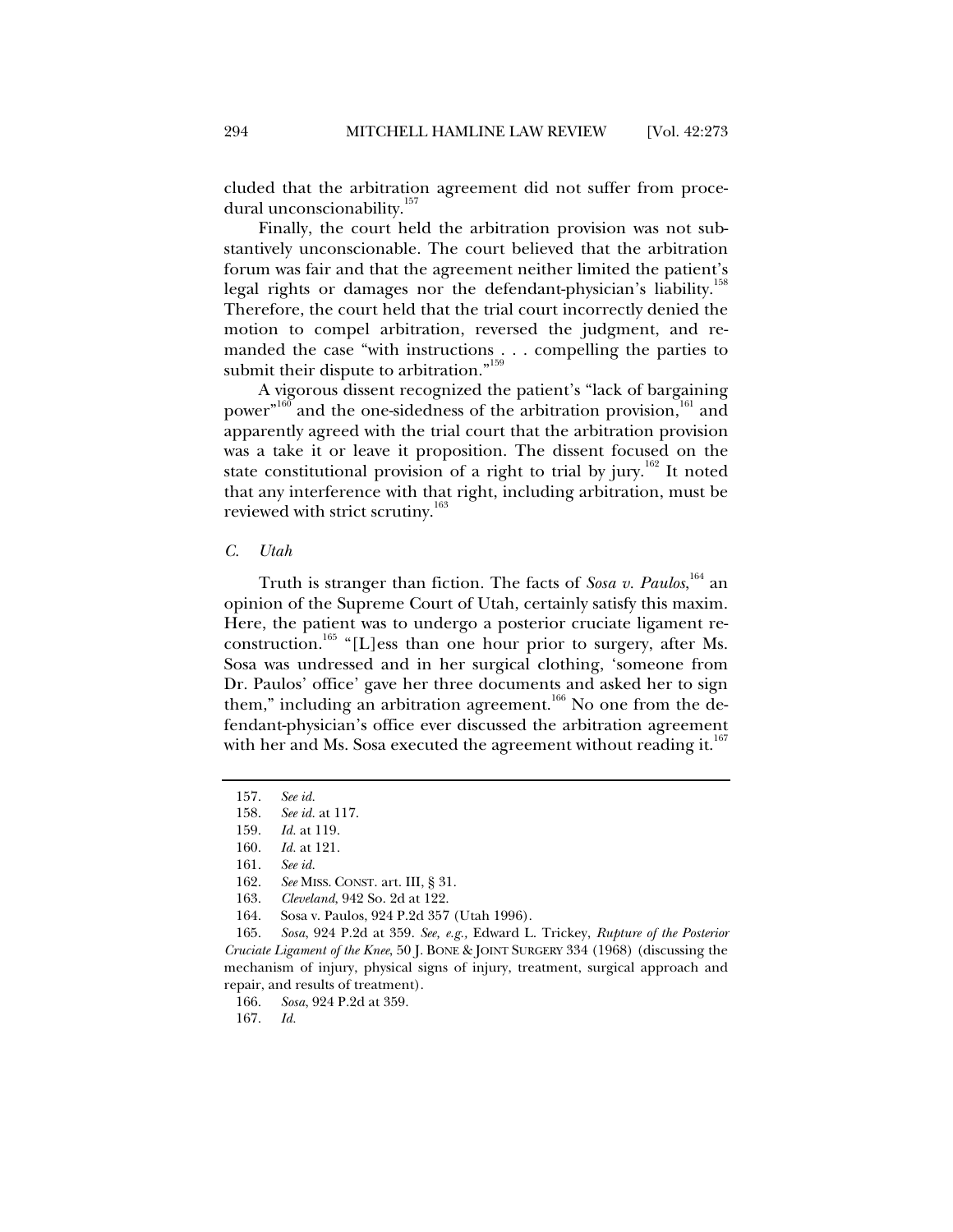cluded that the arbitration agreement did not suffer from procedural unconscionability.[157]

Finally, the court held the arbitration provision was not substantively unconscionable. The court believed that the arbitration forum was fair and that the agreement neither limited the patient's legal rights or damages nor the defendant-physician's liability.[158] Therefore, the court held that the trial court incorrectly denied the motion to compel arbitration, reversed the judgment, and remanded the case "with instructions . . . compelling the parties to submit their dispute to arbitration."[159]

A vigorous dissent recognized the patient's "lack of bargaining power"[160] and the one-sidedness of the arbitration provision,[161] and apparently agreed with the trial court that the arbitration provision was a take it or leave it proposition. The dissent focused on the state constitutional provision of a right to trial by jury.[162] It noted that any interference with that right, including arbitration, must be reviewed with strict scrutiny.[163]

### *C. Utah*

Truth is stranger than fiction. The facts of *Sosa v. Paulos*,[164] an opinion of the Supreme Court of Utah, certainly satisfy this maxim. Here, the patient was to undergo a posterior cruciate ligament reconstruction.[165] "[L]ess than one hour prior to surgery, after Ms. Sosa was undressed and in her surgical clothing, 'someone from Dr. Paulos' office' gave her three documents and asked her to sign them," including an arbitration agreement.[166] No one from the defendant-physician's office ever discussed the arbitration agreement with her and Ms. Sosa executed the agreement without reading it.[167]

---

157. *See id.*

158. *See id.* at 117.

159. *Id.* at 119.

160. *Id.* at 121.

161. *See id.*

162. *See* MISS. CONST. art. III, § 31.

163. *Cleveland*, 942 So. 2d at 122.

164. Sosa v. Paulos, 924 P.2d 357 (Utah 1996).

165. *Sosa*, 924 P.2d at 359. *See, e.g.,* Edward L. Trickey, *Rupture of the Posterior Cruciate Ligament of the Knee*, 50 J. BONE & JOINT SURGERY 334 (1968) (discussing the mechanism of injury, physical signs of injury, treatment, surgical approach and repair, and results of treatment).

166. *Sosa*, 924 P.2d at 359.

167. *Id.*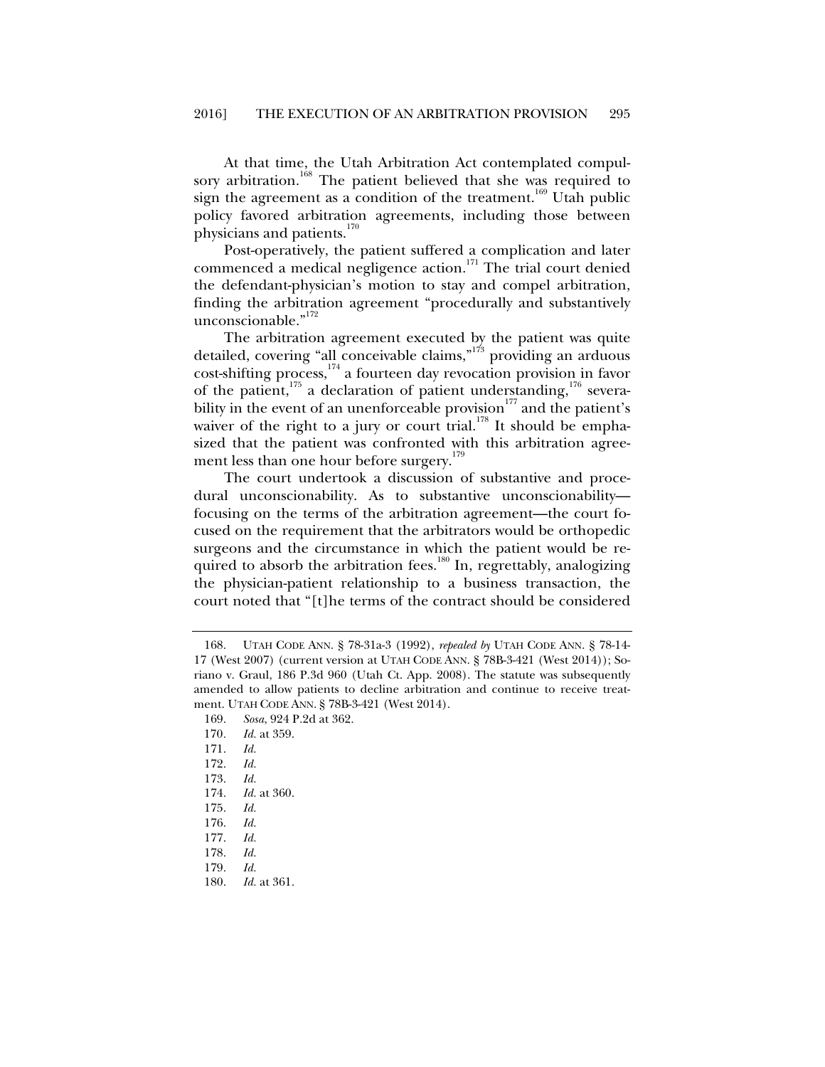At that time, the Utah Arbitration Act contemplated compulsory arbitration.[168] The patient believed that she was required to sign the agreement as a condition of the treatment.[169] Utah public policy favored arbitration agreements, including those between physicians and patients.[170]

Post-operatively, the patient suffered a complication and later commenced a medical negligence action.[171] The trial court denied the defendant-physician's motion to stay and compel arbitration, finding the arbitration agreement "procedurally and substantively unconscionable."[172]

The arbitration agreement executed by the patient was quite detailed, covering "all conceivable claims,"[173] providing an arduous cost-shifting process,[174] a fourteen day revocation provision in favor of the patient,[175] a declaration of patient understanding,[176] severability in the event of an unenforceable provision[177] and the patient's waiver of the right to a jury or court trial.[178] It should be emphasized that the patient was confronted with this arbitration agreement less than one hour before surgery.[179]

The court undertook a discussion of substantive and procedural unconscionability. As to substantive unconscionability—focusing on the terms of the arbitration agreement—the court focused on the requirement that the arbitrators would be orthopedic surgeons and the circumstance in which the patient would be required to absorb the arbitration fees.[180] In, regrettably, analogizing the physician-patient relationship to a business transaction, the court noted that "[t]he terms of the contract should be considered

---

168. UTAH CODE ANN. § 78-31a-3 (1992), *repealed by* UTAH CODE ANN. § 78-14-17 (West 2007) (current version at UTAH CODE ANN. § 78B-3-421 (West 2014)); Soriano v. Graul, 186 P.3d 960 (Utah Ct. App. 2008). The statute was subsequently amended to allow patients to decline arbitration and continue to receive treatment. UTAH CODE ANN. § 78B-3-421 (West 2014).

169. *Sosa*, 924 P.2d at 362.

170. *Id.* at 359.

171. *Id.*

172. *Id.*

173. *Id.*

174. *Id.* at 360.

175. *Id.*

176. *Id.*

177. *Id.*

178. *Id.*

179. *Id.*

180. *Id.* at 361.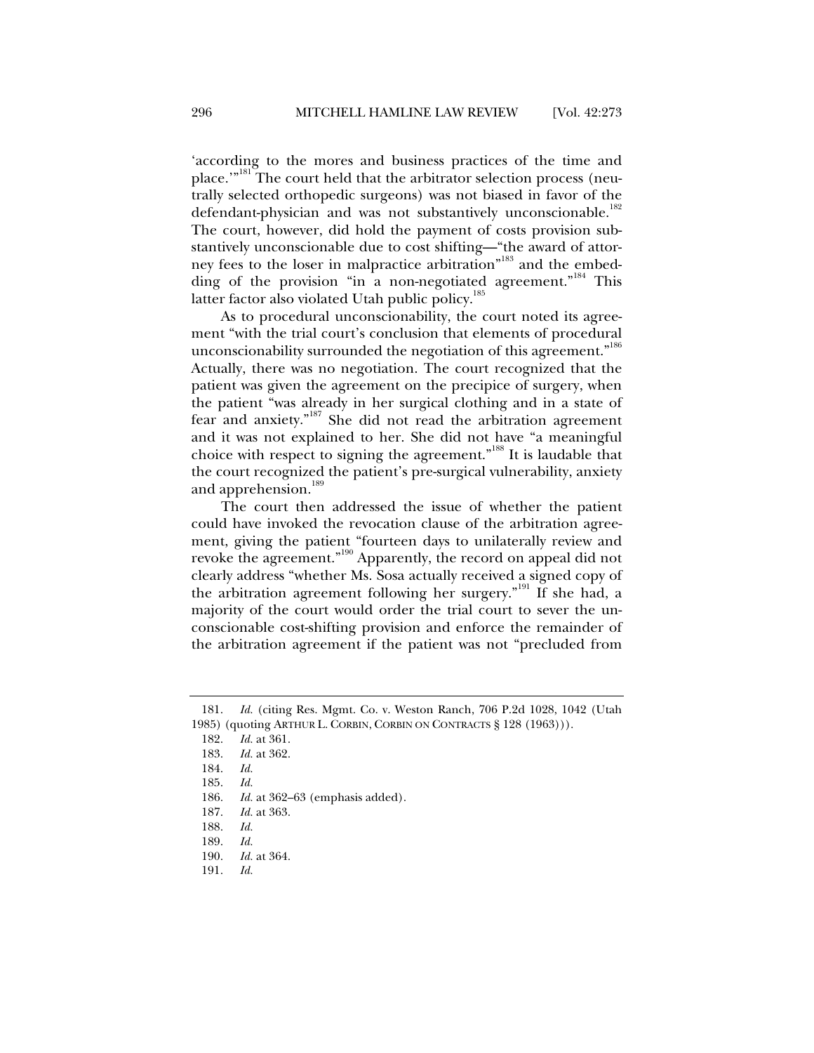'according to the mores and business practices of the time and place.'"[181] The court held that the arbitrator selection process (neutrally selected orthopedic surgeons) was not biased in favor of the defendant-physician and was not substantively unconscionable.[182] The court, however, did hold the payment of costs provision substantively unconscionable due to cost shifting—"the award of attorney fees to the loser in malpractice arbitration"[183] and the embedding of the provision "in a non-negotiated agreement."[184] This latter factor also violated Utah public policy.[185]

As to procedural unconscionability, the court noted its agreement "with the trial court's conclusion that elements of procedural unconscionability surrounded the negotiation of this agreement."[186] Actually, there was no negotiation. The court recognized that the patient was given the agreement on the precipice of surgery, when the patient "was already in her surgical clothing and in a state of fear and anxiety."[187] She did not read the arbitration agreement and it was not explained to her. She did not have "a meaningful choice with respect to signing the agreement."[188] It is laudable that the court recognized the patient's pre-surgical vulnerability, anxiety and apprehension.[189]

The court then addressed the issue of whether the patient could have invoked the revocation clause of the arbitration agreement, giving the patient "fourteen days to unilaterally review and revoke the agreement."[190] Apparently, the record on appeal did not clearly address "whether Ms. Sosa actually received a signed copy of the arbitration agreement following her surgery."[191] If she had, a majority of the court would order the trial court to sever the unconscionable cost-shifting provision and enforce the remainder of the arbitration agreement if the patient was not "precluded from

---

181. *Id.* (citing Res. Mgmt. Co. v. Weston Ranch, 706 P.2d 1028, 1042 (Utah 1985) (quoting ARTHUR L. CORBIN, CORBIN ON CONTRACTS § 128 (1963))).

182. *Id.* at 361.

183. *Id.* at 362.

184. *Id.*

185. *Id.*

186. *Id.* at 362–63 (emphasis added).

187. *Id.* at 363.

188. *Id.*

189. *Id.*

190. *Id.* at 364.

191. *Id.*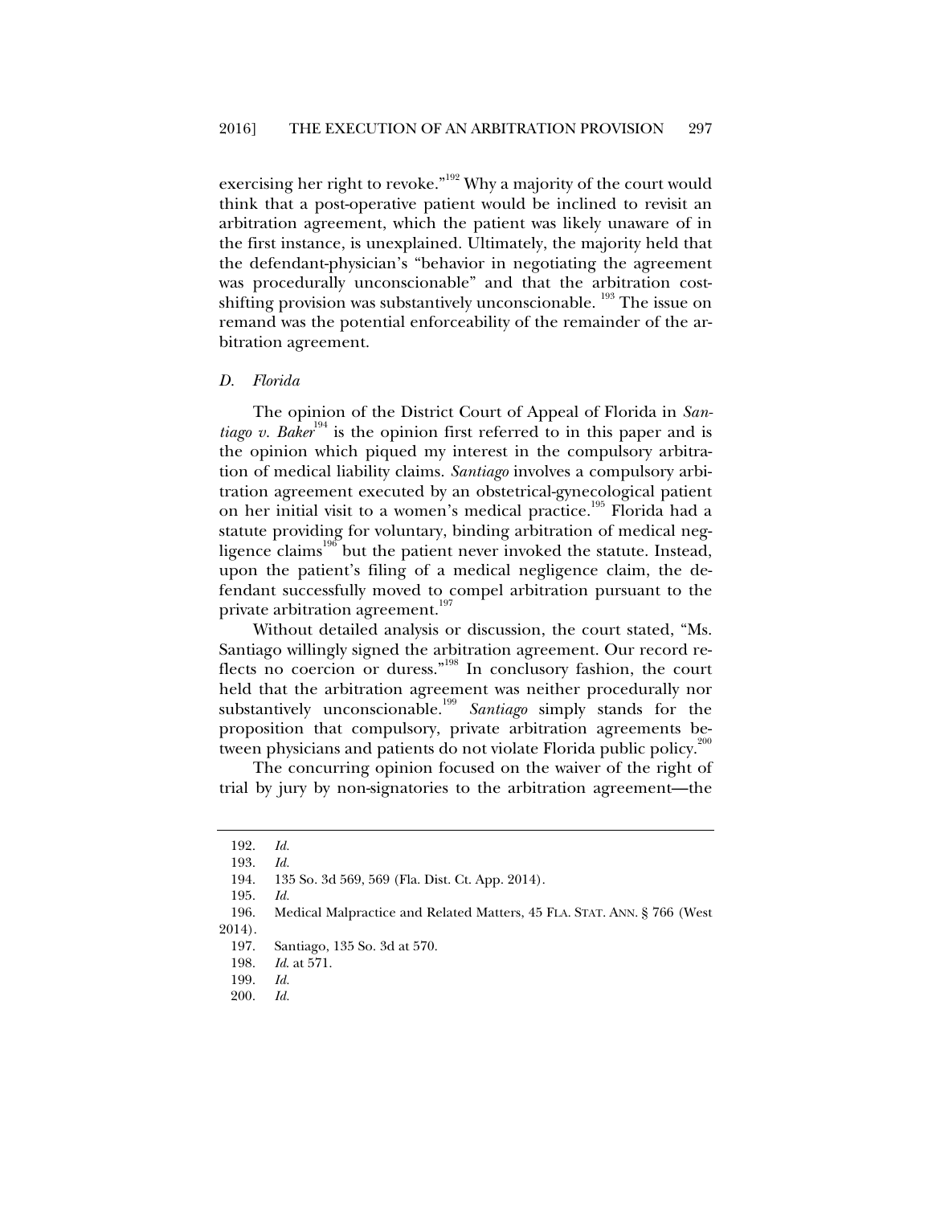exercising her right to revoke."[192] Why a majority of the court would think that a post-operative patient would be inclined to revisit an arbitration agreement, which the patient was likely unaware of in the first instance, is unexplained. Ultimately, the majority held that the defendant-physician's "behavior in negotiating the agreement was procedurally unconscionable" and that the arbitration cost-shifting provision was substantively unconscionable.[193] The issue on remand was the potential enforceability of the remainder of the arbitration agreement.

### *D. Florida*

The opinion of the District Court of Appeal of Florida in *Santiago v. Baker*[194] is the opinion first referred to in this paper and is the opinion which piqued my interest in the compulsory arbitration of medical liability claims. *Santiago* involves a compulsory arbitration agreement executed by an obstetrical-gynecological patient on her initial visit to a women's medical practice.[195] Florida had a statute providing for voluntary, binding arbitration of medical negligence claims[196] but the patient never invoked the statute. Instead, upon the patient's filing of a medical negligence claim, the defendant successfully moved to compel arbitration pursuant to the private arbitration agreement.[197]

Without detailed analysis or discussion, the court stated, "Ms. Santiago willingly signed the arbitration agreement. Our record reflects no coercion or duress."[198] In conclusory fashion, the court held that the arbitration agreement was neither procedurally nor substantively unconscionable.[199] *Santiago* simply stands for the proposition that compulsory, private arbitration agreements between physicians and patients do not violate Florida public policy.[200]

The concurring opinion focused on the waiver of the right of trial by jury by non-signatories to the arbitration agreement—the

---

192. *Id.*

193. *Id.*

194. 135 So. 3d 569, 569 (Fla. Dist. Ct. App. 2014).

195. *Id.*

196. Medical Malpractice and Related Matters, 45 FLA. STAT. ANN. § 766 (West 2014).

197. Santiago, 135 So. 3d at 570.

198. *Id.* at 571.

199. *Id.*

200. *Id.*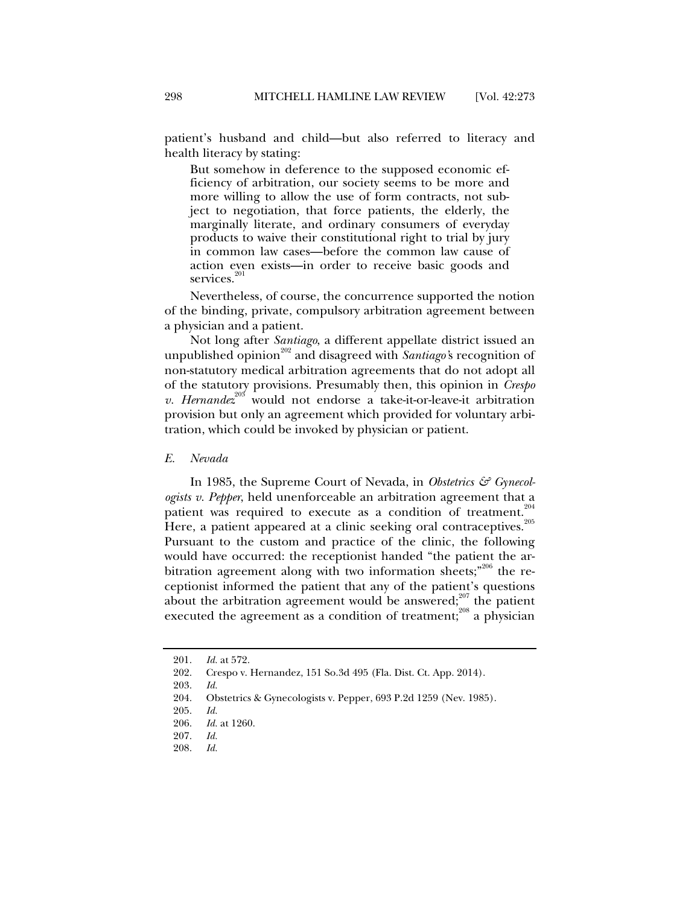patient's husband and child—but also referred to literacy and health literacy by stating:

> But somehow in deference to the supposed economic efficiency of arbitration, our society seems to be more and more willing to allow the use of form contracts, not subject to negotiation, that force patients, the elderly, the marginally literate, and ordinary consumers of everyday products to waive their constitutional right to trial by jury in common law cases—before the common law cause of action even exists—in order to receive basic goods and services.[201]

Nevertheless, of course, the concurrence supported the notion of the binding, private, compulsory arbitration agreement between a physician and a patient.

Not long after *Santiago*, a different appellate district issued an unpublished opinion[202] and disagreed with *Santiago*'s recognition of non-statutory medical arbitration agreements that do not adopt all of the statutory provisions. Presumably then, this opinion in *Crespo v. Hernandez*[203] would not endorse a take-it-or-leave-it arbitration provision but only an agreement which provided for voluntary arbitration, which could be invoked by physician or patient.

### *E. Nevada*

In 1985, the Supreme Court of Nevada, in *Obstetrics & Gynecologists v. Pepper*, held unenforceable an arbitration agreement that a patient was required to execute as a condition of treatment.[204] Here, a patient appeared at a clinic seeking oral contraceptives.[205] Pursuant to the custom and practice of the clinic, the following would have occurred: the receptionist handed "the patient the arbitration agreement along with two information sheets;"[206] the receptionist informed the patient that any of the patient's questions about the arbitration agreement would be answered;[207] the patient executed the agreement as a condition of treatment;[208] a physician

---

201. *Id.* at 572.
202. Crespo v. Hernandez, 151 So.3d 495 (Fla. Dist. Ct. App. 2014).
203. *Id.*
204. Obstetrics & Gynecologists v. Pepper, 693 P.2d 1259 (Nev. 1985).
205. *Id.*
206. *Id.* at 1260.
207. *Id.*
208. *Id.*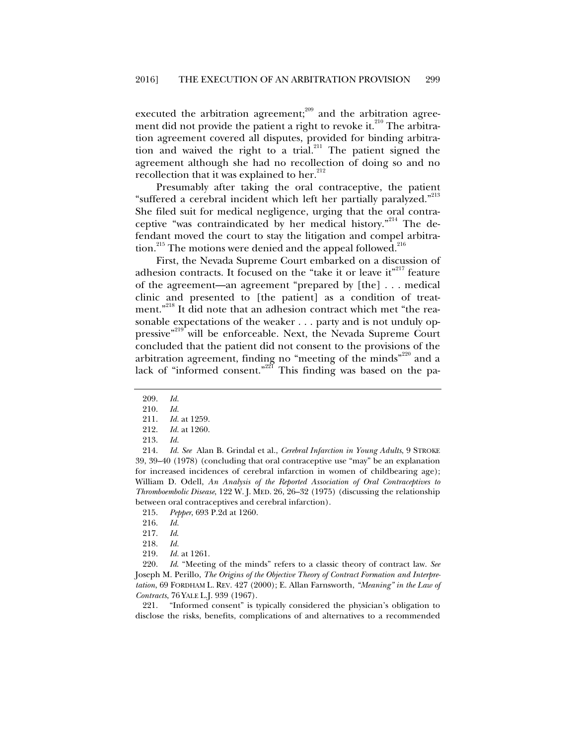executed the arbitration agreement;[209] and the arbitration agreement did not provide the patient a right to revoke it.[210] The arbitration agreement covered all disputes, provided for binding arbitration and waived the right to a trial.[211] The patient signed the agreement although she had no recollection of doing so and no recollection that it was explained to her.[212]

Presumably after taking the oral contraceptive, the patient "suffered a cerebral incident which left her partially paralyzed."[213] She filed suit for medical negligence, urging that the oral contraceptive "was contraindicated by her medical history."[214] The defendant moved the court to stay the litigation and compel arbitration.[215] The motions were denied and the appeal followed.[216]

First, the Nevada Supreme Court embarked on a discussion of adhesion contracts. It focused on the "take it or leave it"[217] feature of the agreement—an agreement "prepared by [the] . . . medical clinic and presented to [the patient] as a condition of treatment."[218] It did note that an adhesion contract which met "the reasonable expectations of the weaker . . . party and is not unduly oppressive"[219] will be enforceable. Next, the Nevada Supreme Court concluded that the patient did not consent to the provisions of the arbitration agreement, finding no "meeting of the minds"[220] and a lack of "informed consent."[221] This finding was based on the pa-

---

209. *Id.*

210. *Id.*

211. *Id.* at 1259.

212. *Id.* at 1260.

213. *Id.*

214. *Id. See* Alan B. Grindal et al., *Cerebral Infarction in Young Adults*, 9 STROKE 39, 39–40 (1978) (concluding that oral contraceptive use "may" be an explanation for increased incidences of cerebral infarction in women of childbearing age); William D. Odell, *An Analysis of the Reported Association of Oral Contraceptives to Thromboembolic Disease*, 122 W. J. MED. 26, 26–32 (1975) (discussing the relationship between oral contraceptives and cerebral infarction).

215. *Pepper*, 693 P.2d at 1260.

216. *Id.*

217. *Id.*

218. *Id.*

219. *Id.* at 1261.

220. *Id.* "Meeting of the minds" refers to a classic theory of contract law. *See* Joseph M. Perillo, *The Origins of the Objective Theory of Contract Formation and Interpretation*, 69 FORDHAM L. REV. 427 (2000); E. Allan Farnsworth, *"Meaning" in the Law of Contracts*, 76 YALE L.J. 939 (1967).

221. "Informed consent" is typically considered the physician's obligation to disclose the risks, benefits, complications of and alternatives to a recommended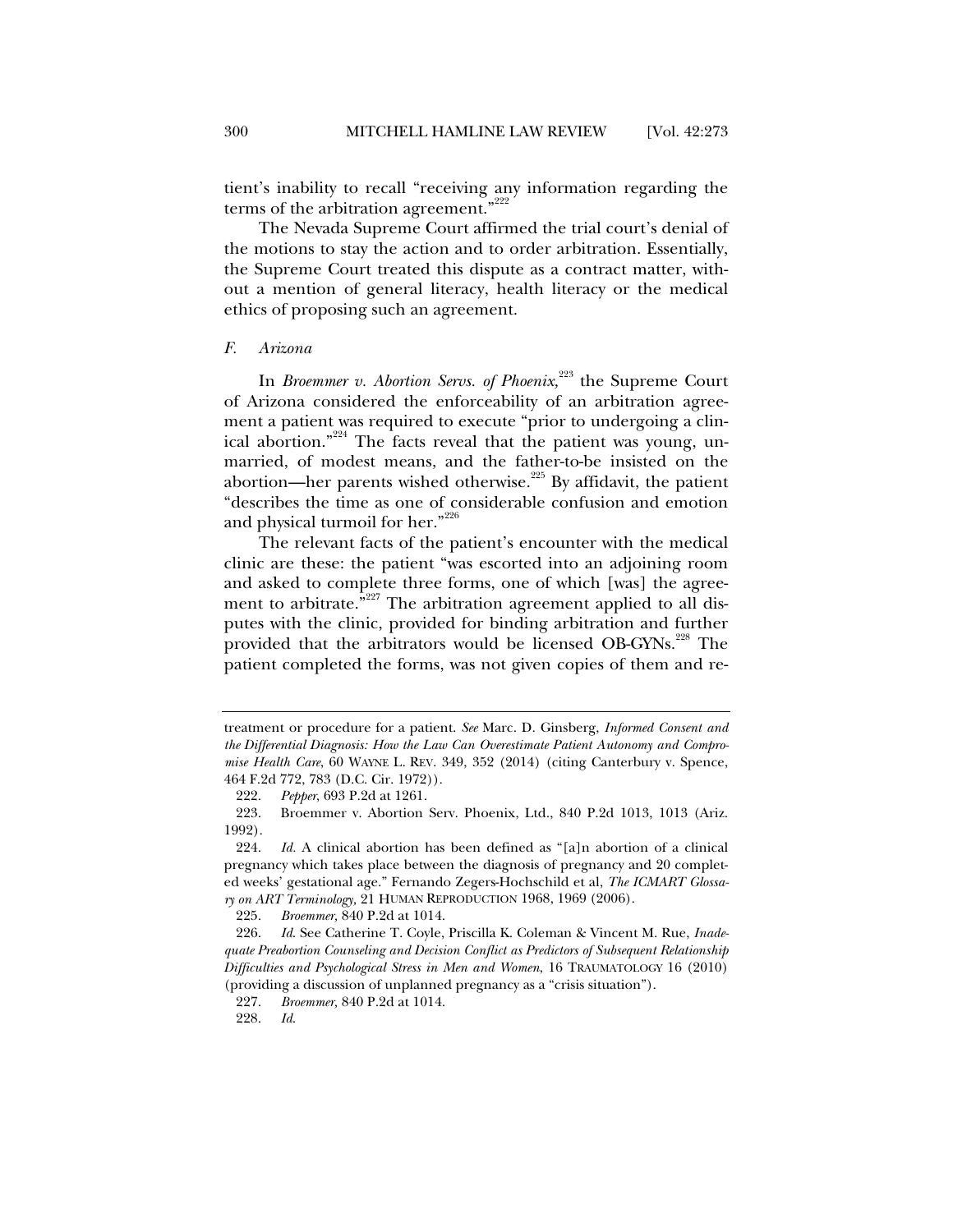tient's inability to recall "receiving any information regarding the terms of the arbitration agreement."[222]

The Nevada Supreme Court affirmed the trial court's denial of the motions to stay the action and to order arbitration. Essentially, the Supreme Court treated this dispute as a contract matter, without a mention of general literacy, health literacy or the medical ethics of proposing such an agreement.

### *F. Arizona*

In *Broemmer v. Abortion Servs. of Phoenix,*[223] the Supreme Court of Arizona considered the enforceability of an arbitration agreement a patient was required to execute "prior to undergoing a clinical abortion."[224] The facts reveal that the patient was young, unmarried, of modest means, and the father-to-be insisted on the abortion—her parents wished otherwise.[225] By affidavit, the patient "describes the time as one of considerable confusion and emotion and physical turmoil for her."[226]

The relevant facts of the patient's encounter with the medical clinic are these: the patient "was escorted into an adjoining room and asked to complete three forms, one of which [was] the agreement to arbitrate."[227] The arbitration agreement applied to all disputes with the clinic, provided for binding arbitration and further provided that the arbitrators would be licensed OB-GYNs.[228] The patient completed the forms, was not given copies of them and re-

---

treatment or procedure for a patient. *See* Marc. D. Ginsberg, *Informed Consent and the Differential Diagnosis: How the Law Can Overestimate Patient Autonomy and Compromise Health Care*, 60 WAYNE L. REV. 349, 352 (2014) (citing Canterbury v. Spence, 464 F.2d 772, 783 (D.C. Cir. 1972)).

222. *Pepper*, 693 P.2d at 1261.

223. Broemmer v. Abortion Serv. Phoenix, Ltd., 840 P.2d 1013, 1013 (Ariz. 1992).

224. *Id.* A clinical abortion has been defined as "[a]n abortion of a clinical pregnancy which takes place between the diagnosis of pregnancy and 20 completed weeks' gestational age." Fernando Zegers-Hochschild et al, *The ICMART Glossary on ART Terminology,* 21 HUMAN REPRODUCTION 1968, 1969 (2006).

225. *Broemmer,* 840 P.2d at 1014.

226. *Id*. See Catherine T. Coyle, Priscilla K. Coleman & Vincent M. Rue, *Inadequate Preabortion Counseling and Decision Conflict as Predictors of Subsequent Relationship Difficulties and Psychological Stress in Men and Women*, 16 TRAUMATOLOGY 16 (2010) (providing a discussion of unplanned pregnancy as a "crisis situation").

227. *Broemmer,* 840 P.2d at 1014.

228. *Id.*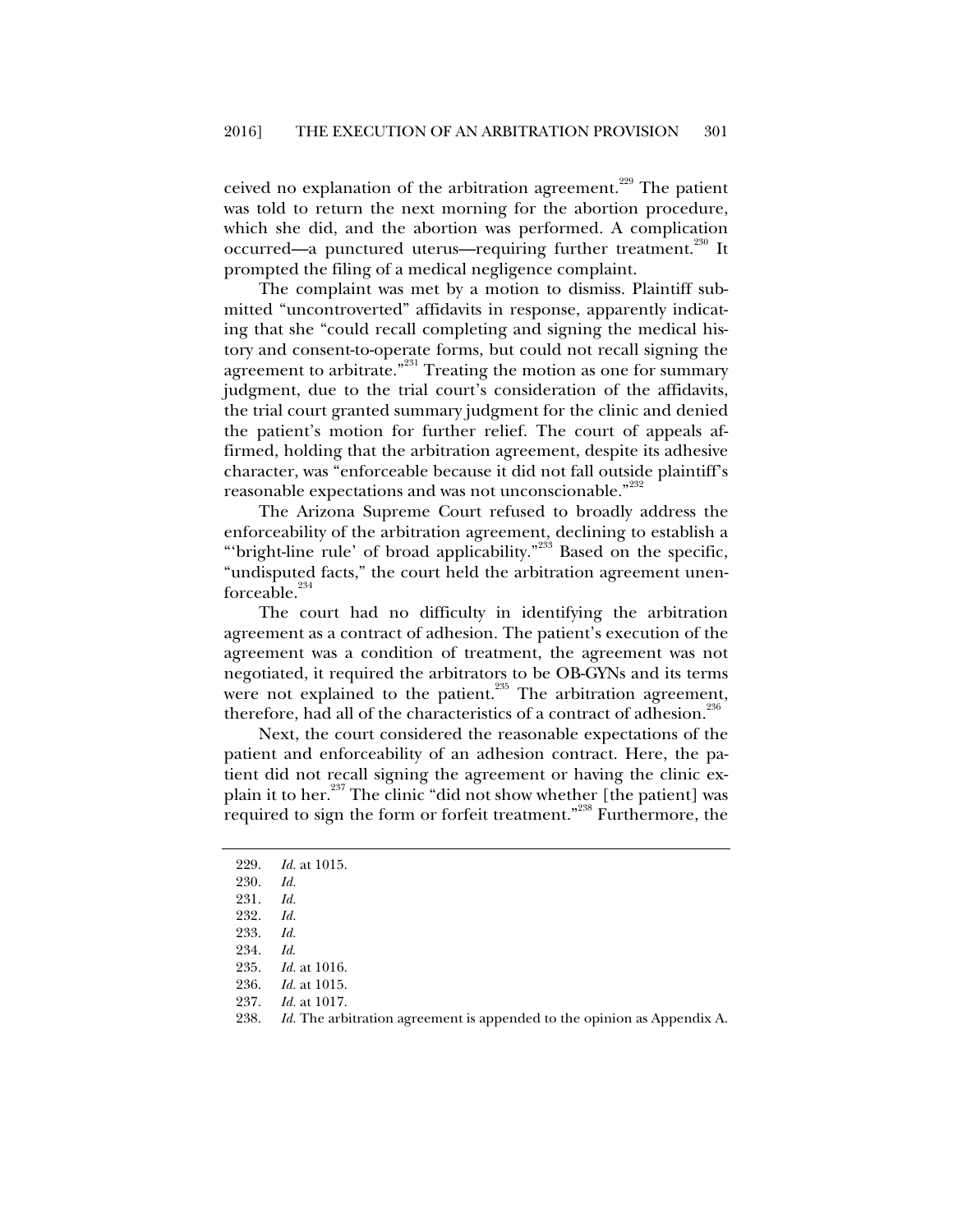ceived no explanation of the arbitration agreement.[229] The patient was told to return the next morning for the abortion procedure, which she did, and the abortion was performed. A complication occurred—a punctured uterus—requiring further treatment.[230] It prompted the filing of a medical negligence complaint.

The complaint was met by a motion to dismiss. Plaintiff submitted "uncontroverted" affidavits in response, apparently indicating that she "could recall completing and signing the medical history and consent-to-operate forms, but could not recall signing the agreement to arbitrate."[231] Treating the motion as one for summary judgment, due to the trial court's consideration of the affidavits, the trial court granted summary judgment for the clinic and denied the patient's motion for further relief. The court of appeals affirmed, holding that the arbitration agreement, despite its adhesive character, was "enforceable because it did not fall outside plaintiff's reasonable expectations and was not unconscionable."[232]

The Arizona Supreme Court refused to broadly address the enforceability of the arbitration agreement, declining to establish a "'bright-line rule' of broad applicability."[233] Based on the specific, "undisputed facts," the court held the arbitration agreement unenforceable.[234]

The court had no difficulty in identifying the arbitration agreement as a contract of adhesion. The patient's execution of the agreement was a condition of treatment, the agreement was not negotiated, it required the arbitrators to be OB-GYNs and its terms were not explained to the patient.[235] The arbitration agreement, therefore, had all of the characteristics of a contract of adhesion.[236]

Next, the court considered the reasonable expectations of the patient and enforceability of an adhesion contract. Here, the patient did not recall signing the agreement or having the clinic explain it to her.[237] The clinic "did not show whether [the patient] was required to sign the form or forfeit treatment."[238] Furthermore, the

---

229. *Id.* at 1015.
230. *Id.*
231. *Id.*
232. *Id.*
233. *Id.*
234. *Id.*
235. *Id.* at 1016.
236. *Id.* at 1015.
237. *Id.* at 1017.
238. *Id.* The arbitration agreement is appended to the opinion as Appendix A.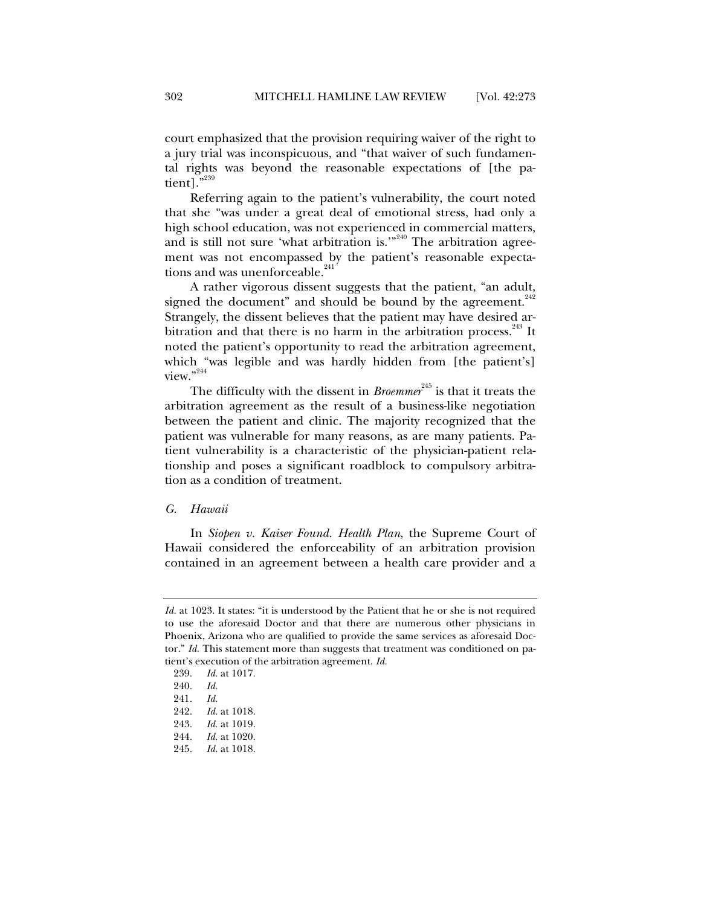court emphasized that the provision requiring waiver of the right to a jury trial was inconspicuous, and "that waiver of such fundamental rights was beyond the reasonable expectations of [the patient]."[239]

Referring again to the patient's vulnerability, the court noted that she "was under a great deal of emotional stress, had only a high school education, was not experienced in commercial matters, and is still not sure 'what arbitration is.'"[240] The arbitration agreement was not encompassed by the patient's reasonable expectations and was unenforceable.[241]

A rather vigorous dissent suggests that the patient, "an adult, signed the document" and should be bound by the agreement.[242] Strangely, the dissent believes that the patient may have desired arbitration and that there is no harm in the arbitration process.[243] It noted the patient's opportunity to read the arbitration agreement, which "was legible and was hardly hidden from [the patient's] view."[244]

The difficulty with the dissent in *Broemmer*[245] is that it treats the arbitration agreement as the result of a business-like negotiation between the patient and clinic. The majority recognized that the patient was vulnerable for many reasons, as are many patients. Patient vulnerability is a characteristic of the physician-patient relationship and poses a significant roadblock to compulsory arbitration as a condition of treatment.

### *G. Hawaii*

In *Siopen v. Kaiser Found. Health Plan*, the Supreme Court of Hawaii considered the enforceability of an arbitration provision contained in an agreement between a health care provider and a

---

*Id.* at 1023. It states: "it is understood by the Patient that he or she is not required to use the aforesaid Doctor and that there are numerous other physicians in Phoenix, Arizona who are qualified to provide the same services as aforesaid Doctor." *Id.* This statement more than suggests that treatment was conditioned on patient's execution of the arbitration agreement. *Id.*

239. *Id.* at 1017.
240. *Id.*
241. *Id.*
242. *Id.* at 1018.
243. *Id.* at 1019.
244. *Id.* at 1020.
245. *Id.* at 1018.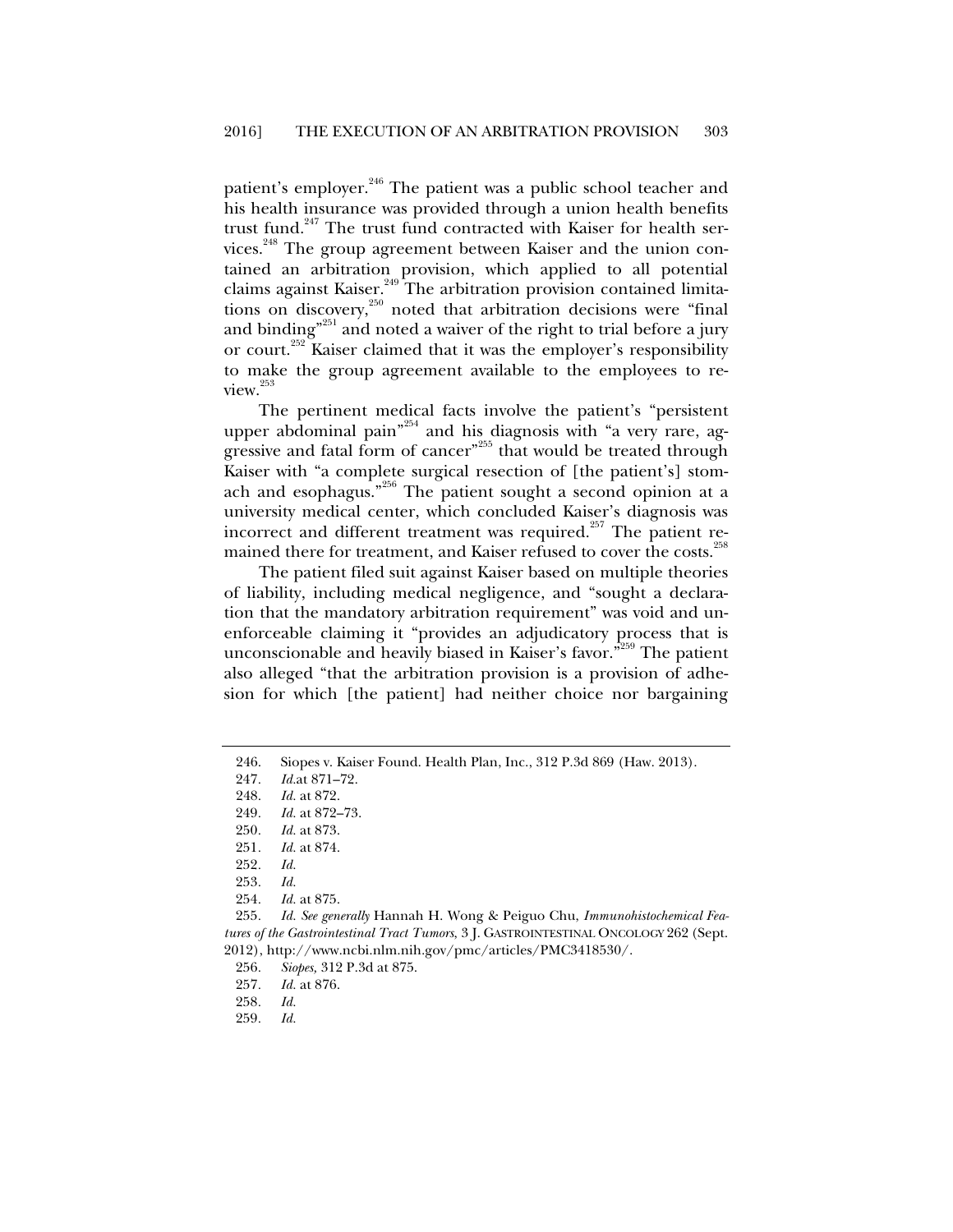patient's employer.[246] The patient was a public school teacher and his health insurance was provided through a union health benefits trust fund.[247] The trust fund contracted with Kaiser for health services.[248] The group agreement between Kaiser and the union contained an arbitration provision, which applied to all potential claims against Kaiser.[249] The arbitration provision contained limitations on discovery,[250] noted that arbitration decisions were "final and binding"[251] and noted a waiver of the right to trial before a jury or court.[252] Kaiser claimed that it was the employer's responsibility to make the group agreement available to the employees to review.[253]

The pertinent medical facts involve the patient's "persistent upper abdominal pain"[254] and his diagnosis with "a very rare, aggressive and fatal form of cancer"[255] that would be treated through Kaiser with "a complete surgical resection of [the patient's] stomach and esophagus."[256] The patient sought a second opinion at a university medical center, which concluded Kaiser's diagnosis was incorrect and different treatment was required.[257] The patient remained there for treatment, and Kaiser refused to cover the costs.[258]

The patient filed suit against Kaiser based on multiple theories of liability, including medical negligence, and "sought a declaration that the mandatory arbitration requirement" was void and unenforceable claiming it "provides an adjudicatory process that is unconscionable and heavily biased in Kaiser's favor."[259] The patient also alleged "that the arbitration provision is a provision of adhesion for which [the patient] had neither choice nor bargaining

---

246. Siopes v. Kaiser Found. Health Plan, Inc., 312 P.3d 869 (Haw. 2013).

247. *Id.*at 871–72.

248. *Id.* at 872.

249. *Id.* at 872–73.

250. *Id.* at 873.

251. *Id.* at 874.

252. *Id.*

253. *Id.*

254. *Id.* at 875.

255. *Id. See generally* Hannah H. Wong & Peiguo Chu, *Immunohistochemical Features of the Gastrointestinal Tract Tumors*, 3 J. GASTROINTESTINAL ONCOLOGY 262 (Sept. 2012), http://www.ncbi.nlm.nih.gov/pmc/articles/PMC3418530/.

256. *Siopes,* 312 P.3d at 875.

257. *Id.* at 876.

258. *Id.*

259. *Id.*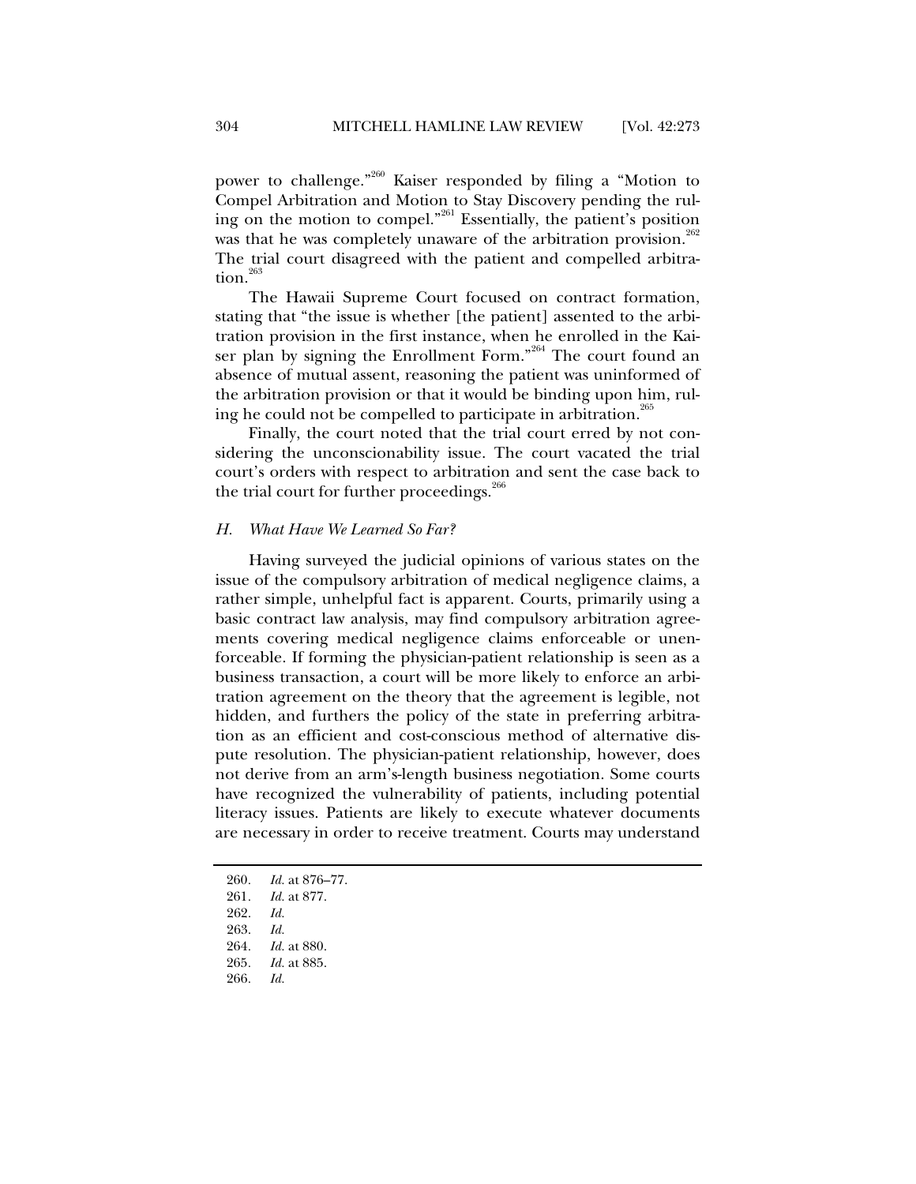power to challenge."[260] Kaiser responded by filing a "Motion to Compel Arbitration and Motion to Stay Discovery pending the ruling on the motion to compel."[261] Essentially, the patient's position was that he was completely unaware of the arbitration provision.[262] The trial court disagreed with the patient and compelled arbitration.[263]

The Hawaii Supreme Court focused on contract formation, stating that "the issue is whether [the patient] assented to the arbitration provision in the first instance, when he enrolled in the Kaiser plan by signing the Enrollment Form."[264] The court found an absence of mutual assent, reasoning the patient was uninformed of the arbitration provision or that it would be binding upon him, ruling he could not be compelled to participate in arbitration.[265]

Finally, the court noted that the trial court erred by not considering the unconscionability issue. The court vacated the trial court's orders with respect to arbitration and sent the case back to the trial court for further proceedings.[266]

### *H. What Have We Learned So Far?*

Having surveyed the judicial opinions of various states on the issue of the compulsory arbitration of medical negligence claims, a rather simple, unhelpful fact is apparent. Courts, primarily using a basic contract law analysis, may find compulsory arbitration agreements covering medical negligence claims enforceable or unenforceable. If forming the physician-patient relationship is seen as a business transaction, a court will be more likely to enforce an arbitration agreement on the theory that the agreement is legible, not hidden, and furthers the policy of the state in preferring arbitration as an efficient and cost-conscious method of alternative dispute resolution. The physician-patient relationship, however, does not derive from an arm's-length business negotiation. Some courts have recognized the vulnerability of patients, including potential literacy issues. Patients are likely to execute whatever documents are necessary in order to receive treatment. Courts may understand

---

260. *Id.* at 876–77.
261. *Id.* at 877.
262. *Id.*
263. *Id.*
264. *Id.* at 880.
265. *Id.* at 885.
266. *Id.*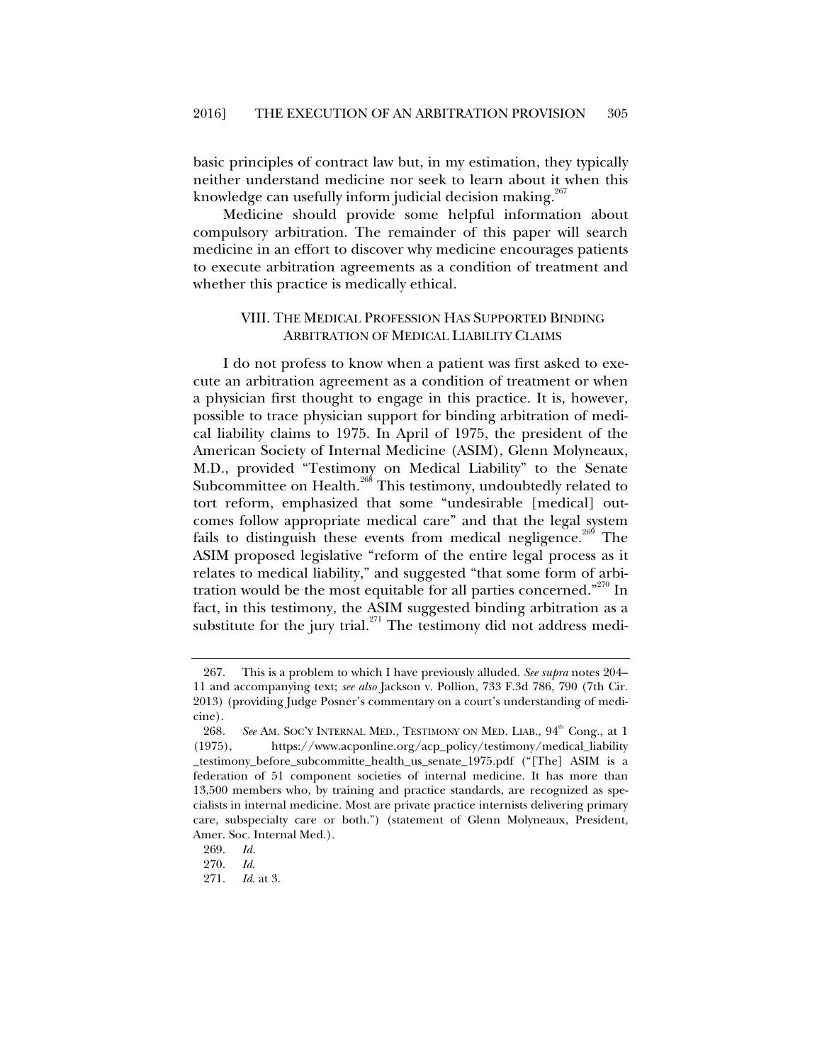basic principles of contract law but, in my estimation, they typically neither understand medicine nor seek to learn about it when this knowledge can usefully inform judicial decision making.[267]

Medicine should provide some helpful information about compulsory arbitration. The remainder of this paper will search medicine in an effort to discover why medicine encourages patients to execute arbitration agreements as a condition of treatment and whether this practice is medically ethical.

## VIII. THE MEDICAL PROFESSION HAS SUPPORTED BINDING ARBITRATION OF MEDICAL LIABILITY CLAIMS

I do not profess to know when a patient was first asked to execute an arbitration agreement as a condition of treatment or when a physician first thought to engage in this practice. It is, however, possible to trace physician support for binding arbitration of medical liability claims to 1975. In April of 1975, the president of the American Society of Internal Medicine (ASIM), Glenn Molyneaux, M.D., provided "Testimony on Medical Liability" to the Senate Subcommittee on Health.[268] This testimony, undoubtedly related to tort reform, emphasized that some "undesirable [medical] outcomes follow appropriate medical care" and that the legal system fails to distinguish these events from medical negligence.[269] The ASIM proposed legislative "reform of the entire legal process as it relates to medical liability," and suggested "that some form of arbitration would be the most equitable for all parties concerned."[270] In fact, in this testimony, the ASIM suggested binding arbitration as a substitute for the jury trial.[271] The testimony did not address medi-

---

267. This is a problem to which I have previously alluded. *See supra* notes 204–11 and accompanying text; *see also* Jackson v. Pollion, 733 F.3d 786, 790 (7th Cir. 2013) (providing Judge Posner's commentary on a court's understanding of medicine).

268. *See* AM. SOC'Y INTERNAL MED., TESTIMONY ON MED. LIAB., 94th Cong., at 1 (1975), https://www.acponline.org/acp_policy/testimony/medical_liability_testimony_before_subcommitte_health_us_senate_1975.pdf ("[The] ASIM is a federation of 51 component societies of internal medicine. It has more than 13,500 members who, by training and practice standards, are recognized as specialists in internal medicine. Most are private practice internists delivering primary care, subspecialty care or both.") (statement of Glenn Molyneaux, President, Amer. Soc. Internal Med.).

269. *Id.*

270. *Id.*

271. *Id.* at 3.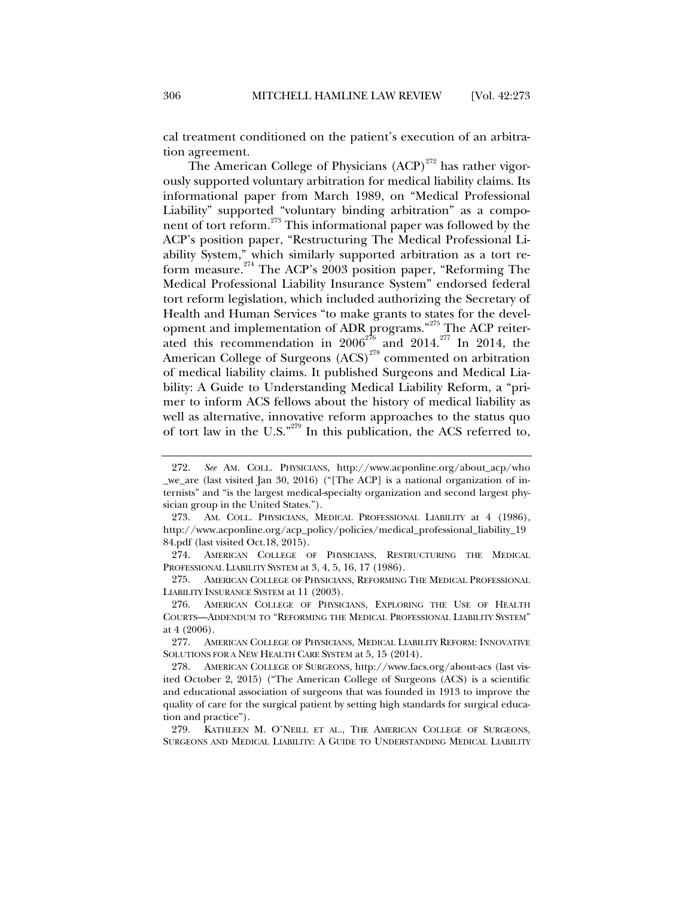cal treatment conditioned on the patient's execution of an arbitration agreement.

The American College of Physicians (ACP)[272] has rather vigorously supported voluntary arbitration for medical liability claims. Its informational paper from March 1989, on "Medical Professional Liability" supported "voluntary binding arbitration" as a component of tort reform.[273] This informational paper was followed by the ACP's position paper, "Restructuring The Medical Professional Liability System," which similarly supported arbitration as a tort reform measure.[274] The ACP's 2003 position paper, "Reforming The Medical Professional Liability Insurance System" endorsed federal tort reform legislation, which included authorizing the Secretary of Health and Human Services "to make grants to states for the development and implementation of ADR programs."[275] The ACP reiterated this recommendation in 2006[276] and 2014.[277] In 2014, the American College of Surgeons (ACS)[278] commented on arbitration of medical liability claims. It published Surgeons and Medical Liability: A Guide to Understanding Medical Liability Reform, a "primer to inform ACS fellows about the history of medical liability as well as alternative, innovative reform approaches to the status quo of tort law in the U.S."[279] In this publication, the ACS referred to,

---

272. *See* AM. COLL. PHYSICIANS, http://www.acponline.org/about_acp/who_we_are (last visited Jan 30, 2016) ("[The ACP] is a national organization of internists" and "is the largest medical-specialty organization and second largest physician group in the United States.").

273. AM. COLL. PHYSICIANS, MEDICAL PROFESSIONAL LIABILITY at 4 (1986), http://www.acponline.org/acp_policy/policies/medical_professional_liability_1984.pdf (last visited Oct.18, 2015).

274. AMERICAN COLLEGE OF PHYSICIANS, RESTRUCTURING THE MEDICAL PROFESSIONAL LIABILITY SYSTEM at 3, 4, 5, 16, 17 (1986).

275. AMERICAN COLLEGE OF PHYSICIANS, REFORMING THE MEDICAL PROFESSIONAL LIABILITY INSURANCE SYSTEM at 11 (2003).

276. AMERICAN COLLEGE OF PHYSICIANS, EXPLORING THE USE OF HEALTH COURTS—ADDENDUM TO "REFORMING THE MEDICAL PROFESSIONAL LIABILITY SYSTEM" at 4 (2006).

277. AMERICAN COLLEGE OF PHYSICIANS, MEDICAL LIABILITY REFORM: INNOVATIVE SOLUTIONS FOR A NEW HEALTH CARE SYSTEM at 5, 15 (2014).

278. AMERICAN COLLEGE OF SURGEONS, http://www.facs.org/about-acs (last visited October 2, 2015) ("The American College of Surgeons (ACS) is a scientific and educational association of surgeons that was founded in 1913 to improve the quality of care for the surgical patient by setting high standards for surgical education and practice").

279. KATHLEEN M. O'NEILL ET AL., THE AMERICAN COLLEGE OF SURGEONS, SURGEONS AND MEDICAL LIABILITY: A GUIDE TO UNDERSTANDING MEDICAL LIABILITY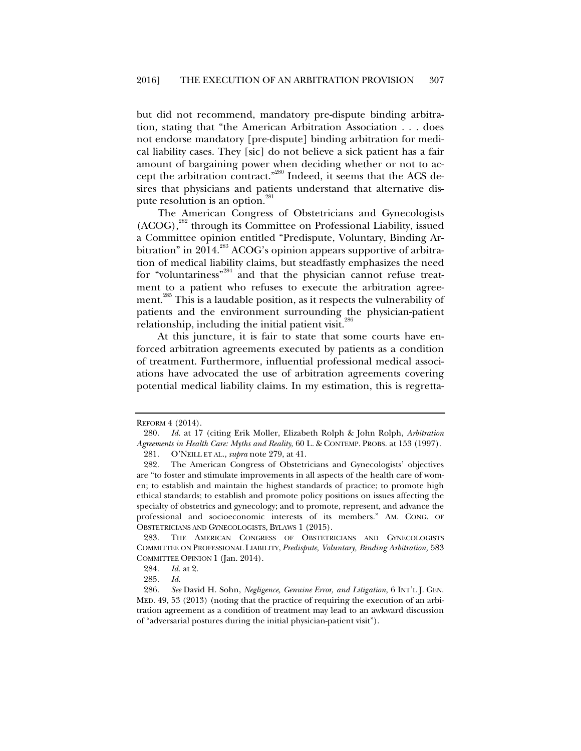but did not recommend, mandatory pre-dispute binding arbitration, stating that "the American Arbitration Association . . . does not endorse mandatory [pre-dispute] binding arbitration for medical liability cases. They [sic] do not believe a sick patient has a fair amount of bargaining power when deciding whether or not to accept the arbitration contract."[280] Indeed, it seems that the ACS desires that physicians and patients understand that alternative dispute resolution is an option.[281]

The American Congress of Obstetricians and Gynecologists (ACOG),[282] through its Committee on Professional Liability, issued a Committee opinion entitled "Predispute, Voluntary, Binding Arbitration" in 2014.[283] ACOG's opinion appears supportive of arbitration of medical liability claims, but steadfastly emphasizes the need for "voluntariness"[284] and that the physician cannot refuse treatment to a patient who refuses to execute the arbitration agreement.[285] This is a laudable position, as it respects the vulnerability of patients and the environment surrounding the physician-patient relationship, including the initial patient visit.[286]

At this juncture, it is fair to state that some courts have enforced arbitration agreements executed by patients as a condition of treatment. Furthermore, influential professional medical associations have advocated the use of arbitration agreements covering potential medical liability claims. In my estimation, this is regretta-

---

REFORM 4 (2014).

280. *Id.* at 17 (citing Erik Moller, Elizabeth Rolph & John Rolph, *Arbitration Agreements in Health Care: Myths and Reality*, 60 L. & CONTEMP. PROBS. at 153 (1997).

281. O'NEILL ET AL., *supra* note 279, at 41.

282. The American Congress of Obstetricians and Gynecologists' objectives are "to foster and stimulate improvements in all aspects of the health care of women; to establish and maintain the highest standards of practice; to promote high ethical standards; to establish and promote policy positions on issues affecting the specialty of obstetrics and gynecology; and to promote, represent, and advance the professional and socioeconomic interests of its members." AM. CONG. OF OBSTETRICIANS AND GYNECOLOGISTS, BYLAWS 1 (2015).

283. THE AMERICAN CONGRESS OF OBSTETRICIANS AND GYNECOLOGISTS COMMITTEE ON PROFESSIONAL LIABILITY, *Predispute, Voluntary, Binding Arbitration,* 583 COMMITTEE OPINION 1 (Jan. 2014).

284. *Id.* at 2.

285. *Id.*

286. *See* David H. Sohn, *Negligence, Genuine Error, and Litigation*, 6 INT'L J. GEN. MED. 49, 53 (2013) (noting that the practice of requiring the execution of an arbitration agreement as a condition of treatment may lead to an awkward discussion of "adversarial postures during the initial physician-patient visit").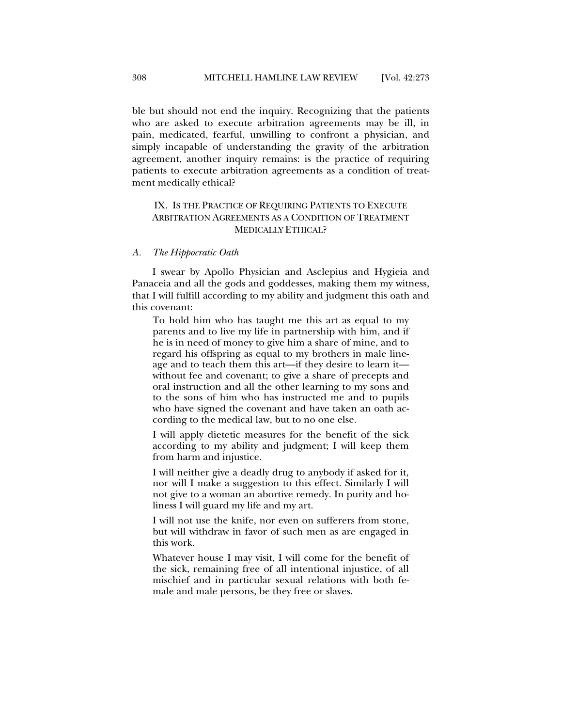ble but should not end the inquiry. Recognizing that the patients who are asked to execute arbitration agreements may be ill, in pain, medicated, fearful, unwilling to confront a physician, and simply incapable of understanding the gravity of the arbitration agreement, another inquiry remains: is the practice of requiring patients to execute arbitration agreements as a condition of treatment medically ethical?

## IX. IS THE PRACTICE OF REQUIRING PATIENTS TO EXECUTE ARBITRATION AGREEMENTS AS A CONDITION OF TREATMENT MEDICALLY ETHICAL?

### *A. The Hippocratic Oath*

I swear by Apollo Physician and Asclepius and Hygieia and Panaceia and all the gods and goddesses, making them my witness, that I will fulfill according to my ability and judgment this oath and this covenant:

> To hold him who has taught me this art as equal to my parents and to live my life in partnership with him, and if he is in need of money to give him a share of mine, and to regard his offspring as equal to my brothers in male lineage and to teach them this art—if they desire to learn it—without fee and covenant; to give a share of precepts and oral instruction and all the other learning to my sons and to the sons of him who has instructed me and to pupils who have signed the covenant and have taken an oath according to the medical law, but to no one else.
>
> I will apply dietetic measures for the benefit of the sick according to my ability and judgment; I will keep them from harm and injustice.
>
> I will neither give a deadly drug to anybody if asked for it, nor will I make a suggestion to this effect. Similarly I will not give to a woman an abortive remedy. In purity and holiness I will guard my life and my art.
>
> I will not use the knife, nor even on sufferers from stone, but will withdraw in favor of such men as are engaged in this work.
>
> Whatever house I may visit, I will come for the benefit of the sick, remaining free of all intentional injustice, of all mischief and in particular sexual relations with both female and male persons, be they free or slaves.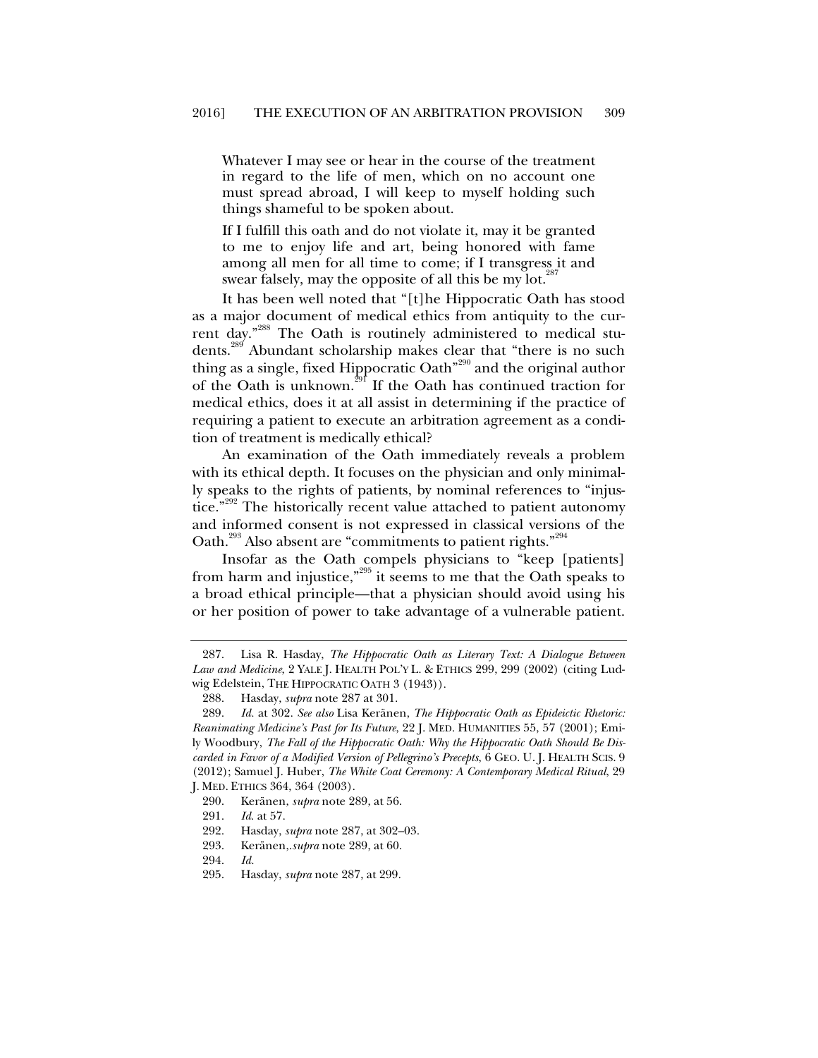> Whatever I may see or hear in the course of the treatment in regard to the life of men, which on no account one must spread abroad, I will keep to myself holding such things shameful to be spoken about.
>
> If I fulfill this oath and do not violate it, may it be granted to me to enjoy life and art, being honored with fame among all men for all time to come; if I transgress it and swear falsely, may the opposite of all this be my lot.[287]

It has been well noted that "[t]he Hippocratic Oath has stood as a major document of medical ethics from antiquity to the current day."[288] The Oath is routinely administered to medical students.[289] Abundant scholarship makes clear that "there is no such thing as a single, fixed Hippocratic Oath"[290] and the original author of the Oath is unknown.[291] If the Oath has continued traction for medical ethics, does it at all assist in determining if the practice of requiring a patient to execute an arbitration agreement as a condition of treatment is medically ethical?

An examination of the Oath immediately reveals a problem with its ethical depth. It focuses on the physician and only minimally speaks to the rights of patients, by nominal references to "injustice."[292] The historically recent value attached to patient autonomy and informed consent is not expressed in classical versions of the Oath.[293] Also absent are "commitments to patient rights."[294]

Insofar as the Oath compels physicians to "keep [patients] from harm and injustice,"[295] it seems to me that the Oath speaks to a broad ethical principle—that a physician should avoid using his or her position of power to take advantage of a vulnerable patient.

---

287. Lisa R. Hasday, *The Hippocratic Oath as Literary Text: A Dialogue Between Law and Medicine*, 2 YALE J. HEALTH POL'Y L. & ETHICS 299, 299 (2002) (citing Ludwig Edelstein, THE HIPPOCRATIC OATH 3 (1943)).

288. Hasday, *supra* note 287 at 301.

289. *Id.* at 302. *See also* Lisa Keränen, *The Hippocratic Oath as Epideictic Rhetoric: Reanimating Medicine's Past for Its Future*, 22 J. MED. HUMANITIES 55, 57 (2001); Emily Woodbury, *The Fall of the Hippocratic Oath: Why the Hippocratic Oath Should Be Discarded in Favor of a Modified Version of Pellegrino's Precepts*, 6 GEO. U. J. HEALTH SCIS. 9 (2012); Samuel J. Huber, *The White Coat Ceremony: A Contemporary Medical Ritual*, 29 J. MED. ETHICS 364, 364 (2003).

290. Keränen, *supra* note 289, at 56.

291. *Id.* at 57.

292. Hasday, *supra* note 287, at 302–03.

293. Keränen,.*supra* note 289, at 60.

294. *Id.*

295. Hasday, *supra* note 287, at 299.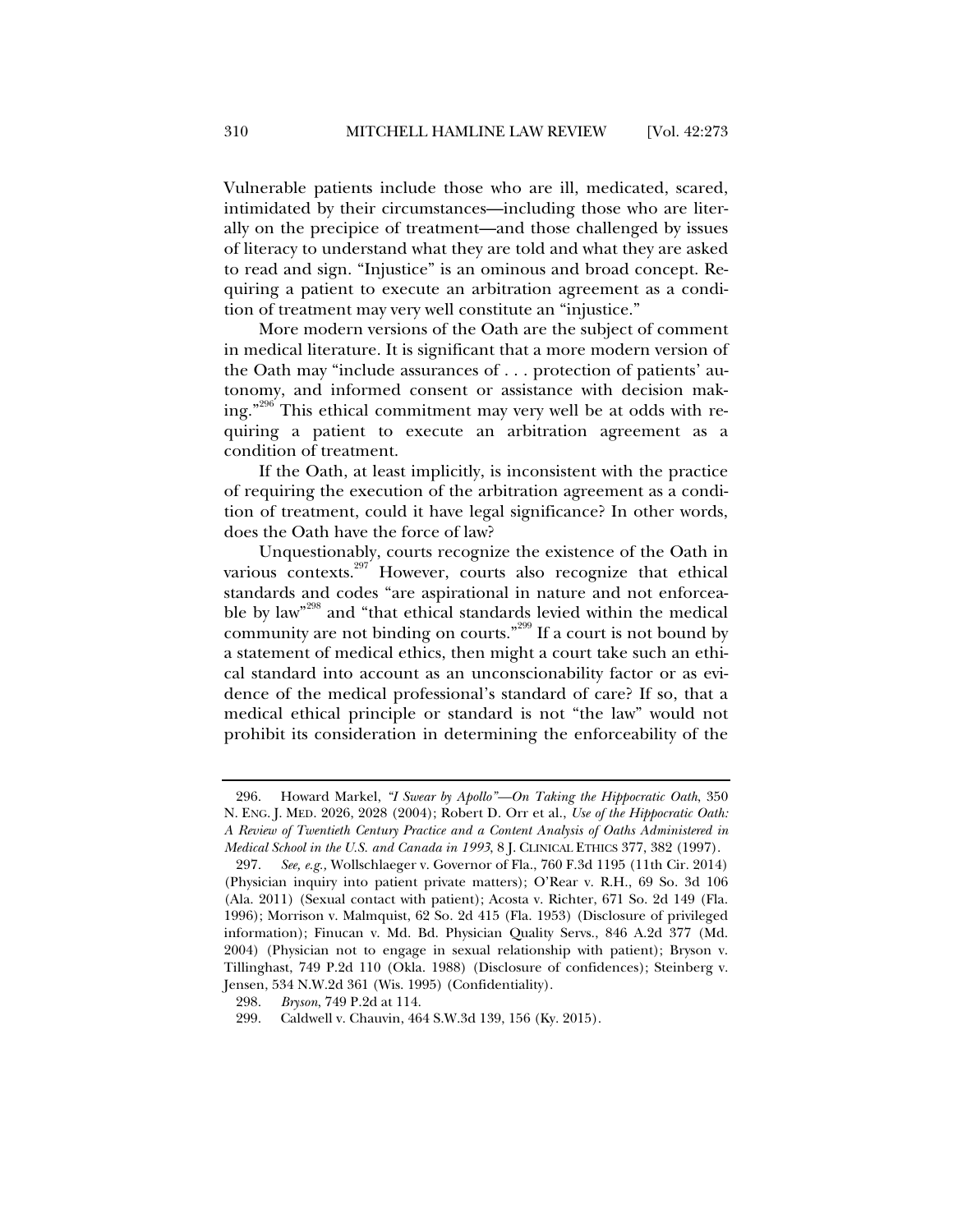Vulnerable patients include those who are ill, medicated, scared, intimidated by their circumstances—including those who are literally on the precipice of treatment—and those challenged by issues of literacy to understand what they are told and what they are asked to read and sign. "Injustice" is an ominous and broad concept. Requiring a patient to execute an arbitration agreement as a condition of treatment may very well constitute an "injustice."

More modern versions of the Oath are the subject of comment in medical literature. It is significant that a more modern version of the Oath may "include assurances of . . . protection of patients' autonomy, and informed consent or assistance with decision making."[296] This ethical commitment may very well be at odds with requiring a patient to execute an arbitration agreement as a condition of treatment.

If the Oath, at least implicitly, is inconsistent with the practice of requiring the execution of the arbitration agreement as a condition of treatment, could it have legal significance? In other words, does the Oath have the force of law?

Unquestionably, courts recognize the existence of the Oath in various contexts.[297] However, courts also recognize that ethical standards and codes "are aspirational in nature and not enforceable by law"[298] and "that ethical standards levied within the medical community are not binding on courts."[299] If a court is not bound by a statement of medical ethics, then might a court take such an ethical standard into account as an unconscionability factor or as evidence of the medical professional's standard of care? If so, that a medical ethical principle or standard is not "the law" would not prohibit its consideration in determining the enforceability of the

---

296. Howard Markel, *"I Swear by Apollo"—On Taking the Hippocratic Oath*, 350 N. ENG. J. MED. 2026, 2028 (2004); Robert D. Orr et al., *Use of the Hippocratic Oath: A Review of Twentieth Century Practice and a Content Analysis of Oaths Administered in Medical School in the U.S. and Canada in 1993*, 8 J. CLINICAL ETHICS 377, 382 (1997).

297. *See, e.g.,* Wollschlaeger v. Governor of Fla., 760 F.3d 1195 (11th Cir. 2014) (Physician inquiry into patient private matters); O'Rear v. R.H., 69 So. 3d 106 (Ala. 2011) (Sexual contact with patient); Acosta v. Richter, 671 So. 2d 149 (Fla. 1996); Morrison v. Malmquist, 62 So. 2d 415 (Fla. 1953) (Disclosure of privileged information); Finucan v. Md. Bd. Physician Quality Servs., 846 A.2d 377 (Md. 2004) (Physician not to engage in sexual relationship with patient); Bryson v. Tillinghast, 749 P.2d 110 (Okla. 1988) (Disclosure of confidences); Steinberg v. Jensen, 534 N.W.2d 361 (Wis. 1995) (Confidentiality).

298. *Bryson*, 749 P.2d at 114.

299. Caldwell v. Chauvin, 464 S.W.3d 139, 156 (Ky. 2015).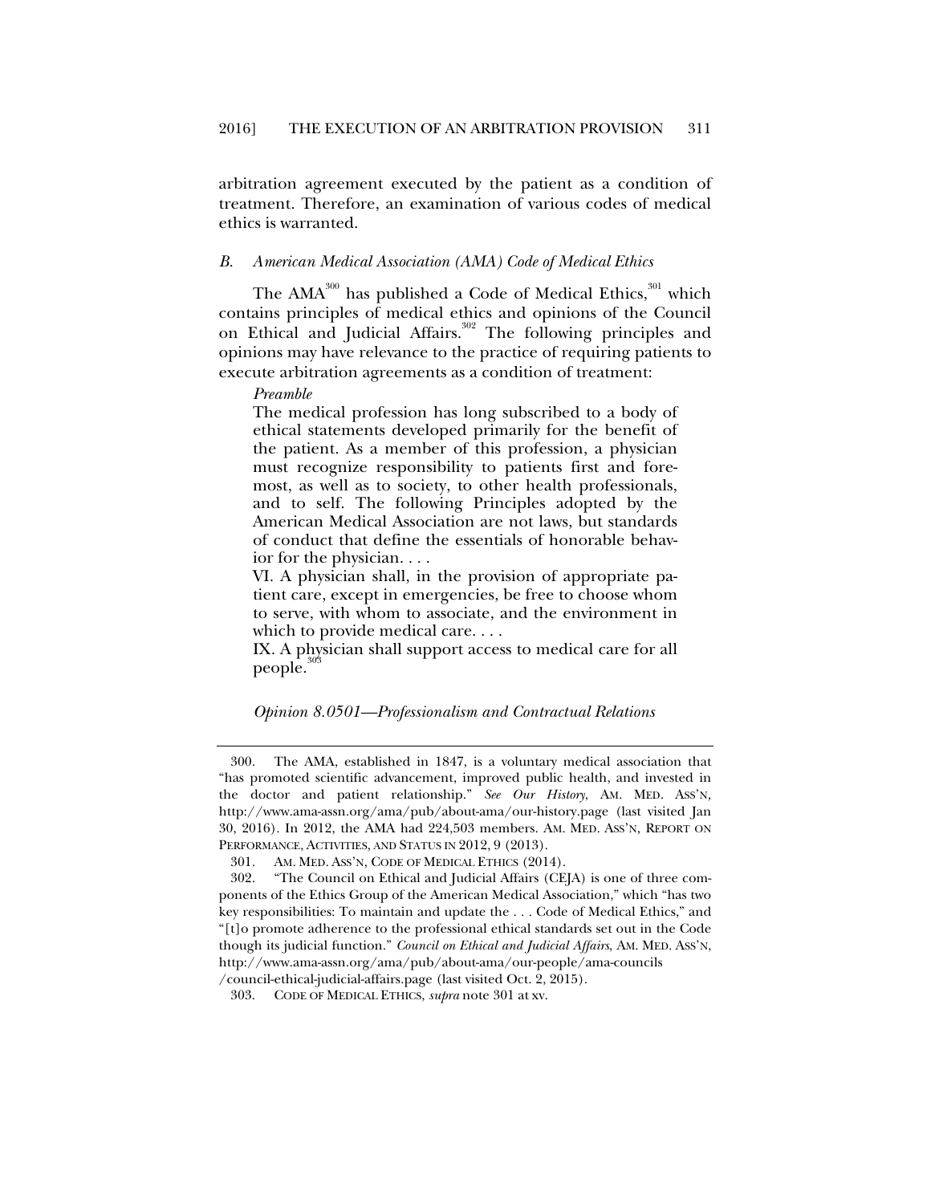arbitration agreement executed by the patient as a condition of treatment. Therefore, an examination of various codes of medical ethics is warranted.

### *B. American Medical Association (AMA) Code of Medical Ethics*

The AMA[300] has published a Code of Medical Ethics,[301] which contains principles of medical ethics and opinions of the Council on Ethical and Judicial Affairs.[302] The following principles and opinions may have relevance to the practice of requiring patients to execute arbitration agreements as a condition of treatment:

> *Preamble*
>
> The medical profession has long subscribed to a body of ethical statements developed primarily for the benefit of the patient. As a member of this profession, a physician must recognize responsibility to patients first and foremost, as well as to society, to other health professionals, and to self. The following Principles adopted by the American Medical Association are not laws, but standards of conduct that define the essentials of honorable behavior for the physician. . . .
>
> VI. A physician shall, in the provision of appropriate patient care, except in emergencies, be free to choose whom to serve, with whom to associate, and the environment in which to provide medical care. . . .
>
> IX. A physician shall support access to medical care for all people.[303]

*Opinion 8.0501—Professionalism and Contractual Relations*

---

300. The AMA, established in 1847, is a voluntary medical association that "has promoted scientific advancement, improved public health, and invested in the doctor and patient relationship." *See Our History*, AM. MED. ASS'N, http://www.ama-assn.org/ama/pub/about-ama/our-history.page (last visited Jan 30, 2016). In 2012, the AMA had 224,503 members. AM. MED. ASS'N, REPORT ON PERFORMANCE, ACTIVITIES, AND STATUS IN 2012, 9 (2013).

301. AM. MED. ASS'N, CODE OF MEDICAL ETHICS (2014).

302. "The Council on Ethical and Judicial Affairs (CEJA) is one of three components of the Ethics Group of the American Medical Association," which "has two key responsibilities: To maintain and update the . . . Code of Medical Ethics," and "[t]o promote adherence to the professional ethical standards set out in the Code though its judicial function." *Council on Ethical and Judicial Affairs*, AM. MED. ASS'N, http://www.ama-assn.org/ama/pub/about-ama/our-people/ama-councils/council-ethical-judicial-affairs.page (last visited Oct. 2, 2015).

303. CODE OF MEDICAL ETHICS, *supra* note 301 at xv.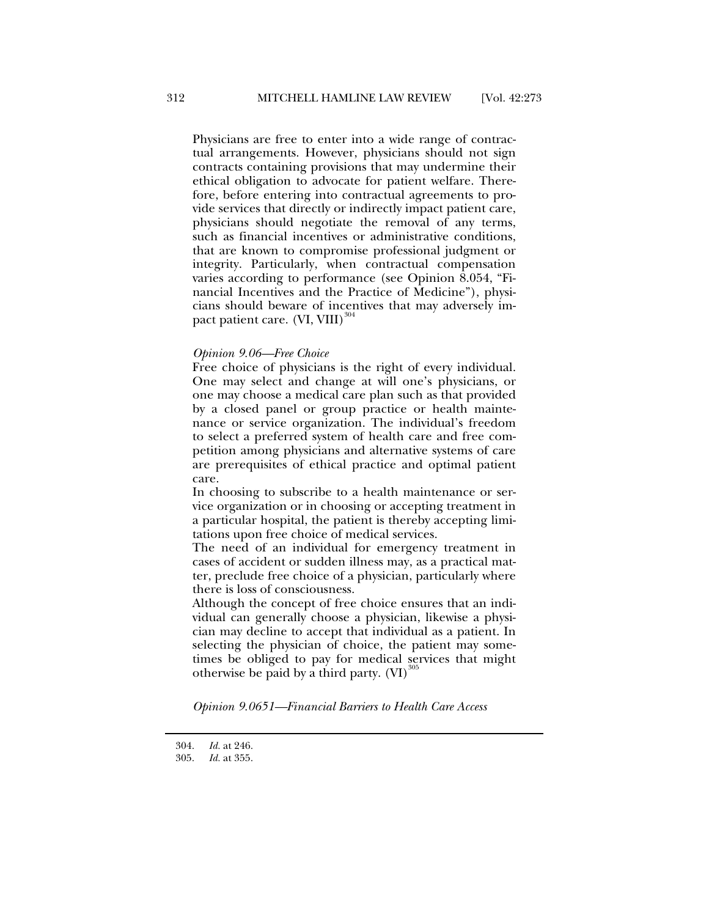Physicians are free to enter into a wide range of contractual arrangements. However, physicians should not sign contracts containing provisions that may undermine their ethical obligation to advocate for patient welfare. Therefore, before entering into contractual agreements to provide services that directly or indirectly impact patient care, physicians should negotiate the removal of any terms, such as financial incentives or administrative conditions, that are known to compromise professional judgment or integrity. Particularly, when contractual compensation varies according to performance (see Opinion 8.054, "Financial Incentives and the Practice of Medicine"), physicians should beware of incentives that may adversely impact patient care. (VI, VIII)[304]

*Opinion 9.06—Free Choice*

Free choice of physicians is the right of every individual. One may select and change at will one's physicians, or one may choose a medical care plan such as that provided by a closed panel or group practice or health maintenance or service organization. The individual's freedom to select a preferred system of health care and free competition among physicians and alternative systems of care are prerequisites of ethical practice and optimal patient care.

In choosing to subscribe to a health maintenance or service organization or in choosing or accepting treatment in a particular hospital, the patient is thereby accepting limitations upon free choice of medical services.

The need of an individual for emergency treatment in cases of accident or sudden illness may, as a practical matter, preclude free choice of a physician, particularly where there is loss of consciousness.

Although the concept of free choice ensures that an individual can generally choose a physician, likewise a physician may decline to accept that individual as a patient. In selecting the physician of choice, the patient may sometimes be obliged to pay for medical services that might otherwise be paid by a third party. (VI)[305]

*Opinion 9.0651—Financial Barriers to Health Care Access*

---

304. *Id.* at 246.

305. *Id.* at 355.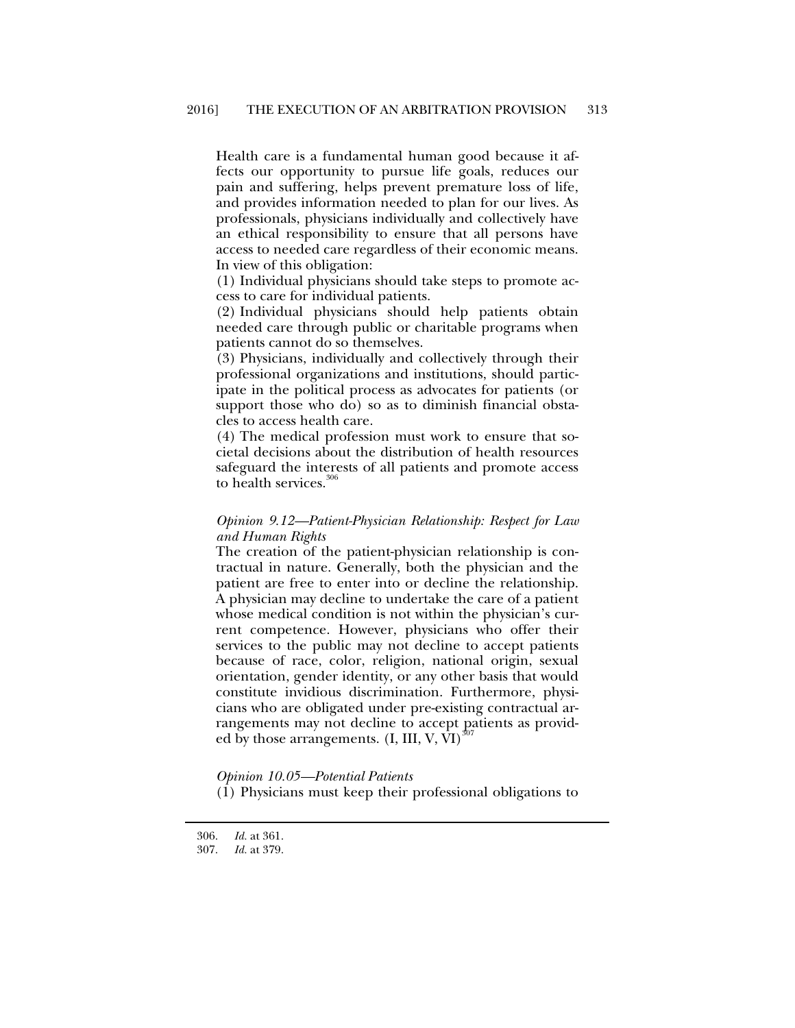Health care is a fundamental human good because it affects our opportunity to pursue life goals, reduces our pain and suffering, helps prevent premature loss of life, and provides information needed to plan for our lives. As professionals, physicians individually and collectively have an ethical responsibility to ensure that all persons have access to needed care regardless of their economic means. In view of this obligation:

(1) Individual physicians should take steps to promote access to care for individual patients.

(2) Individual physicians should help patients obtain needed care through public or charitable programs when patients cannot do so themselves.

(3) Physicians, individually and collectively through their professional organizations and institutions, should participate in the political process as advocates for patients (or support those who do) so as to diminish financial obstacles to access health care.

(4) The medical profession must work to ensure that societal decisions about the distribution of health resources safeguard the interests of all patients and promote access to health services.[306]

*Opinion 9.12—Patient-Physician Relationship: Respect for Law and Human Rights*

The creation of the patient-physician relationship is contractual in nature. Generally, both the physician and the patient are free to enter into or decline the relationship. A physician may decline to undertake the care of a patient whose medical condition is not within the physician's current competence. However, physicians who offer their services to the public may not decline to accept patients because of race, color, religion, national origin, sexual orientation, gender identity, or any other basis that would constitute invidious discrimination. Furthermore, physicians who are obligated under pre-existing contractual arrangements may not decline to accept patients as provided by those arrangements. (I, III, V, VI)[307]

*Opinion 10.05—Potential Patients*

(1) Physicians must keep their professional obligations to

---

306. *Id.* at 361.

307. *Id.* at 379.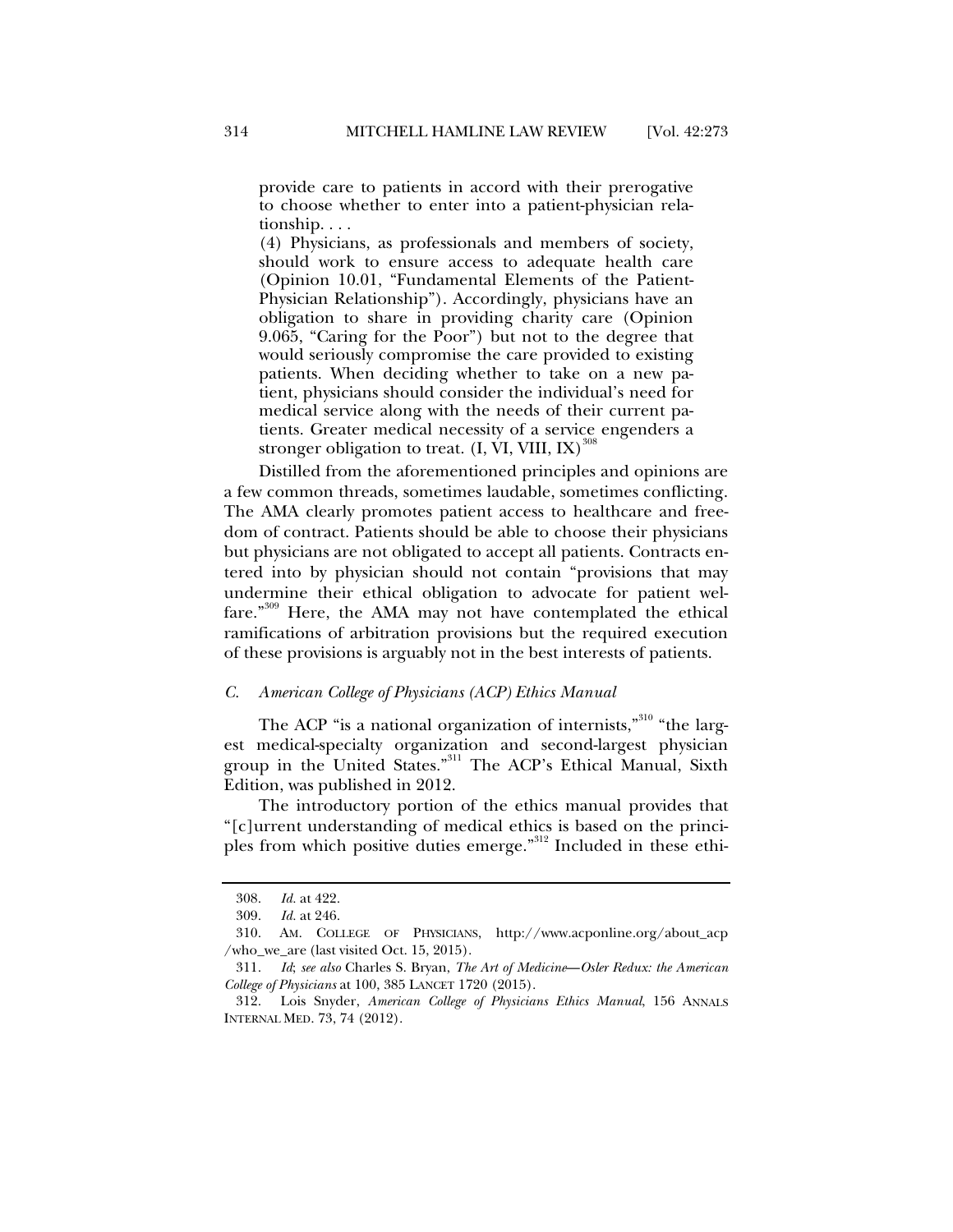> provide care to patients in accord with their prerogative to choose whether to enter into a patient-physician relationship. . . .
>
> (4) Physicians, as professionals and members of society, should work to ensure access to adequate health care (Opinion 10.01, "Fundamental Elements of the Patient-Physician Relationship"). Accordingly, physicians have an obligation to share in providing charity care (Opinion 9.065, "Caring for the Poor") but not to the degree that would seriously compromise the care provided to existing patients. When deciding whether to take on a new patient, physicians should consider the individual's need for medical service along with the needs of their current patients. Greater medical necessity of a service engenders a stronger obligation to treat. (I, VI, VIII, IX)[308]

Distilled from the aforementioned principles and opinions are a few common threads, sometimes laudable, sometimes conflicting. The AMA clearly promotes patient access to healthcare and freedom of contract. Patients should be able to choose their physicians but physicians are not obligated to accept all patients. Contracts entered into by physician should not contain "provisions that may undermine their ethical obligation to advocate for patient welfare."[309] Here, the AMA may not have contemplated the ethical ramifications of arbitration provisions but the required execution of these provisions is arguably not in the best interests of patients.

### *C. American College of Physicians (ACP) Ethics Manual*

The ACP "is a national organization of internists,"[310] "the largest medical-specialty organization and second-largest physician group in the United States."[311] The ACP's Ethical Manual, Sixth Edition, was published in 2012.

The introductory portion of the ethics manual provides that "[c]urrent understanding of medical ethics is based on the principles from which positive duties emerge."[312] Included in these ethi-

---

308. *Id.* at 422.

309. *Id.* at 246.

310. AM. COLLEGE OF PHYSICIANS, http://www.acponline.org/about_acp/who_we_are (last visited Oct. 15, 2015).

311. *Id*; *see also* Charles S. Bryan, *The Art of Medicine—Osler Redux: the American College of Physicians* at 100, 385 LANCET 1720 (2015).

312. Lois Snyder, *American College of Physicians Ethics Manual*, 156 ANNALS INTERNAL MED. 73, 74 (2012).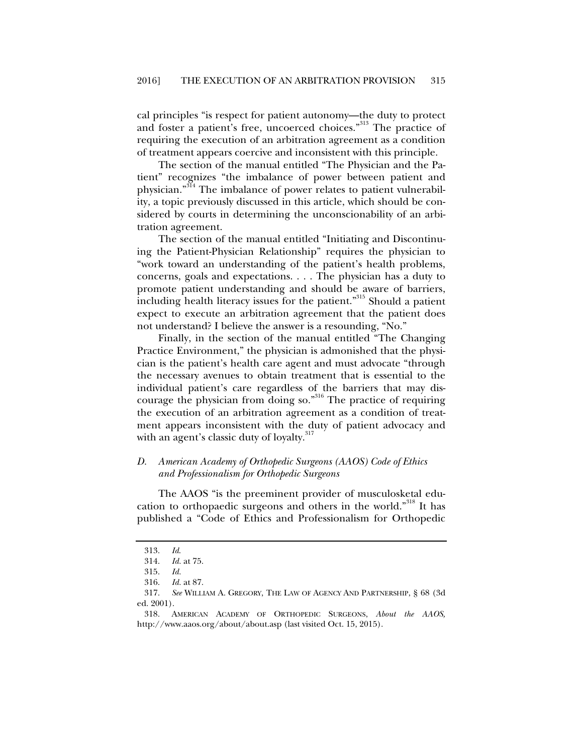cal principles "is respect for patient autonomy—the duty to protect and foster a patient's free, uncoerced choices."[313] The practice of requiring the execution of an arbitration agreement as a condition of treatment appears coercive and inconsistent with this principle.

The section of the manual entitled "The Physician and the Patient" recognizes "the imbalance of power between patient and physician."[314] The imbalance of power relates to patient vulnerability, a topic previously discussed in this article, which should be considered by courts in determining the unconscionability of an arbitration agreement.

The section of the manual entitled "Initiating and Discontinuing the Patient-Physician Relationship" requires the physician to "work toward an understanding of the patient's health problems, concerns, goals and expectations. . . . The physician has a duty to promote patient understanding and should be aware of barriers, including health literacy issues for the patient."[315] Should a patient expect to execute an arbitration agreement that the patient does not understand? I believe the answer is a resounding, "No."

Finally, in the section of the manual entitled "The Changing Practice Environment," the physician is admonished that the physician is the patient's health care agent and must advocate "through the necessary avenues to obtain treatment that is essential to the individual patient's care regardless of the barriers that may discourage the physician from doing so."[316] The practice of requiring the execution of an arbitration agreement as a condition of treatment appears inconsistent with the duty of patient advocacy and with an agent's classic duty of loyalty.[317]

### *D. American Academy of Orthopedic Surgeons (AAOS) Code of Ethics and Professionalism for Orthopedic Surgeons*

The AAOS "is the preeminent provider of musculosketal education to orthopaedic surgeons and others in the world."[318] It has published a "Code of Ethics and Professionalism for Orthopedic

---

313. *Id.*

314. *Id.* at 75.

315. *Id.*

316. *Id.* at 87.

317. *See* WILLIAM A. GREGORY, THE LAW OF AGENCY AND PARTNERSHIP, § 68 (3d ed. 2001).

318. AMERICAN ACADEMY OF ORTHOPEDIC SURGEONS, *About the AAOS,* http://www.aaos.org/about/about.asp (last visited Oct. 15, 2015).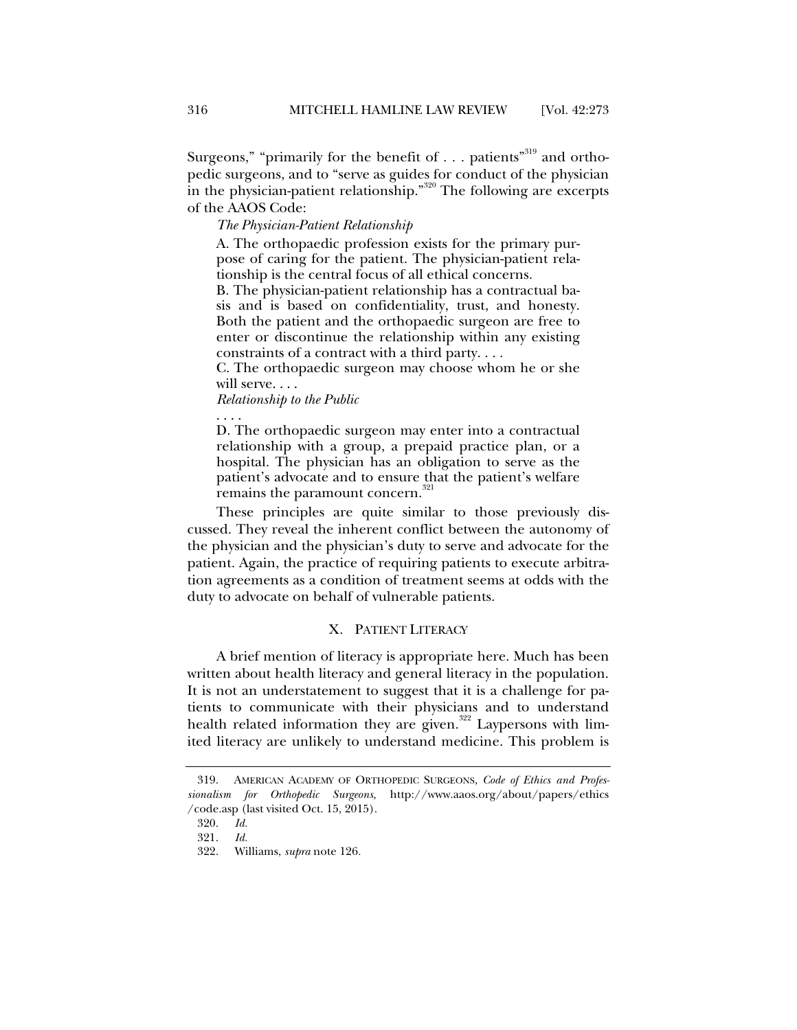Surgeons," "primarily for the benefit of . . . patients"[319] and orthopedic surgeons, and to "serve as guides for conduct of the physician in the physician-patient relationship."[320] The following are excerpts of the AAOS Code:

> *The Physician-Patient Relationship*
>
> A. The orthopaedic profession exists for the primary purpose of caring for the patient. The physician-patient relationship is the central focus of all ethical concerns.
>
> B. The physician-patient relationship has a contractual basis and is based on confidentiality, trust, and honesty. Both the patient and the orthopaedic surgeon are free to enter or discontinue the relationship within any existing constraints of a contract with a third party. . . .
>
> C. The orthopaedic surgeon may choose whom he or she will serve. . . .
>
> *Relationship to the Public*
>
> . . . .
>
> D. The orthopaedic surgeon may enter into a contractual relationship with a group, a prepaid practice plan, or a hospital. The physician has an obligation to serve as the patient's advocate and to ensure that the patient's welfare remains the paramount concern.[321]

These principles are quite similar to those previously discussed. They reveal the inherent conflict between the autonomy of the physician and the physician's duty to serve and advocate for the patient. Again, the practice of requiring patients to execute arbitration agreements as a condition of treatment seems at odds with the duty to advocate on behalf of vulnerable patients.

## X. PATIENT LITERACY

A brief mention of literacy is appropriate here. Much has been written about health literacy and general literacy in the population. It is not an understatement to suggest that it is a challenge for patients to communicate with their physicians and to understand health related information they are given.[322] Laypersons with limited literacy are unlikely to understand medicine. This problem is

---

319. AMERICAN ACADEMY OF ORTHOPEDIC SURGEONS, *Code of Ethics and Professionalism for Orthopedic Surgeons,* http://www.aaos.org/about/papers/ethics/code.asp (last visited Oct. 15, 2015).

320. *Id.*

321. *Id.*

322. Williams, *supra* note 126.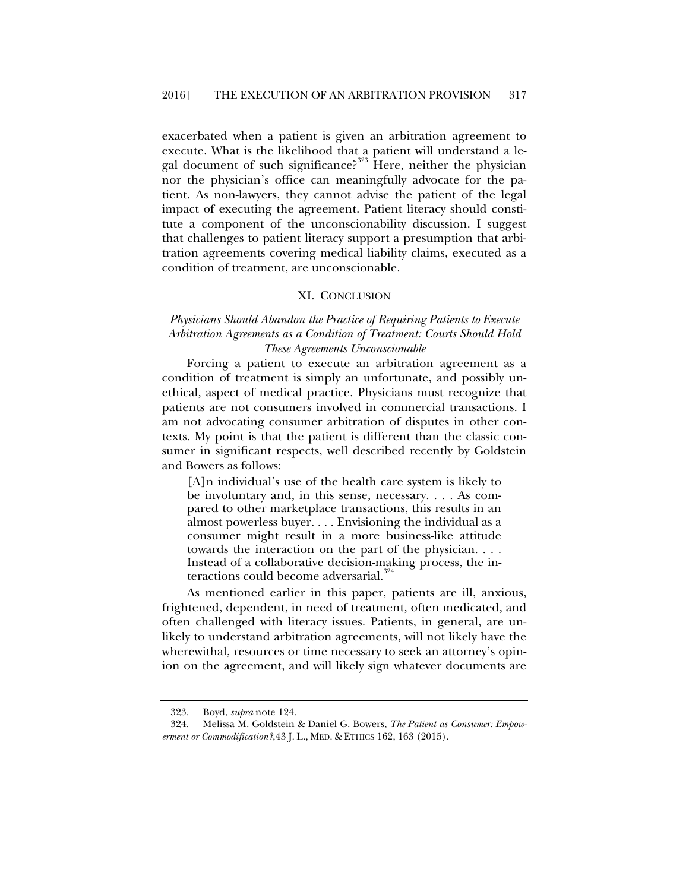exacerbated when a patient is given an arbitration agreement to execute. What is the likelihood that a patient will understand a legal document of such significance?[323] Here, neither the physician nor the physician's office can meaningfully advocate for the patient. As non-lawyers, they cannot advise the patient of the legal impact of executing the agreement. Patient literacy should constitute a component of the unconscionability discussion. I suggest that challenges to patient literacy support a presumption that arbitration agreements covering medical liability claims, executed as a condition of treatment, are unconscionable.

## XI. Conclusion

### *Physicians Should Abandon the Practice of Requiring Patients to Execute Arbitration Agreements as a Condition of Treatment: Courts Should Hold These Agreements Unconscionable*

Forcing a patient to execute an arbitration agreement as a condition of treatment is simply an unfortunate, and possibly unethical, aspect of medical practice. Physicians must recognize that patients are not consumers involved in commercial transactions. I am not advocating consumer arbitration of disputes in other contexts. My point is that the patient is different than the classic consumer in significant respects, well described recently by Goldstein and Bowers as follows:

> [A]n individual's use of the health care system is likely to be involuntary and, in this sense, necessary. . . . As compared to other marketplace transactions, this results in an almost powerless buyer. . . . Envisioning the individual as a consumer might result in a more business-like attitude towards the interaction on the part of the physician. . . . Instead of a collaborative decision-making process, the interactions could become adversarial.[324]

As mentioned earlier in this paper, patients are ill, anxious, frightened, dependent, in need of treatment, often medicated, and often challenged with literacy issues. Patients, in general, are unlikely to understand arbitration agreements, will not likely have the wherewithal, resources or time necessary to seek an attorney's opinion on the agreement, and will likely sign whatever documents are

---

323. Boyd, *supra* note 124.

324. Melissa M. Goldstein & Daniel G. Bowers, *The Patient as Consumer: Empowerment or Commodification?*,43 J. L., MED. & ETHICS 162, 163 (2015).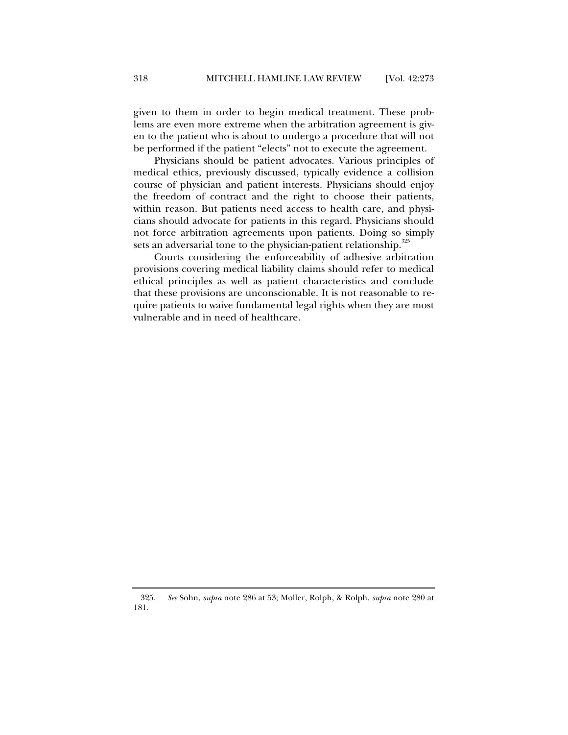given to them in order to begin medical treatment. These problems are even more extreme when the arbitration agreement is given to the patient who is about to undergo a procedure that will not be performed if the patient "elects" not to execute the agreement.

Physicians should be patient advocates. Various principles of medical ethics, previously discussed, typically evidence a collision course of physician and patient interests. Physicians should enjoy the freedom of contract and the right to choose their patients, within reason. But patients need access to health care, and physicians should advocate for patients in this regard. Physicians should not force arbitration agreements upon patients. Doing so simply sets an adversarial tone to the physician-patient relationship.[325]

Courts considering the enforceability of adhesive arbitration provisions covering medical liability claims should refer to medical ethical principles as well as patient characteristics and conclude that these provisions are unconscionable. It is not reasonable to require patients to waive fundamental legal rights when they are most vulnerable and in need of healthcare.

---

325. *See* Sohn, *supra* note 286 at 53; Moller, Rolph, & Rolph, *supra* note 280 at 181.